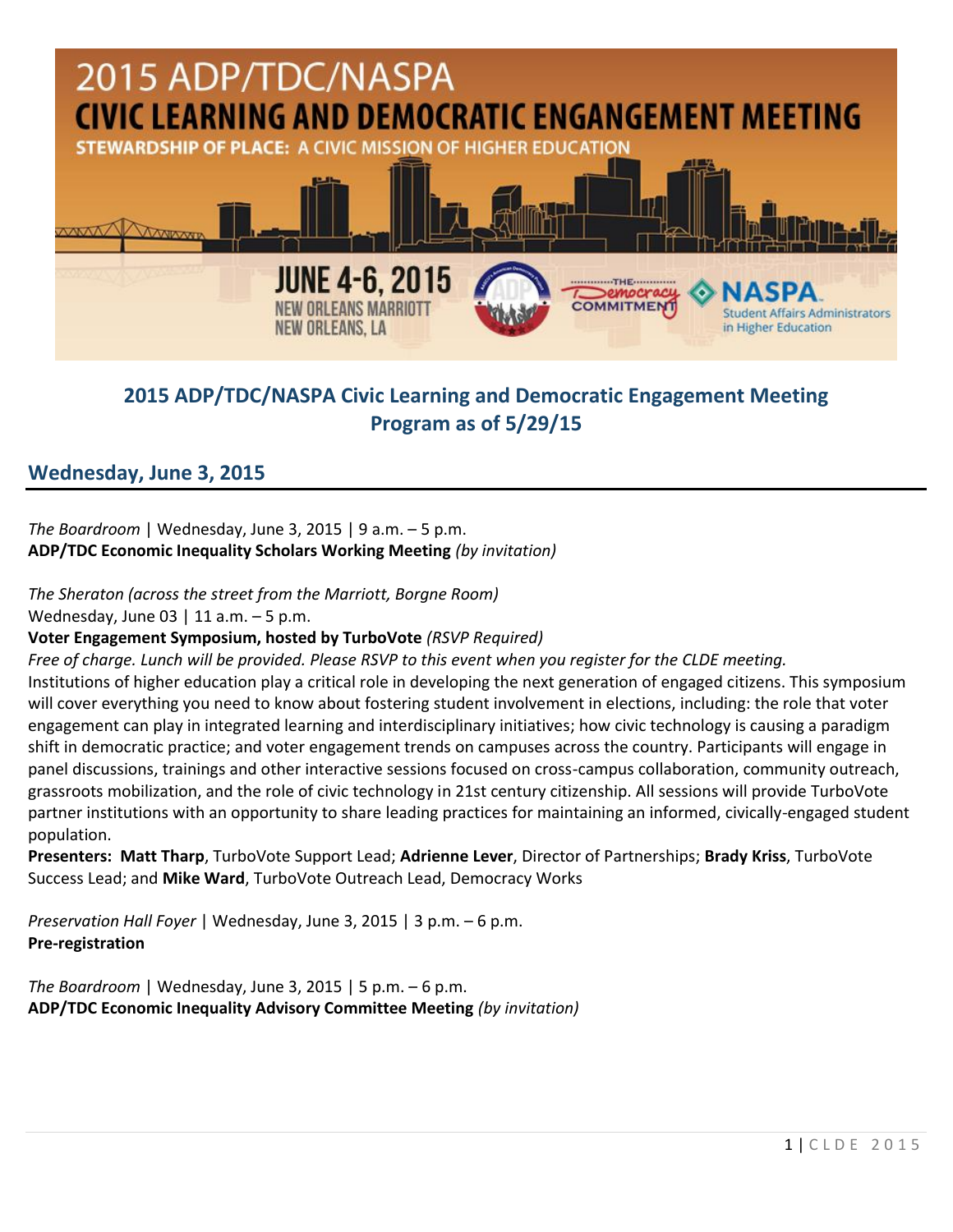# 2015 ADP/TDC/NASPA Civic Learning and Democratic Engagement Meeting
## Program as of 5/29/15

## Wednesday, June 3, 2015

*The Boardroom* | Wednesday, June 3, 2015 | 9 a.m. – 5 p.m.
**ADP/TDC Economic Inequality Scholars Working Meeting** *(by invitation)*

*The Sheraton (across the street from the Marriott, Borgne Room)*
Wednesday, June 03 | 11 a.m. – 5 p.m.
**Voter Engagement Symposium, hosted by TurboVote** *(RSVP Required)*
*Free of charge. Lunch will be provided. Please RSVP to this event when you register for the CLDE meeting.*
Institutions of higher education play a critical role in developing the next generation of engaged citizens. This symposium will cover everything you need to know about fostering student involvement in elections, including: the role that voter engagement can play in integrated learning and interdisciplinary initiatives; how civic technology is causing a paradigm shift in democratic practice; and voter engagement trends on campuses across the country. Participants will engage in panel discussions, trainings and other interactive sessions focused on cross-campus collaboration, community outreach, grassroots mobilization, and the role of civic technology in 21st century citizenship. All sessions will provide TurboVote partner institutions with an opportunity to share leading practices for maintaining an informed, civically-engaged student population.
**Presenters: Matt Tharp**, TurboVote Support Lead; **Adrienne Lever**, Director of Partnerships; **Brady Kriss**, TurboVote Success Lead; and **Mike Ward**, TurboVote Outreach Lead, Democracy Works

*Preservation Hall Foyer* | Wednesday, June 3, 2015 | 3 p.m. – 6 p.m.
**Pre-registration**

*The Boardroom* | Wednesday, June 3, 2015 | 5 p.m. – 6 p.m.
**ADP/TDC Economic Inequality Advisory Committee Meeting** *(by invitation)*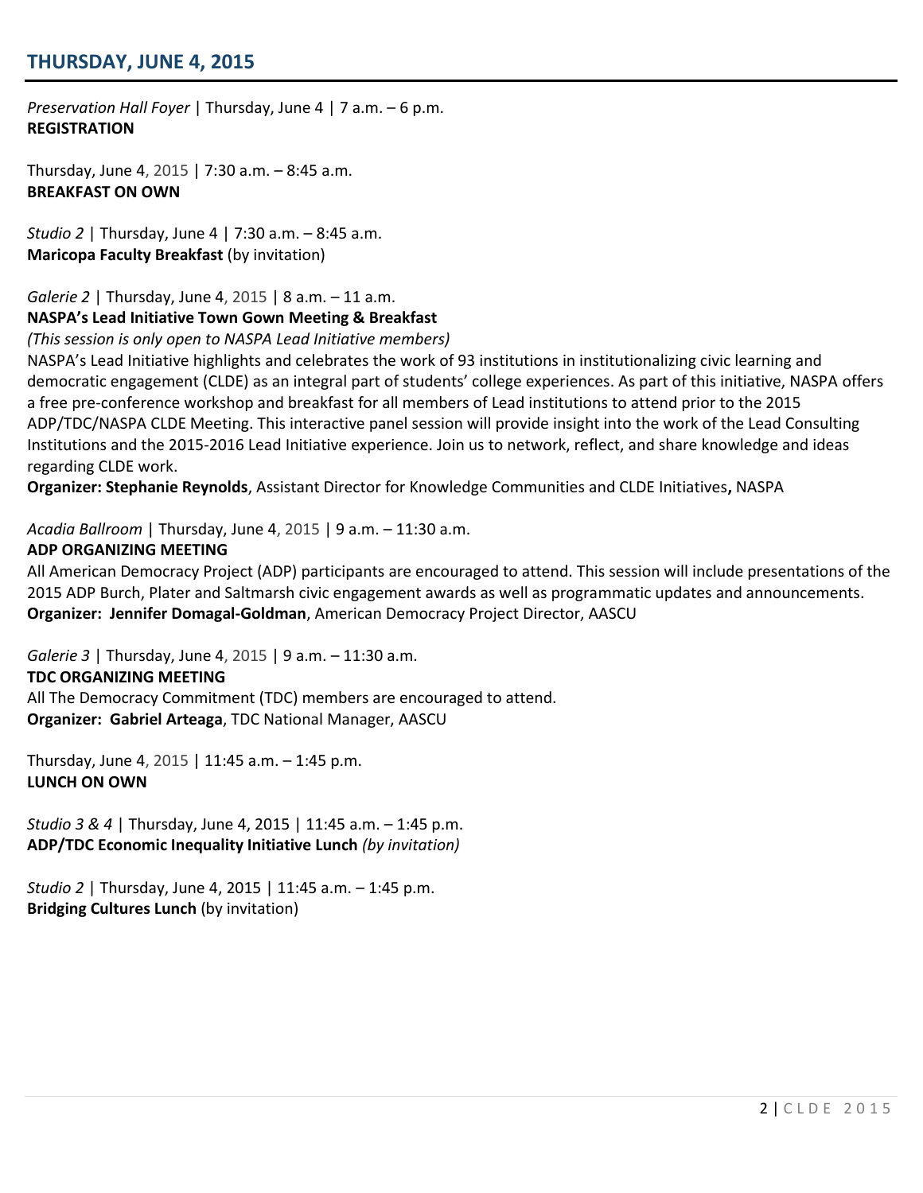## THURSDAY, JUNE 4, 2015

*Preservation Hall Foyer* | Thursday, June 4 | 7 a.m. – 6 p.m.
**REGISTRATION**

Thursday, June 4, 2015 | 7:30 a.m. – 8:45 a.m.
**BREAKFAST ON OWN**

*Studio 2* | Thursday, June 4 | 7:30 a.m. – 8:45 a.m.
**Maricopa Faculty Breakfast** (by invitation)

*Galerie 2* | Thursday, June 4, 2015 | 8 a.m. – 11 a.m.
**NASPA's Lead Initiative Town Gown Meeting & Breakfast**
*(This session is only open to NASPA Lead Initiative members)*
NASPA's Lead Initiative highlights and celebrates the work of 93 institutions in institutionalizing civic learning and democratic engagement (CLDE) as an integral part of students' college experiences. As part of this initiative, NASPA offers a free pre-conference workshop and breakfast for all members of Lead institutions to attend prior to the 2015 ADP/TDC/NASPA CLDE Meeting. This interactive panel session will provide insight into the work of the Lead Consulting Institutions and the 2015-2016 Lead Initiative experience. Join us to network, reflect, and share knowledge and ideas regarding CLDE work.
**Organizer: Stephanie Reynolds**, Assistant Director for Knowledge Communities and CLDE Initiatives**,** NASPA

*Acadia Ballroom* | Thursday, June 4, 2015 | 9 a.m. – 11:30 a.m.
**ADP ORGANIZING MEETING**
All American Democracy Project (ADP) participants are encouraged to attend. This session will include presentations of the 2015 ADP Burch, Plater and Saltmarsh civic engagement awards as well as programmatic updates and announcements.
**Organizer: Jennifer Domagal-Goldman**, American Democracy Project Director, AASCU

*Galerie 3* | Thursday, June 4, 2015 | 9 a.m. – 11:30 a.m.
**TDC ORGANIZING MEETING**
All The Democracy Commitment (TDC) members are encouraged to attend.
**Organizer: Gabriel Arteaga**, TDC National Manager, AASCU

Thursday, June 4, 2015 | 11:45 a.m. – 1:45 p.m.
**LUNCH ON OWN**

*Studio 3 & 4* | Thursday, June 4, 2015 | 11:45 a.m. – 1:45 p.m.
**ADP/TDC Economic Inequality Initiative Lunch** *(by invitation)*

*Studio 2* | Thursday, June 4, 2015 | 11:45 a.m. – 1:45 p.m.
**Bridging Cultures Lunch** (by invitation)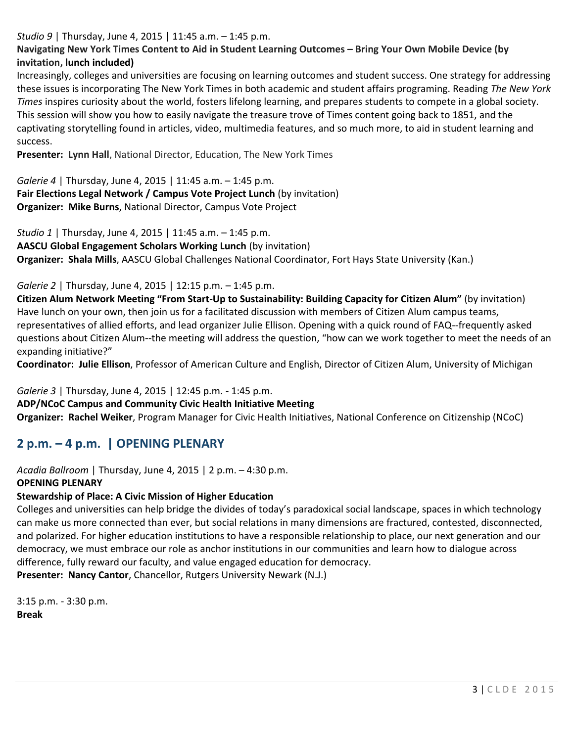*Studio 9* | Thursday, June 4, 2015 | 11:45 a.m. – 1:45 p.m.

**Navigating New York Times Content to Aid in Student Learning Outcomes – Bring Your Own Mobile Device (by invitation, lunch included)**

Increasingly, colleges and universities are focusing on learning outcomes and student success. One strategy for addressing these issues is incorporating The New York Times in both academic and student affairs programing. Reading *The New York Times* inspires curiosity about the world, fosters lifelong learning, and prepares students to compete in a global society. This session will show you how to easily navigate the treasure trove of Times content going back to 1851, and the captivating storytelling found in articles, video, multimedia features, and so much more, to aid in student learning and success.

**Presenter: Lynn Hall**, National Director, Education, The New York Times

*Galerie 4* | Thursday, June 4, 2015 | 11:45 a.m. – 1:45 p.m.

**Fair Elections Legal Network / Campus Vote Project Lunch** (by invitation)

**Organizer: Mike Burns**, National Director, Campus Vote Project

*Studio 1* | Thursday, June 4, 2015 | 11:45 a.m. – 1:45 p.m.

**AASCU Global Engagement Scholars Working Lunch** (by invitation)

**Organizer: Shala Mills**, AASCU Global Challenges National Coordinator, Fort Hays State University (Kan.)

*Galerie 2* | Thursday, June 4, 2015 | 12:15 p.m. – 1:45 p.m.

**Citizen Alum Network Meeting "From Start-Up to Sustainability: Building Capacity for Citizen Alum"** (by invitation)

Have lunch on your own, then join us for a facilitated discussion with members of Citizen Alum campus teams, representatives of allied efforts, and lead organizer Julie Ellison. Opening with a quick round of FAQ--frequently asked questions about Citizen Alum--the meeting will address the question, "how can we work together to meet the needs of an expanding initiative?"

**Coordinator: Julie Ellison**, Professor of American Culture and English, Director of Citizen Alum, University of Michigan

*Galerie 3* | Thursday, June 4, 2015 | 12:45 p.m. - 1:45 p.m.

**ADP/NCoC Campus and Community Civic Health Initiative Meeting**

**Organizer: Rachel Weiker**, Program Manager for Civic Health Initiatives, National Conference on Citizenship (NCoC)

## 2 p.m. – 4 p.m. | OPENING PLENARY

*Acadia Ballroom* | Thursday, June 4, 2015 | 2 p.m. – 4:30 p.m.

**OPENING PLENARY**

**Stewardship of Place: A Civic Mission of Higher Education**

Colleges and universities can help bridge the divides of today's paradoxical social landscape, spaces in which technology can make us more connected than ever, but social relations in many dimensions are fractured, contested, disconnected, and polarized. For higher education institutions to have a responsible relationship to place, our next generation and our democracy, we must embrace our role as anchor institutions in our communities and learn how to dialogue across difference, fully reward our faculty, and value engaged education for democracy.

**Presenter: Nancy Cantor**, Chancellor, Rutgers University Newark (N.J.)

3:15 p.m. - 3:30 p.m.

**Break**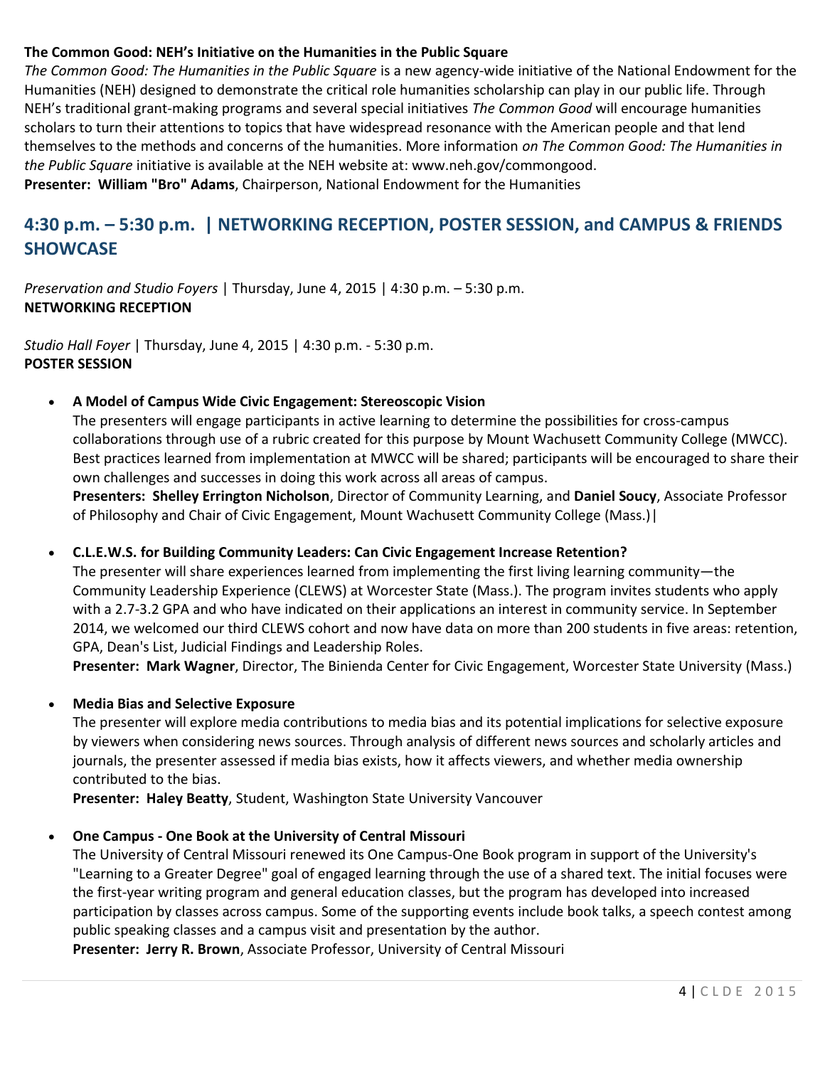**The Common Good: NEH's Initiative on the Humanities in the Public Square**

*The Common Good: The Humanities in the Public Square* is a new agency-wide initiative of the National Endowment for the Humanities (NEH) designed to demonstrate the critical role humanities scholarship can play in our public life. Through NEH's traditional grant-making programs and several special initiatives *The Common Good* will encourage humanities scholars to turn their attentions to topics that have widespread resonance with the American people and that lend themselves to the methods and concerns of the humanities. More information *on The Common Good: The Humanities in the Public Square* initiative is available at the NEH website at: www.neh.gov/commongood.

**Presenter: William "Bro" Adams**, Chairperson, National Endowment for the Humanities

## 4:30 p.m. – 5:30 p.m. | NETWORKING RECEPTION, POSTER SESSION, and CAMPUS & FRIENDS SHOWCASE

*Preservation and Studio Foyers* | Thursday, June 4, 2015 | 4:30 p.m. – 5:30 p.m.
**NETWORKING RECEPTION**

*Studio Hall Foyer* | Thursday, June 4, 2015 | 4:30 p.m. - 5:30 p.m.
**POSTER SESSION**

- **A Model of Campus Wide Civic Engagement: Stereoscopic Vision**
  The presenters will engage participants in active learning to determine the possibilities for cross-campus collaborations through use of a rubric created for this purpose by Mount Wachusett Community College (MWCC). Best practices learned from implementation at MWCC will be shared; participants will be encouraged to share their own challenges and successes in doing this work across all areas of campus.
  **Presenters: Shelley Errington Nicholson**, Director of Community Learning, and **Daniel Soucy**, Associate Professor of Philosophy and Chair of Civic Engagement, Mount Wachusett Community College (Mass.)|

- **C.L.E.W.S. for Building Community Leaders: Can Civic Engagement Increase Retention?**
  The presenter will share experiences learned from implementing the first living learning community—the Community Leadership Experience (CLEWS) at Worcester State (Mass.). The program invites students who apply with a 2.7-3.2 GPA and who have indicated on their applications an interest in community service. In September 2014, we welcomed our third CLEWS cohort and now have data on more than 200 students in five areas: retention, GPA, Dean's List, Judicial Findings and Leadership Roles.
  **Presenter: Mark Wagner**, Director, The Binienda Center for Civic Engagement, Worcester State University (Mass.)

- **Media Bias and Selective Exposure**
  The presenter will explore media contributions to media bias and its potential implications for selective exposure by viewers when considering news sources. Through analysis of different news sources and scholarly articles and journals, the presenter assessed if media bias exists, how it affects viewers, and whether media ownership contributed to the bias.
  **Presenter: Haley Beatty**, Student, Washington State University Vancouver

- **One Campus - One Book at the University of Central Missouri**
  The University of Central Missouri renewed its One Campus-One Book program in support of the University's "Learning to a Greater Degree" goal of engaged learning through the use of a shared text. The initial focuses were the first-year writing program and general education classes, but the program has developed into increased participation by classes across campus. Some of the supporting events include book talks, a speech contest among public speaking classes and a campus visit and presentation by the author.
  **Presenter: Jerry R. Brown**, Associate Professor, University of Central Missouri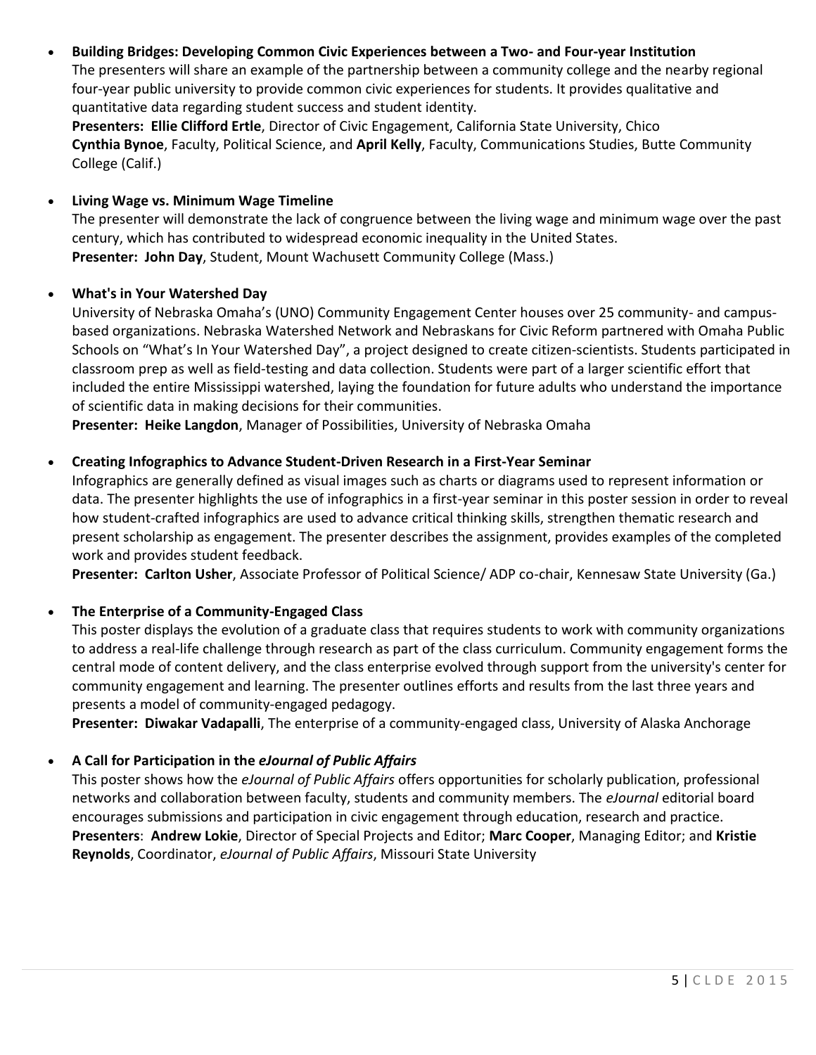- **Building Bridges: Developing Common Civic Experiences between a Two- and Four-year Institution**
  The presenters will share an example of the partnership between a community college and the nearby regional four-year public university to provide common civic experiences for students. It provides qualitative and quantitative data regarding student success and student identity.
  **Presenters: Ellie Clifford Ertle**, Director of Civic Engagement, California State University, Chico
  **Cynthia Bynoe**, Faculty, Political Science, and **April Kelly**, Faculty, Communications Studies, Butte Community College (Calif.)

- **Living Wage vs. Minimum Wage Timeline**
  The presenter will demonstrate the lack of congruence between the living wage and minimum wage over the past century, which has contributed to widespread economic inequality in the United States.
  **Presenter: John Day**, Student, Mount Wachusett Community College (Mass.)

- **What's in Your Watershed Day**
  University of Nebraska Omaha's (UNO) Community Engagement Center houses over 25 community- and campus-based organizations. Nebraska Watershed Network and Nebraskans for Civic Reform partnered with Omaha Public Schools on "What's In Your Watershed Day", a project designed to create citizen-scientists. Students participated in classroom prep as well as field-testing and data collection. Students were part of a larger scientific effort that included the entire Mississippi watershed, laying the foundation for future adults who understand the importance of scientific data in making decisions for their communities.
  **Presenter: Heike Langdon**, Manager of Possibilities, University of Nebraska Omaha

- **Creating Infographics to Advance Student-Driven Research in a First-Year Seminar**
  Infographics are generally defined as visual images such as charts or diagrams used to represent information or data. The presenter highlights the use of infographics in a first-year seminar in this poster session in order to reveal how student-crafted infographics are used to advance critical thinking skills, strengthen thematic research and present scholarship as engagement. The presenter describes the assignment, provides examples of the completed work and provides student feedback.
  **Presenter: Carlton Usher**, Associate Professor of Political Science/ ADP co-chair, Kennesaw State University (Ga.)

- **The Enterprise of a Community-Engaged Class**
  This poster displays the evolution of a graduate class that requires students to work with community organizations to address a real-life challenge through research as part of the class curriculum. Community engagement forms the central mode of content delivery, and the class enterprise evolved through support from the university's center for community engagement and learning. The presenter outlines efforts and results from the last three years and presents a model of community-engaged pedagogy.
  **Presenter: Diwakar Vadapalli**, The enterprise of a community-engaged class, University of Alaska Anchorage

- **A Call for Participation in the *eJournal of Public Affairs***
  This poster shows how the *eJournal of Public Affairs* offers opportunities for scholarly publication, professional networks and collaboration between faculty, students and community members. The *eJournal* editorial board encourages submissions and participation in civic engagement through education, research and practice.
  **Presenters**: **Andrew Lokie**, Director of Special Projects and Editor; **Marc Cooper**, Managing Editor; and **Kristie Reynolds**, Coordinator, *eJournal of Public Affairs*, Missouri State University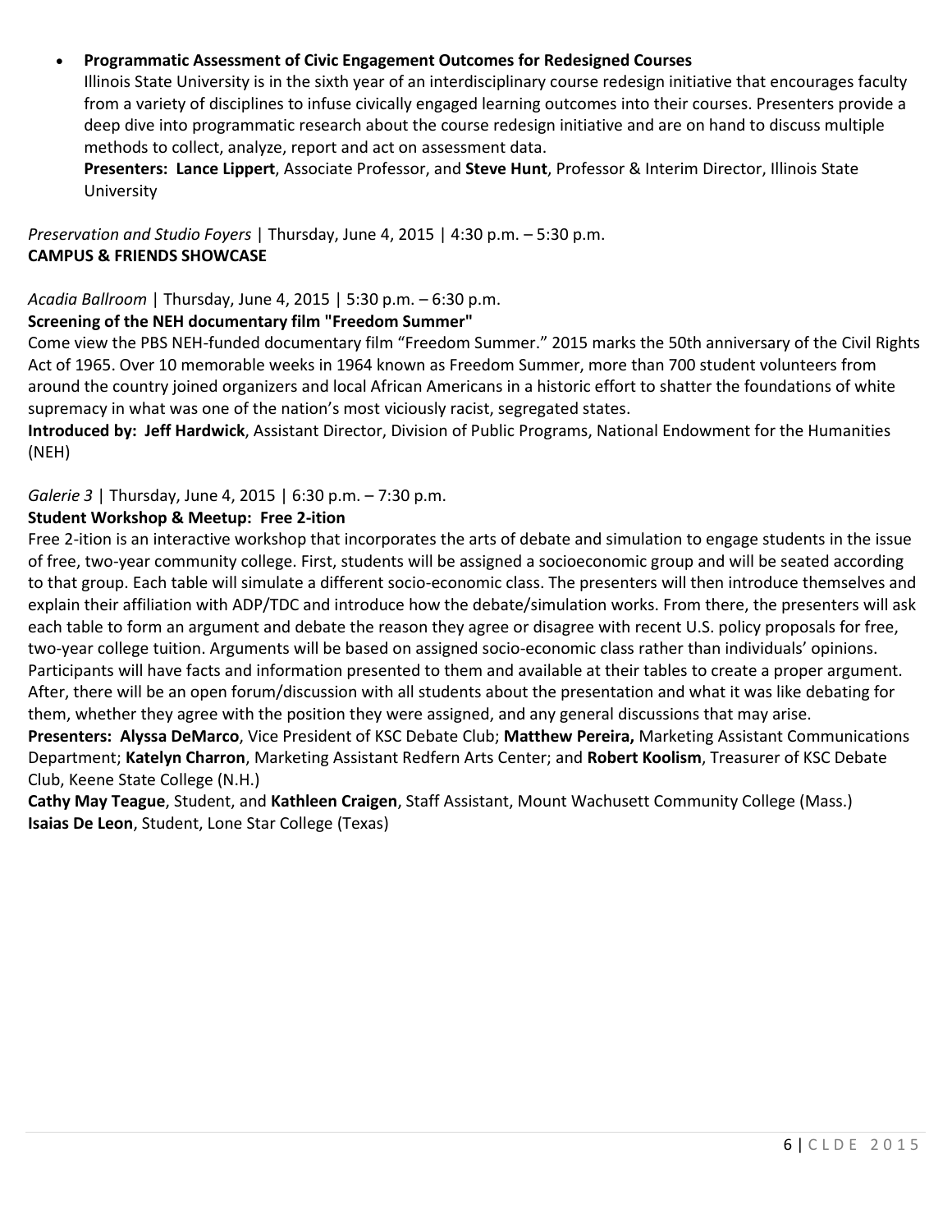- **Programmatic Assessment of Civic Engagement Outcomes for Redesigned Courses**
  Illinois State University is in the sixth year of an interdisciplinary course redesign initiative that encourages faculty from a variety of disciplines to infuse civically engaged learning outcomes into their courses. Presenters provide a deep dive into programmatic research about the course redesign initiative and are on hand to discuss multiple methods to collect, analyze, report and act on assessment data.
  **Presenters: Lance Lippert**, Associate Professor, and **Steve Hunt**, Professor & Interim Director, Illinois State University

*Preservation and Studio Foyers* | Thursday, June 4, 2015 | 4:30 p.m. – 5:30 p.m.
**CAMPUS & FRIENDS SHOWCASE**

*Acadia Ballroom* | Thursday, June 4, 2015 | 5:30 p.m. – 6:30 p.m.
**Screening of the NEH documentary film "Freedom Summer"**
Come view the PBS NEH-funded documentary film "Freedom Summer." 2015 marks the 50th anniversary of the Civil Rights Act of 1965. Over 10 memorable weeks in 1964 known as Freedom Summer, more than 700 student volunteers from around the country joined organizers and local African Americans in a historic effort to shatter the foundations of white supremacy in what was one of the nation's most viciously racist, segregated states.
**Introduced by: Jeff Hardwick**, Assistant Director, Division of Public Programs, National Endowment for the Humanities (NEH)

*Galerie 3* | Thursday, June 4, 2015 | 6:30 p.m. – 7:30 p.m.
**Student Workshop & Meetup: Free 2-ition**
Free 2-ition is an interactive workshop that incorporates the arts of debate and simulation to engage students in the issue of free, two-year community college. First, students will be assigned a socioeconomic group and will be seated according to that group. Each table will simulate a different socio-economic class. The presenters will then introduce themselves and explain their affiliation with ADP/TDC and introduce how the debate/simulation works. From there, the presenters will ask each table to form an argument and debate the reason they agree or disagree with recent U.S. policy proposals for free, two-year college tuition. Arguments will be based on assigned socio-economic class rather than individuals' opinions. Participants will have facts and information presented to them and available at their tables to create a proper argument. After, there will be an open forum/discussion with all students about the presentation and what it was like debating for them, whether they agree with the position they were assigned, and any general discussions that may arise.
**Presenters: Alyssa DeMarco**, Vice President of KSC Debate Club; **Matthew Pereira,** Marketing Assistant Communications Department; **Katelyn Charron**, Marketing Assistant Redfern Arts Center; and **Robert Koolism**, Treasurer of KSC Debate Club, Keene State College (N.H.)
**Cathy May Teague**, Student, and **Kathleen Craigen**, Staff Assistant, Mount Wachusett Community College (Mass.)
**Isaias De Leon**, Student, Lone Star College (Texas)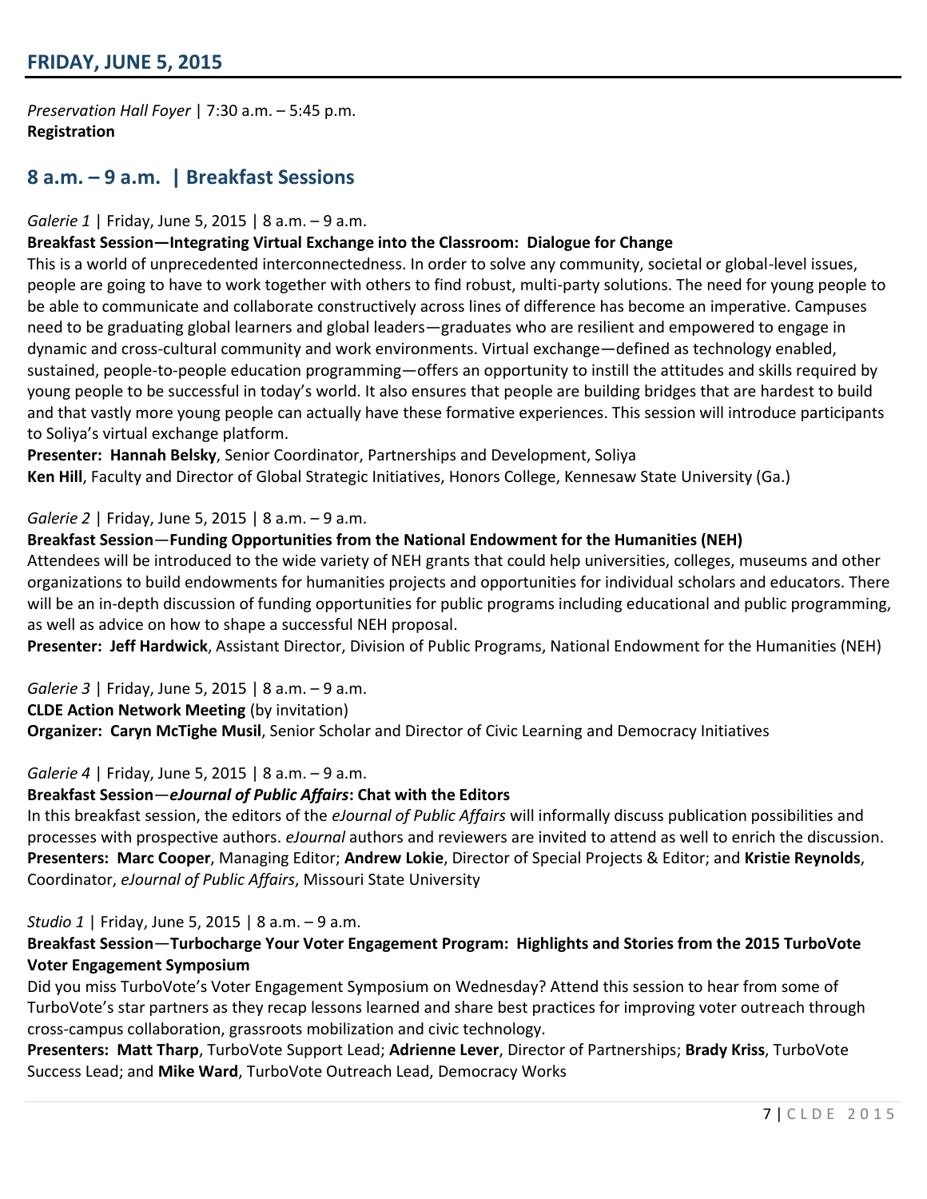## FRIDAY, JUNE 5, 2015

*Preservation Hall Foyer* | 7:30 a.m. – 5:45 p.m.
**Registration**

### 8 a.m. – 9 a.m. | Breakfast Sessions

*Galerie 1* | Friday, June 5, 2015 | 8 a.m. – 9 a.m.
**Breakfast Session—Integrating Virtual Exchange into the Classroom: Dialogue for Change**
This is a world of unprecedented interconnectedness. In order to solve any community, societal or global-level issues, people are going to have to work together with others to find robust, multi-party solutions. The need for young people to be able to communicate and collaborate constructively across lines of difference has become an imperative. Campuses need to be graduating global learners and global leaders—graduates who are resilient and empowered to engage in dynamic and cross-cultural community and work environments. Virtual exchange—defined as technology enabled, sustained, people-to-people education programming—offers an opportunity to instill the attitudes and skills required by young people to be successful in today's world. It also ensures that people are building bridges that are hardest to build and that vastly more young people can actually have these formative experiences. This session will introduce participants to Soliya's virtual exchange platform.
**Presenter: Hannah Belsky**, Senior Coordinator, Partnerships and Development, Soliya
**Ken Hill**, Faculty and Director of Global Strategic Initiatives, Honors College, Kennesaw State University (Ga.)

*Galerie 2* | Friday, June 5, 2015 | 8 a.m. – 9 a.m.
**Breakfast Session—Funding Opportunities from the National Endowment for the Humanities (NEH)**
Attendees will be introduced to the wide variety of NEH grants that could help universities, colleges, museums and other organizations to build endowments for humanities projects and opportunities for individual scholars and educators. There will be an in-depth discussion of funding opportunities for public programs including educational and public programming, as well as advice on how to shape a successful NEH proposal.
**Presenter: Jeff Hardwick**, Assistant Director, Division of Public Programs, National Endowment for the Humanities (NEH)

*Galerie 3* | Friday, June 5, 2015 | 8 a.m. – 9 a.m.
**CLDE Action Network Meeting** (by invitation)
**Organizer: Caryn McTighe Musil**, Senior Scholar and Director of Civic Learning and Democracy Initiatives

*Galerie 4* | Friday, June 5, 2015 | 8 a.m. – 9 a.m.
**Breakfast Session—*eJournal of Public Affairs*: Chat with the Editors**
In this breakfast session, the editors of the *eJournal of Public Affairs* will informally discuss publication possibilities and processes with prospective authors. *eJournal* authors and reviewers are invited to attend as well to enrich the discussion.
**Presenters: Marc Cooper**, Managing Editor; **Andrew Lokie**, Director of Special Projects & Editor; and **Kristie Reynolds**, Coordinator, *eJournal of Public Affairs*, Missouri State University

*Studio 1* | Friday, June 5, 2015 | 8 a.m. – 9 a.m.
**Breakfast Session—Turbocharge Your Voter Engagement Program: Highlights and Stories from the 2015 TurboVote Voter Engagement Symposium**
Did you miss TurboVote's Voter Engagement Symposium on Wednesday? Attend this session to hear from some of TurboVote's star partners as they recap lessons learned and share best practices for improving voter outreach through cross-campus collaboration, grassroots mobilization and civic technology.
**Presenters: Matt Tharp**, TurboVote Support Lead; **Adrienne Lever**, Director of Partnerships; **Brady Kriss**, TurboVote Success Lead; and **Mike Ward**, TurboVote Outreach Lead, Democracy Works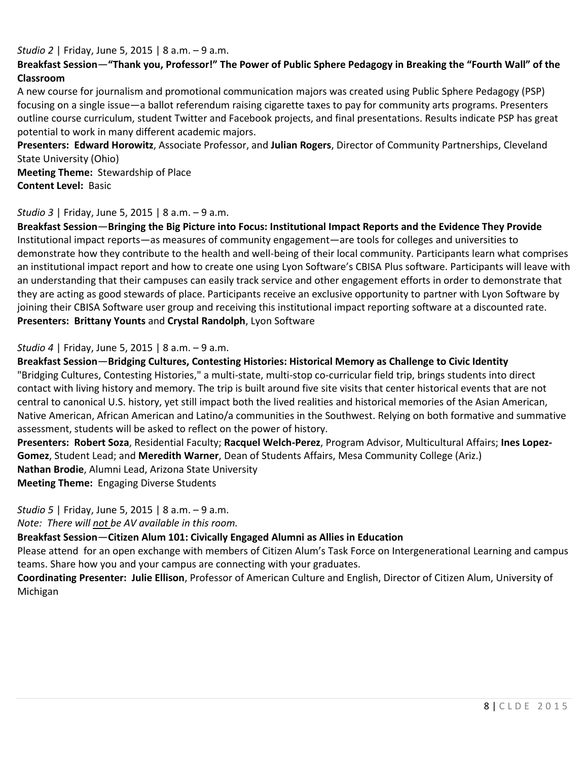*Studio 2* | Friday, June 5, 2015 | 8 a.m. – 9 a.m.

**Breakfast Session—"Thank you, Professor!" The Power of Public Sphere Pedagogy in Breaking the "Fourth Wall" of the Classroom**

A new course for journalism and promotional communication majors was created using Public Sphere Pedagogy (PSP) focusing on a single issue—a ballot referendum raising cigarette taxes to pay for community arts programs. Presenters outline course curriculum, student Twitter and Facebook projects, and final presentations. Results indicate PSP has great potential to work in many different academic majors.

**Presenters: Edward Horowitz**, Associate Professor, and **Julian Rogers**, Director of Community Partnerships, Cleveland State University (Ohio)

**Meeting Theme:** Stewardship of Place

**Content Level:** Basic

*Studio 3* | Friday, June 5, 2015 | 8 a.m. – 9 a.m.

**Breakfast Session—Bringing the Big Picture into Focus: Institutional Impact Reports and the Evidence They Provide**

Institutional impact reports—as measures of community engagement—are tools for colleges and universities to demonstrate how they contribute to the health and well-being of their local community. Participants learn what comprises an institutional impact report and how to create one using Lyon Software's CBISA Plus software. Participants will leave with an understanding that their campuses can easily track service and other engagement efforts in order to demonstrate that they are acting as good stewards of place. Participants receive an exclusive opportunity to partner with Lyon Software by joining their CBISA Software user group and receiving this institutional impact reporting software at a discounted rate.

**Presenters: Brittany Younts** and **Crystal Randolph**, Lyon Software

*Studio 4* | Friday, June 5, 2015 | 8 a.m. – 9 a.m.

**Breakfast Session—Bridging Cultures, Contesting Histories: Historical Memory as Challenge to Civic Identity**

"Bridging Cultures, Contesting Histories," a multi-state, multi-stop co-curricular field trip, brings students into direct contact with living history and memory. The trip is built around five site visits that center historical events that are not central to canonical U.S. history, yet still impact both the lived realities and historical memories of the Asian American, Native American, African American and Latino/a communities in the Southwest. Relying on both formative and summative assessment, students will be asked to reflect on the power of history.

**Presenters: Robert Soza**, Residential Faculty; **Racquel Welch-Perez**, Program Advisor, Multicultural Affairs; **Ines Lopez-Gomez**, Student Lead; and **Meredith Warner**, Dean of Students Affairs, Mesa Community College (Ariz.)

**Nathan Brodie**, Alumni Lead, Arizona State University

**Meeting Theme:** Engaging Diverse Students

*Studio 5* | Friday, June 5, 2015 | 8 a.m. – 9 a.m.

*Note: There will not be AV available in this room.*

**Breakfast Session—Citizen Alum 101: Civically Engaged Alumni as Allies in Education**

Please attend for an open exchange with members of Citizen Alum's Task Force on Intergenerational Learning and campus teams. Share how you and your campus are connecting with your graduates.

**Coordinating Presenter: Julie Ellison**, Professor of American Culture and English, Director of Citizen Alum, University of Michigan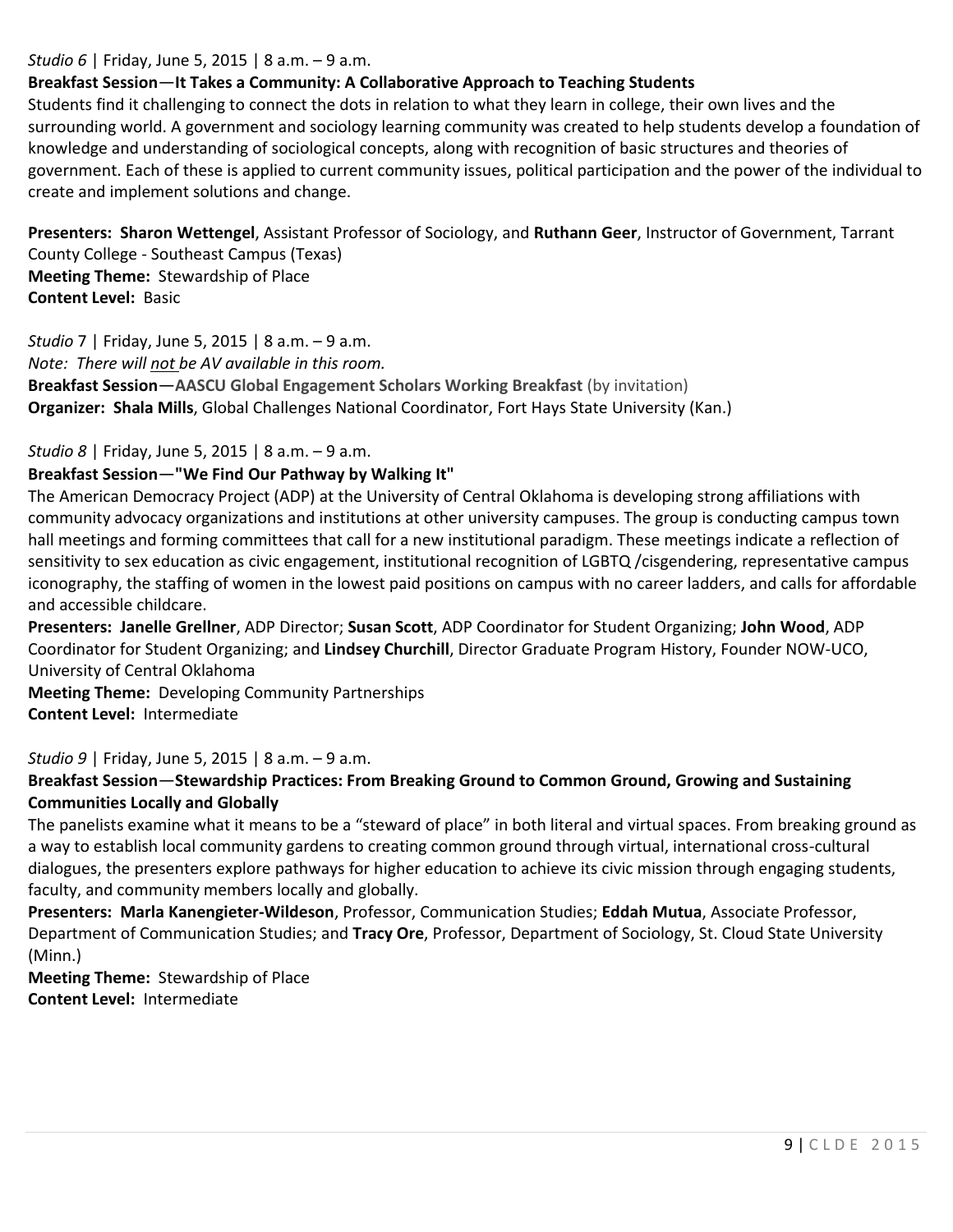*Studio 6* | Friday, June 5, 2015 | 8 a.m. – 9 a.m.

**Breakfast Session—It Takes a Community: A Collaborative Approach to Teaching Students**

Students find it challenging to connect the dots in relation to what they learn in college, their own lives and the surrounding world. A government and sociology learning community was created to help students develop a foundation of knowledge and understanding of sociological concepts, along with recognition of basic structures and theories of government. Each of these is applied to current community issues, political participation and the power of the individual to create and implement solutions and change.

**Presenters: Sharon Wettengel**, Assistant Professor of Sociology, and **Ruthann Geer**, Instructor of Government, Tarrant County College - Southeast Campus (Texas)
**Meeting Theme:** Stewardship of Place
**Content Level:** Basic

*Studio* 7 | Friday, June 5, 2015 | 8 a.m. – 9 a.m.
*Note: There will not be AV available in this room.*
**Breakfast Session—AASCU Global Engagement Scholars Working Breakfast** (by invitation)
**Organizer: Shala Mills**, Global Challenges National Coordinator, Fort Hays State University (Kan.)

*Studio 8* | Friday, June 5, 2015 | 8 a.m. – 9 a.m.

**Breakfast Session—"We Find Our Pathway by Walking It"**

The American Democracy Project (ADP) at the University of Central Oklahoma is developing strong affiliations with community advocacy organizations and institutions at other university campuses. The group is conducting campus town hall meetings and forming committees that call for a new institutional paradigm. These meetings indicate a reflection of sensitivity to sex education as civic engagement, institutional recognition of LGBTQ /cisgendering, representative campus iconography, the staffing of women in the lowest paid positions on campus with no career ladders, and calls for affordable and accessible childcare.

**Presenters: Janelle Grellner**, ADP Director; **Susan Scott**, ADP Coordinator for Student Organizing; **John Wood**, ADP Coordinator for Student Organizing; and **Lindsey Churchill**, Director Graduate Program History, Founder NOW-UCO, University of Central Oklahoma
**Meeting Theme:** Developing Community Partnerships
**Content Level:** Intermediate

*Studio 9* | Friday, June 5, 2015 | 8 a.m. – 9 a.m.

**Breakfast Session—Stewardship Practices: From Breaking Ground to Common Ground, Growing and Sustaining Communities Locally and Globally**

The panelists examine what it means to be a "steward of place" in both literal and virtual spaces. From breaking ground as a way to establish local community gardens to creating common ground through virtual, international cross-cultural dialogues, the presenters explore pathways for higher education to achieve its civic mission through engaging students, faculty, and community members locally and globally.

**Presenters: Marla Kanengieter-Wildeson**, Professor, Communication Studies; **Eddah Mutua**, Associate Professor, Department of Communication Studies; and **Tracy Ore**, Professor, Department of Sociology, St. Cloud State University (Minn.)
**Meeting Theme:** Stewardship of Place
**Content Level:** Intermediate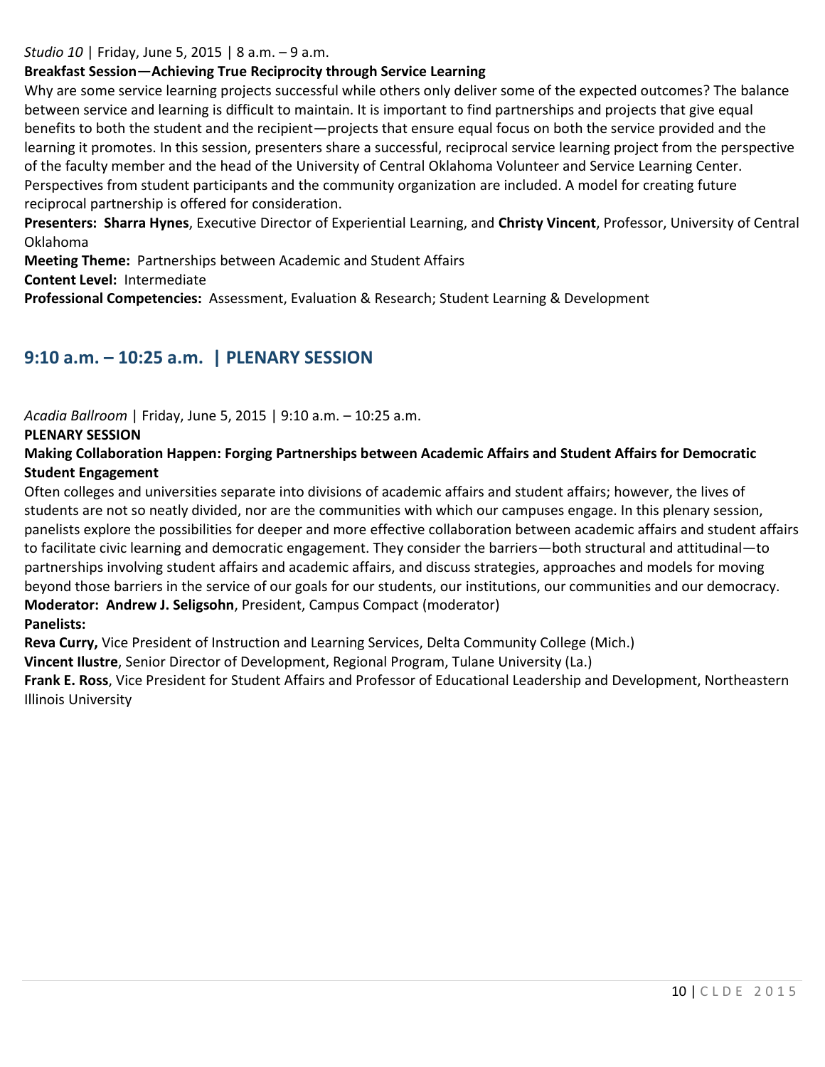*Studio 10* | Friday, June 5, 2015 | 8 a.m. – 9 a.m.

**Breakfast Session—Achieving True Reciprocity through Service Learning**

Why are some service learning projects successful while others only deliver some of the expected outcomes? The balance between service and learning is difficult to maintain. It is important to find partnerships and projects that give equal benefits to both the student and the recipient—projects that ensure equal focus on both the service provided and the learning it promotes. In this session, presenters share a successful, reciprocal service learning project from the perspective of the faculty member and the head of the University of Central Oklahoma Volunteer and Service Learning Center. Perspectives from student participants and the community organization are included. A model for creating future reciprocal partnership is offered for consideration.

**Presenters:** **Sharra Hynes**, Executive Director of Experiential Learning, and **Christy Vincent**, Professor, University of Central Oklahoma

**Meeting Theme:** Partnerships between Academic and Student Affairs

**Content Level:** Intermediate

**Professional Competencies:** Assessment, Evaluation & Research; Student Learning & Development

## 9:10 a.m. – 10:25 a.m. | PLENARY SESSION

*Acadia Ballroom* | Friday, June 5, 2015 | 9:10 a.m. – 10:25 a.m.

**PLENARY SESSION**

**Making Collaboration Happen: Forging Partnerships between Academic Affairs and Student Affairs for Democratic Student Engagement**

Often colleges and universities separate into divisions of academic affairs and student affairs; however, the lives of students are not so neatly divided, nor are the communities with which our campuses engage. In this plenary session, panelists explore the possibilities for deeper and more effective collaboration between academic affairs and student affairs to facilitate civic learning and democratic engagement. They consider the barriers—both structural and attitudinal—to partnerships involving student affairs and academic affairs, and discuss strategies, approaches and models for moving beyond those barriers in the service of our goals for our students, our institutions, our communities and our democracy.

**Moderator:** **Andrew J. Seligsohn**, President, Campus Compact (moderator)

**Panelists:**

**Reva Curry,** Vice President of Instruction and Learning Services, Delta Community College (Mich.)

**Vincent Ilustre**, Senior Director of Development, Regional Program, Tulane University (La.)

**Frank E. Ross**, Vice President for Student Affairs and Professor of Educational Leadership and Development, Northeastern Illinois University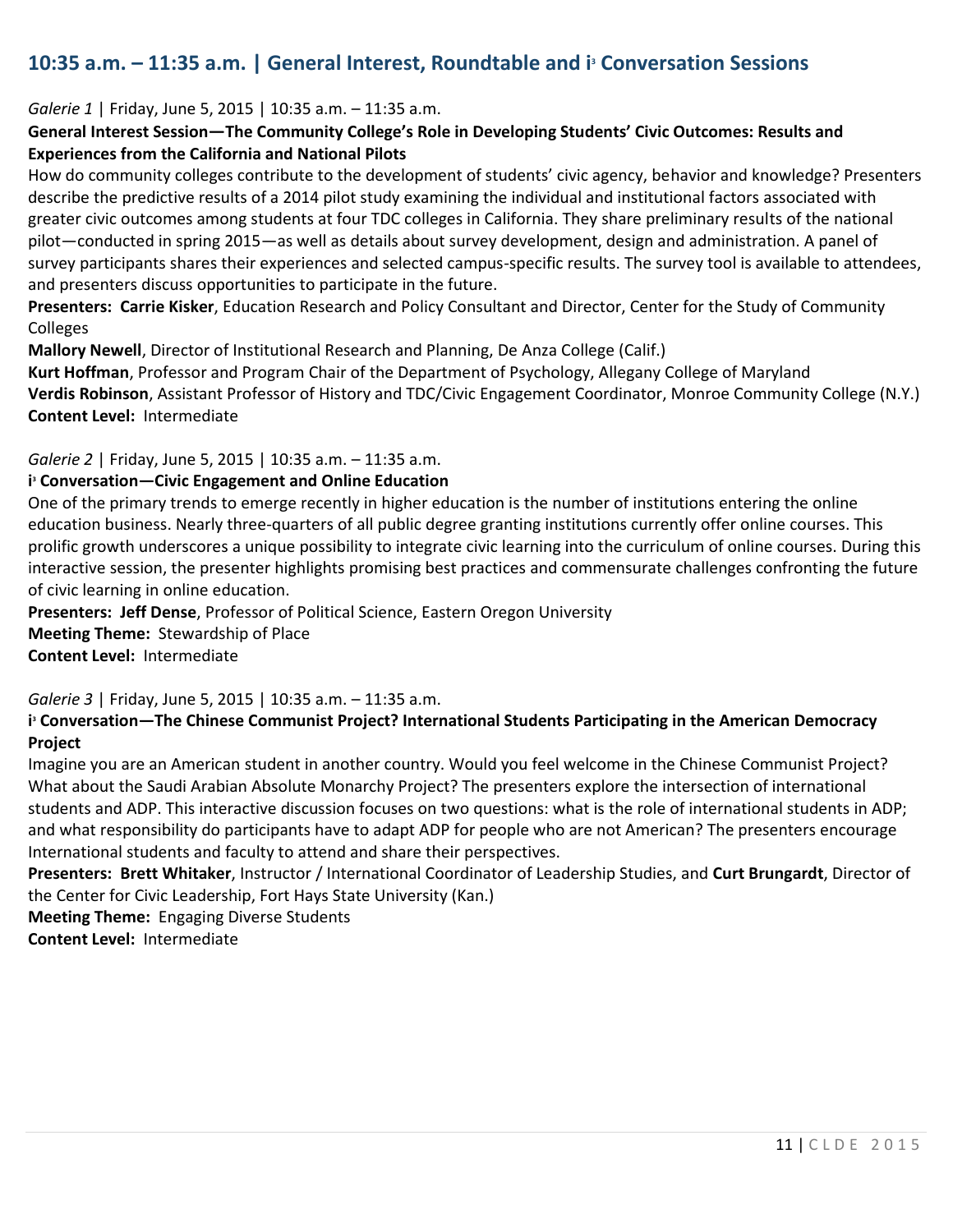## 10:35 a.m. – 11:35 a.m. | General Interest, Roundtable and i³ Conversation Sessions

*Galerie 1* | Friday, June 5, 2015 | 10:35 a.m. – 11:35 a.m.

**General Interest Session—The Community College's Role in Developing Students' Civic Outcomes: Results and Experiences from the California and National Pilots**

How do community colleges contribute to the development of students' civic agency, behavior and knowledge? Presenters describe the predictive results of a 2014 pilot study examining the individual and institutional factors associated with greater civic outcomes among students at four TDC colleges in California. They share preliminary results of the national pilot—conducted in spring 2015—as well as details about survey development, design and administration. A panel of survey participants shares their experiences and selected campus-specific results. The survey tool is available to attendees, and presenters discuss opportunities to participate in the future.

**Presenters: Carrie Kisker**, Education Research and Policy Consultant and Director, Center for the Study of Community Colleges

**Mallory Newell**, Director of Institutional Research and Planning, De Anza College (Calif.)

**Kurt Hoffman**, Professor and Program Chair of the Department of Psychology, Allegany College of Maryland

**Verdis Robinson**, Assistant Professor of History and TDC/Civic Engagement Coordinator, Monroe Community College (N.Y.)

**Content Level:** Intermediate

*Galerie 2* | Friday, June 5, 2015 | 10:35 a.m. – 11:35 a.m.

**i³ Conversation—Civic Engagement and Online Education**

One of the primary trends to emerge recently in higher education is the number of institutions entering the online education business. Nearly three-quarters of all public degree granting institutions currently offer online courses. This prolific growth underscores a unique possibility to integrate civic learning into the curriculum of online courses. During this interactive session, the presenter highlights promising best practices and commensurate challenges confronting the future of civic learning in online education.

**Presenters: Jeff Dense**, Professor of Political Science, Eastern Oregon University

**Meeting Theme:** Stewardship of Place

**Content Level:** Intermediate

*Galerie 3* | Friday, June 5, 2015 | 10:35 a.m. – 11:35 a.m.

**i³ Conversation—The Chinese Communist Project? International Students Participating in the American Democracy Project**

Imagine you are an American student in another country. Would you feel welcome in the Chinese Communist Project? What about the Saudi Arabian Absolute Monarchy Project? The presenters explore the intersection of international students and ADP. This interactive discussion focuses on two questions: what is the role of international students in ADP; and what responsibility do participants have to adapt ADP for people who are not American? The presenters encourage International students and faculty to attend and share their perspectives.

**Presenters: Brett Whitaker**, Instructor / International Coordinator of Leadership Studies, and **Curt Brungardt**, Director of the Center for Civic Leadership, Fort Hays State University (Kan.)

**Meeting Theme:** Engaging Diverse Students

**Content Level:** Intermediate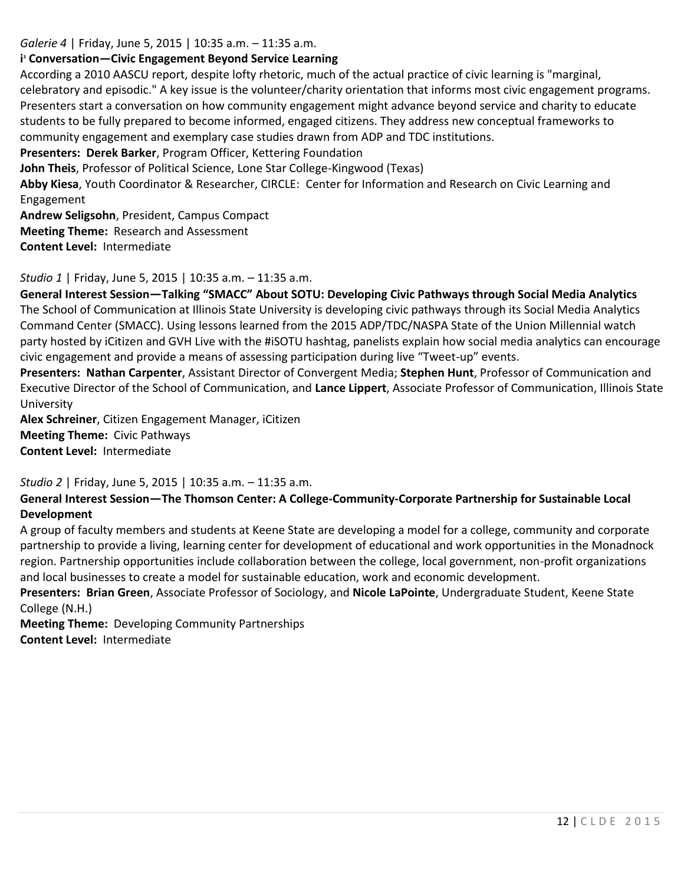*Galerie 4* | Friday, June 5, 2015 | 10:35 a.m. – 11:35 a.m.

**i³ Conversation—Civic Engagement Beyond Service Learning**

According a 2010 AASCU report, despite lofty rhetoric, much of the actual practice of civic learning is "marginal, celebratory and episodic." A key issue is the volunteer/charity orientation that informs most civic engagement programs. Presenters start a conversation on how community engagement might advance beyond service and charity to educate students to be fully prepared to become informed, engaged citizens. They address new conceptual frameworks to community engagement and exemplary case studies drawn from ADP and TDC institutions.

**Presenters: Derek Barker**, Program Officer, Kettering Foundation
**John Theis**, Professor of Political Science, Lone Star College-Kingwood (Texas)
**Abby Kiesa**, Youth Coordinator & Researcher, CIRCLE: Center for Information and Research on Civic Learning and Engagement
**Andrew Seligsohn**, President, Campus Compact
**Meeting Theme:** Research and Assessment
**Content Level:** Intermediate

*Studio 1* | Friday, June 5, 2015 | 10:35 a.m. – 11:35 a.m.

**General Interest Session—Talking "SMACC" About SOTU: Developing Civic Pathways through Social Media Analytics**

The School of Communication at Illinois State University is developing civic pathways through its Social Media Analytics Command Center (SMACC). Using lessons learned from the 2015 ADP/TDC/NASPA State of the Union Millennial watch party hosted by iCitizen and GVH Live with the #iSOTU hashtag, panelists explain how social media analytics can encourage civic engagement and provide a means of assessing participation during live "Tweet-up" events.

**Presenters: Nathan Carpenter**, Assistant Director of Convergent Media; **Stephen Hunt**, Professor of Communication and Executive Director of the School of Communication, and **Lance Lippert**, Associate Professor of Communication, Illinois State University
**Alex Schreiner**, Citizen Engagement Manager, iCitizen
**Meeting Theme:** Civic Pathways
**Content Level:** Intermediate

*Studio 2* | Friday, June 5, 2015 | 10:35 a.m. – 11:35 a.m.

**General Interest Session—The Thomson Center: A College-Community-Corporate Partnership for Sustainable Local Development**

A group of faculty members and students at Keene State are developing a model for a college, community and corporate partnership to provide a living, learning center for development of educational and work opportunities in the Monadnock region. Partnership opportunities include collaboration between the college, local government, non-profit organizations and local businesses to create a model for sustainable education, work and economic development.

**Presenters: Brian Green**, Associate Professor of Sociology, and **Nicole LaPointe**, Undergraduate Student, Keene State College (N.H.)
**Meeting Theme:** Developing Community Partnerships
**Content Level:** Intermediate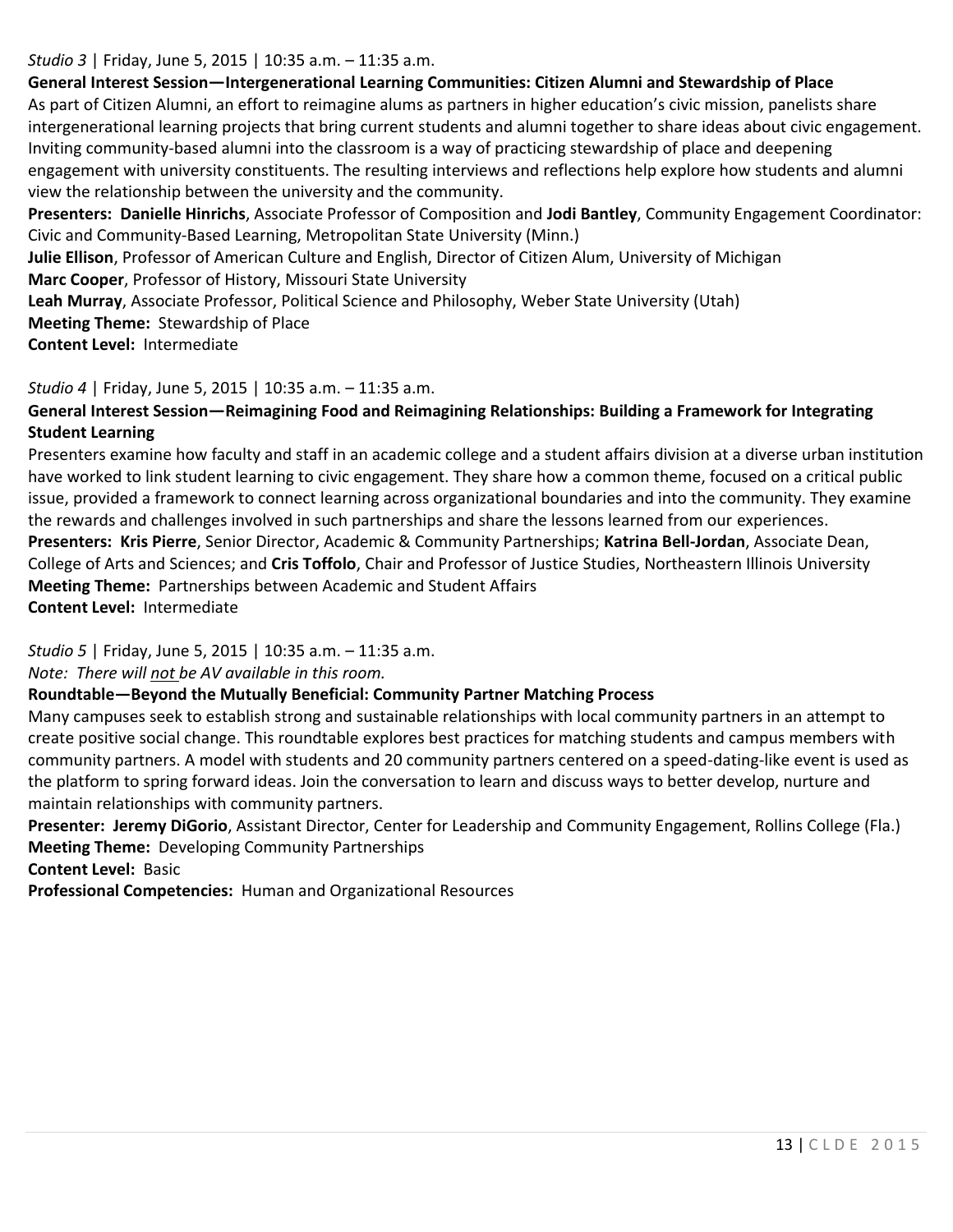*Studio 3* | Friday, June 5, 2015 | 10:35 a.m. – 11:35 a.m.

**General Interest Session—Intergenerational Learning Communities: Citizen Alumni and Stewardship of Place**

As part of Citizen Alumni, an effort to reimagine alums as partners in higher education's civic mission, panelists share intergenerational learning projects that bring current students and alumni together to share ideas about civic engagement. Inviting community-based alumni into the classroom is a way of practicing stewardship of place and deepening engagement with university constituents. The resulting interviews and reflections help explore how students and alumni view the relationship between the university and the community.

**Presenters: Danielle Hinrichs**, Associate Professor of Composition and **Jodi Bantley**, Community Engagement Coordinator: Civic and Community-Based Learning, Metropolitan State University (Minn.)

**Julie Ellison**, Professor of American Culture and English, Director of Citizen Alum, University of Michigan

**Marc Cooper**, Professor of History, Missouri State University

**Leah Murray**, Associate Professor, Political Science and Philosophy, Weber State University (Utah)

**Meeting Theme:** Stewardship of Place

**Content Level:** Intermediate

*Studio 4* | Friday, June 5, 2015 | 10:35 a.m. – 11:35 a.m.

**General Interest Session—Reimagining Food and Reimagining Relationships: Building a Framework for Integrating Student Learning**

Presenters examine how faculty and staff in an academic college and a student affairs division at a diverse urban institution have worked to link student learning to civic engagement. They share how a common theme, focused on a critical public issue, provided a framework to connect learning across organizational boundaries and into the community. They examine the rewards and challenges involved in such partnerships and share the lessons learned from our experiences.

**Presenters: Kris Pierre**, Senior Director, Academic & Community Partnerships; **Katrina Bell-Jordan**, Associate Dean, College of Arts and Sciences; and **Cris Toffolo**, Chair and Professor of Justice Studies, Northeastern Illinois University

**Meeting Theme:** Partnerships between Academic and Student Affairs

**Content Level:** Intermediate

*Studio 5* | Friday, June 5, 2015 | 10:35 a.m. – 11:35 a.m.

*Note: There will not be AV available in this room.*

**Roundtable—Beyond the Mutually Beneficial: Community Partner Matching Process**

Many campuses seek to establish strong and sustainable relationships with local community partners in an attempt to create positive social change. This roundtable explores best practices for matching students and campus members with community partners. A model with students and 20 community partners centered on a speed-dating-like event is used as the platform to spring forward ideas. Join the conversation to learn and discuss ways to better develop, nurture and maintain relationships with community partners.

**Presenter: Jeremy DiGorio**, Assistant Director, Center for Leadership and Community Engagement, Rollins College (Fla.)

**Meeting Theme:** Developing Community Partnerships

**Content Level:** Basic

**Professional Competencies:** Human and Organizational Resources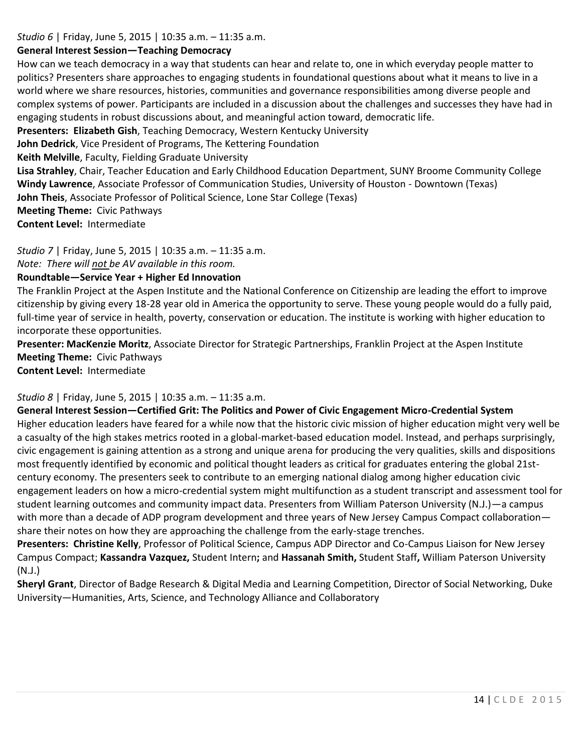*Studio 6* | Friday, June 5, 2015 | 10:35 a.m. – 11:35 a.m.

**General Interest Session—Teaching Democracy**

How can we teach democracy in a way that students can hear and relate to, one in which everyday people matter to politics? Presenters share approaches to engaging students in foundational questions about what it means to live in a world where we share resources, histories, communities and governance responsibilities among diverse people and complex systems of power. Participants are included in a discussion about the challenges and successes they have had in engaging students in robust discussions about, and meaningful action toward, democratic life.

**Presenters: Elizabeth Gish**, Teaching Democracy, Western Kentucky University
**John Dedrick**, Vice President of Programs, The Kettering Foundation
**Keith Melville**, Faculty, Fielding Graduate University
**Lisa Strahley**, Chair, Teacher Education and Early Childhood Education Department, SUNY Broome Community College
**Windy Lawrence**, Associate Professor of Communication Studies, University of Houston - Downtown (Texas)
**John Theis**, Associate Professor of Political Science, Lone Star College (Texas)
**Meeting Theme:** Civic Pathways
**Content Level:** Intermediate

*Studio 7* | Friday, June 5, 2015 | 10:35 a.m. – 11:35 a.m.
*Note: There will not be AV available in this room.*

**Roundtable—Service Year + Higher Ed Innovation**

The Franklin Project at the Aspen Institute and the National Conference on Citizenship are leading the effort to improve citizenship by giving every 18-28 year old in America the opportunity to serve. These young people would do a fully paid, full-time year of service in health, poverty, conservation or education. The institute is working with higher education to incorporate these opportunities.

**Presenter: MacKenzie Moritz**, Associate Director for Strategic Partnerships, Franklin Project at the Aspen Institute
**Meeting Theme:** Civic Pathways
**Content Level:** Intermediate

*Studio 8* | Friday, June 5, 2015 | 10:35 a.m. – 11:35 a.m.

**General Interest Session—Certified Grit: The Politics and Power of Civic Engagement Micro-Credential System**

Higher education leaders have feared for a while now that the historic civic mission of higher education might very well be a casualty of the high stakes metrics rooted in a global-market-based education model. Instead, and perhaps surprisingly, civic engagement is gaining attention as a strong and unique arena for producing the very qualities, skills and dispositions most frequently identified by economic and political thought leaders as critical for graduates entering the global 21st-century economy. The presenters seek to contribute to an emerging national dialog among higher education civic engagement leaders on how a micro-credential system might multifunction as a student transcript and assessment tool for student learning outcomes and community impact data. Presenters from William Paterson University (N.J.)—a campus with more than a decade of ADP program development and three years of New Jersey Campus Compact collaboration—share their notes on how they are approaching the challenge from the early-stage trenches.

**Presenters: Christine Kelly**, Professor of Political Science, Campus ADP Director and Co-Campus Liaison for New Jersey Campus Compact; **Kassandra Vazquez,** Student Intern**;** and **Hassanah Smith,** Student Staff**,** William Paterson University (N.J.)
**Sheryl Grant**, Director of Badge Research & Digital Media and Learning Competition, Director of Social Networking, Duke University—Humanities, Arts, Science, and Technology Alliance and Collaboratory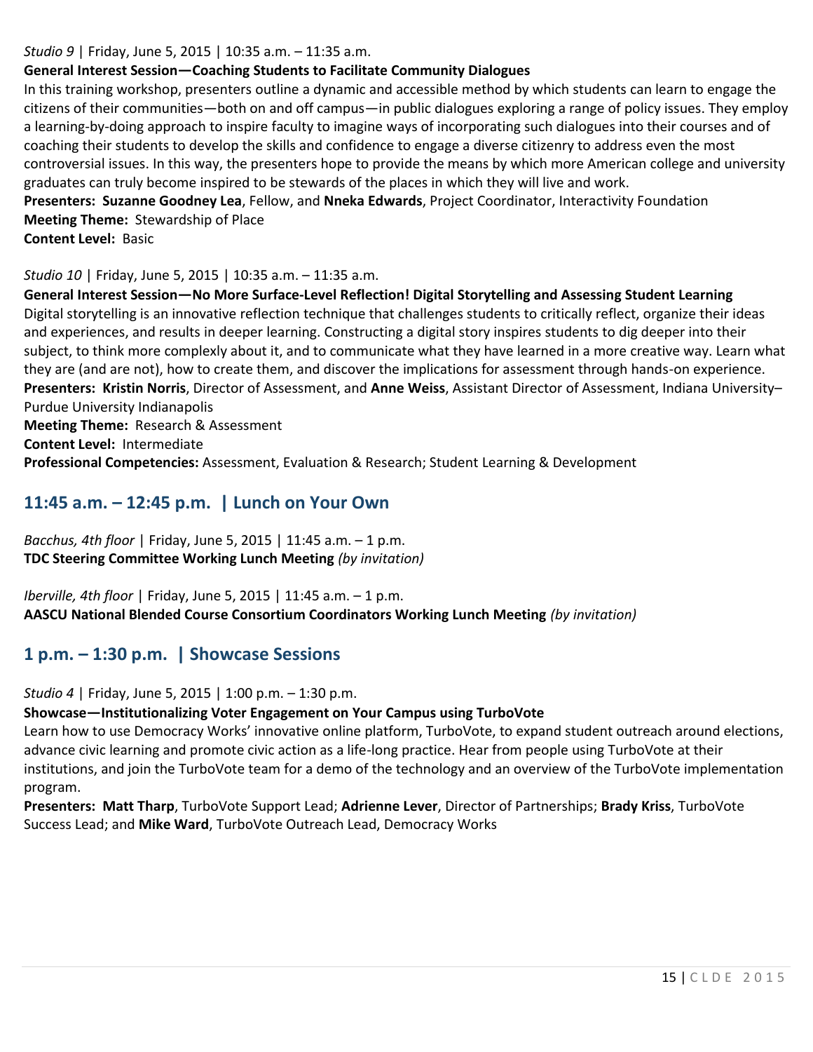*Studio 9* | Friday, June 5, 2015 | 10:35 a.m. – 11:35 a.m.

**General Interest Session—Coaching Students to Facilitate Community Dialogues**

In this training workshop, presenters outline a dynamic and accessible method by which students can learn to engage the citizens of their communities—both on and off campus—in public dialogues exploring a range of policy issues. They employ a learning-by-doing approach to inspire faculty to imagine ways of incorporating such dialogues into their courses and of coaching their students to develop the skills and confidence to engage a diverse citizenry to address even the most controversial issues. In this way, the presenters hope to provide the means by which more American college and university graduates can truly become inspired to be stewards of the places in which they will live and work.

**Presenters:** **Suzanne Goodney Lea**, Fellow, and **Nneka Edwards**, Project Coordinator, Interactivity Foundation

**Meeting Theme:** Stewardship of Place

**Content Level:** Basic

*Studio 10* | Friday, June 5, 2015 | 10:35 a.m. – 11:35 a.m.

**General Interest Session—No More Surface-Level Reflection! Digital Storytelling and Assessing Student Learning**

Digital storytelling is an innovative reflection technique that challenges students to critically reflect, organize their ideas and experiences, and results in deeper learning. Constructing a digital story inspires students to dig deeper into their subject, to think more complexly about it, and to communicate what they have learned in a more creative way. Learn what they are (and are not), how to create them, and discover the implications for assessment through hands-on experience.

**Presenters:** **Kristin Norris**, Director of Assessment, and **Anne Weiss**, Assistant Director of Assessment, Indiana University–Purdue University Indianapolis

**Meeting Theme:** Research & Assessment

**Content Level:** Intermediate

**Professional Competencies:** Assessment, Evaluation & Research; Student Learning & Development

## 11:45 a.m. – 12:45 p.m. | Lunch on Your Own

*Bacchus, 4th floor* | Friday, June 5, 2015 | 11:45 a.m. – 1 p.m.

**TDC Steering Committee Working Lunch Meeting** *(by invitation)*

*Iberville, 4th floor* | Friday, June 5, 2015 | 11:45 a.m. – 1 p.m.

**AASCU National Blended Course Consortium Coordinators Working Lunch Meeting** *(by invitation)*

## 1 p.m. – 1:30 p.m. | Showcase Sessions

*Studio 4* | Friday, June 5, 2015 | 1:00 p.m. – 1:30 p.m.

**Showcase—Institutionalizing Voter Engagement on Your Campus using TurboVote**

Learn how to use Democracy Works' innovative online platform, TurboVote, to expand student outreach around elections, advance civic learning and promote civic action as a life-long practice. Hear from people using TurboVote at their institutions, and join the TurboVote team for a demo of the technology and an overview of the TurboVote implementation program.

**Presenters:** **Matt Tharp**, TurboVote Support Lead; **Adrienne Lever**, Director of Partnerships; **Brady Kriss**, TurboVote Success Lead; and **Mike Ward**, TurboVote Outreach Lead, Democracy Works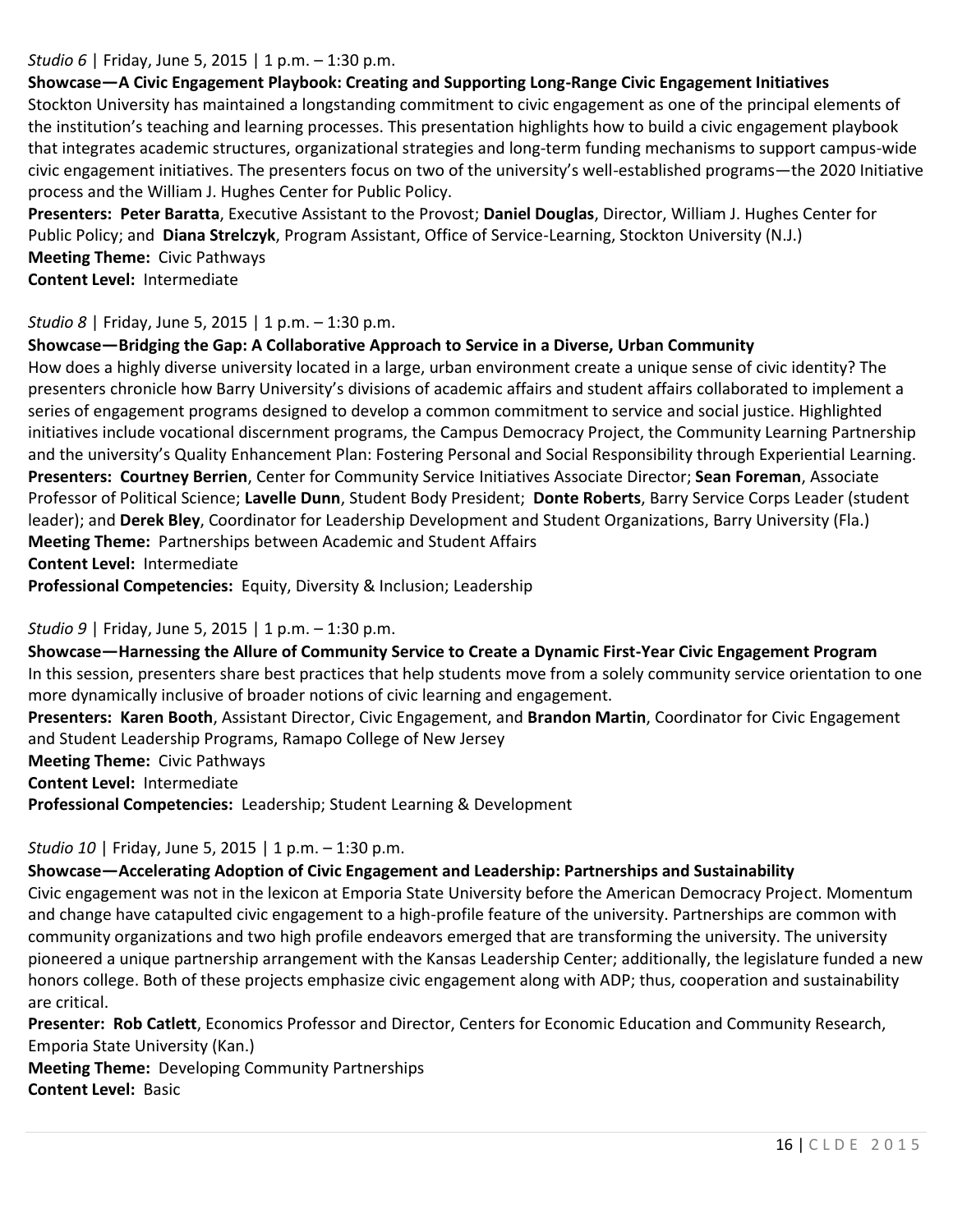*Studio 6* | Friday, June 5, 2015 | 1 p.m. – 1:30 p.m.

**Showcase—A Civic Engagement Playbook: Creating and Supporting Long-Range Civic Engagement Initiatives**

Stockton University has maintained a longstanding commitment to civic engagement as one of the principal elements of the institution's teaching and learning processes. This presentation highlights how to build a civic engagement playbook that integrates academic structures, organizational strategies and long-term funding mechanisms to support campus-wide civic engagement initiatives. The presenters focus on two of the university's well-established programs—the 2020 Initiative process and the William J. Hughes Center for Public Policy.

**Presenters: Peter Baratta**, Executive Assistant to the Provost; **Daniel Douglas**, Director, William J. Hughes Center for Public Policy; and **Diana Strelczyk**, Program Assistant, Office of Service-Learning, Stockton University (N.J.)

**Meeting Theme:** Civic Pathways

**Content Level:** Intermediate

*Studio 8* | Friday, June 5, 2015 | 1 p.m. – 1:30 p.m.

**Showcase—Bridging the Gap: A Collaborative Approach to Service in a Diverse, Urban Community**

How does a highly diverse university located in a large, urban environment create a unique sense of civic identity? The presenters chronicle how Barry University's divisions of academic affairs and student affairs collaborated to implement a series of engagement programs designed to develop a common commitment to service and social justice. Highlighted initiatives include vocational discernment programs, the Campus Democracy Project, the Community Learning Partnership and the university's Quality Enhancement Plan: Fostering Personal and Social Responsibility through Experiential Learning.

**Presenters: Courtney Berrien**, Center for Community Service Initiatives Associate Director; **Sean Foreman**, Associate Professor of Political Science; **Lavelle Dunn**, Student Body President; **Donte Roberts**, Barry Service Corps Leader (student leader); and **Derek Bley**, Coordinator for Leadership Development and Student Organizations, Barry University (Fla.)

**Meeting Theme:** Partnerships between Academic and Student Affairs

**Content Level:** Intermediate

**Professional Competencies:** Equity, Diversity & Inclusion; Leadership

*Studio 9* | Friday, June 5, 2015 | 1 p.m. – 1:30 p.m.

**Showcase—Harnessing the Allure of Community Service to Create a Dynamic First-Year Civic Engagement Program**

In this session, presenters share best practices that help students move from a solely community service orientation to one more dynamically inclusive of broader notions of civic learning and engagement.

**Presenters: Karen Booth**, Assistant Director, Civic Engagement, and **Brandon Martin**, Coordinator for Civic Engagement and Student Leadership Programs, Ramapo College of New Jersey

**Meeting Theme:** Civic Pathways

**Content Level:** Intermediate

**Professional Competencies:** Leadership; Student Learning & Development

*Studio 10* | Friday, June 5, 2015 | 1 p.m. – 1:30 p.m.

**Showcase—Accelerating Adoption of Civic Engagement and Leadership: Partnerships and Sustainability**

Civic engagement was not in the lexicon at Emporia State University before the American Democracy Project. Momentum and change have catapulted civic engagement to a high-profile feature of the university. Partnerships are common with community organizations and two high profile endeavors emerged that are transforming the university. The university pioneered a unique partnership arrangement with the Kansas Leadership Center; additionally, the legislature funded a new honors college. Both of these projects emphasize civic engagement along with ADP; thus, cooperation and sustainability are critical.

**Presenter: Rob Catlett**, Economics Professor and Director, Centers for Economic Education and Community Research, Emporia State University (Kan.)

**Meeting Theme:** Developing Community Partnerships

**Content Level:** Basic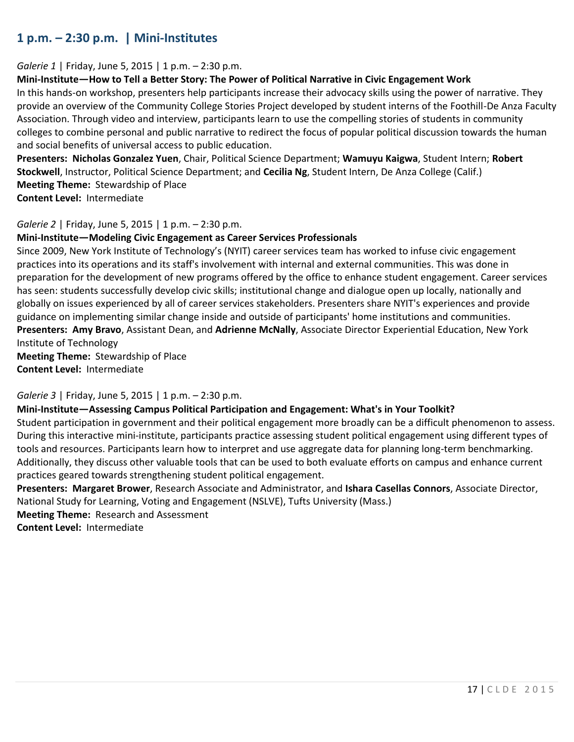## 1 p.m. – 2:30 p.m. | Mini-Institutes

*Galerie 1* | Friday, June 5, 2015 | 1 p.m. – 2:30 p.m.

**Mini-Institute—How to Tell a Better Story: The Power of Political Narrative in Civic Engagement Work**

In this hands-on workshop, presenters help participants increase their advocacy skills using the power of narrative. They provide an overview of the Community College Stories Project developed by student interns of the Foothill-De Anza Faculty Association. Through video and interview, participants learn to use the compelling stories of students in community colleges to combine personal and public narrative to redirect the focus of popular political discussion towards the human and social benefits of universal access to public education.

**Presenters: Nicholas Gonzalez Yuen**, Chair, Political Science Department; **Wamuyu Kaigwa**, Student Intern; **Robert Stockwell**, Instructor, Political Science Department; and **Cecilia Ng**, Student Intern, De Anza College (Calif.)

**Meeting Theme:** Stewardship of Place

**Content Level:** Intermediate

*Galerie 2* | Friday, June 5, 2015 | 1 p.m. – 2:30 p.m.

**Mini-Institute—Modeling Civic Engagement as Career Services Professionals**

Since 2009, New York Institute of Technology's (NYIT) career services team has worked to infuse civic engagement practices into its operations and its staff's involvement with internal and external communities. This was done in preparation for the development of new programs offered by the office to enhance student engagement. Career services has seen: students successfully develop civic skills; institutional change and dialogue open up locally, nationally and globally on issues experienced by all of career services stakeholders. Presenters share NYIT's experiences and provide guidance on implementing similar change inside and outside of participants' home institutions and communities.

**Presenters: Amy Bravo**, Assistant Dean, and **Adrienne McNally**, Associate Director Experiential Education, New York Institute of Technology

**Meeting Theme:** Stewardship of Place

**Content Level:** Intermediate

*Galerie 3* | Friday, June 5, 2015 | 1 p.m. – 2:30 p.m.

**Mini-Institute—Assessing Campus Political Participation and Engagement: What's in Your Toolkit?**

Student participation in government and their political engagement more broadly can be a difficult phenomenon to assess. During this interactive mini-institute, participants practice assessing student political engagement using different types of tools and resources. Participants learn how to interpret and use aggregate data for planning long-term benchmarking. Additionally, they discuss other valuable tools that can be used to both evaluate efforts on campus and enhance current practices geared towards strengthening student political engagement.

**Presenters: Margaret Brower**, Research Associate and Administrator, and **Ishara Casellas Connors**, Associate Director, National Study for Learning, Voting and Engagement (NSLVE), Tufts University (Mass.)

**Meeting Theme:** Research and Assessment

**Content Level:** Intermediate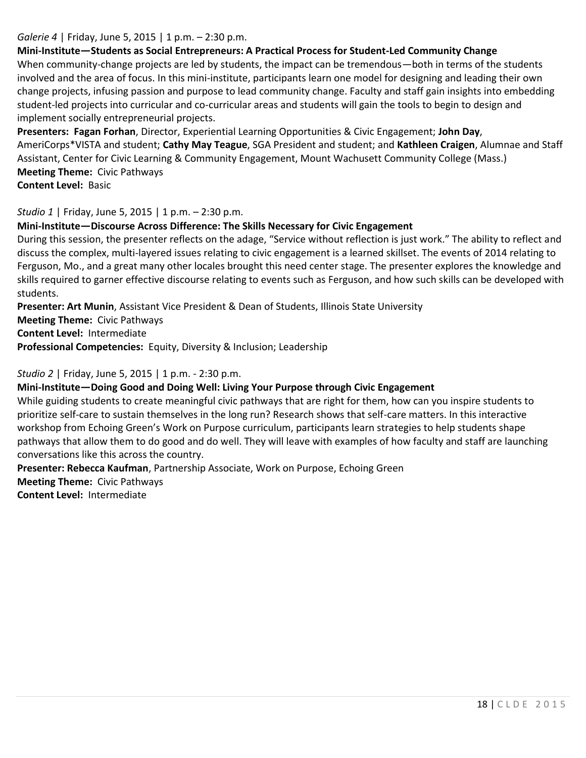*Galerie 4* | Friday, June 5, 2015 | 1 p.m. – 2:30 p.m.

**Mini-Institute—Students as Social Entrepreneurs: A Practical Process for Student-Led Community Change**

When community-change projects are led by students, the impact can be tremendous—both in terms of the students involved and the area of focus. In this mini-institute, participants learn one model for designing and leading their own change projects, infusing passion and purpose to lead community change. Faculty and staff gain insights into embedding student-led projects into curricular and co-curricular areas and students will gain the tools to begin to design and implement socially entrepreneurial projects.

**Presenters: Fagan Forhan**, Director, Experiential Learning Opportunities & Civic Engagement; **John Day**, AmeriCorps*VISTA and student; **Cathy May Teague**, SGA President and student; and **Kathleen Craigen**, Alumnae and Staff Assistant, Center for Civic Learning & Community Engagement, Mount Wachusett Community College (Mass.)

**Meeting Theme:** Civic Pathways

**Content Level:** Basic

*Studio 1* | Friday, June 5, 2015 | 1 p.m. – 2:30 p.m.

**Mini-Institute—Discourse Across Difference: The Skills Necessary for Civic Engagement**

During this session, the presenter reflects on the adage, "Service without reflection is just work." The ability to reflect and discuss the complex, multi-layered issues relating to civic engagement is a learned skillset. The events of 2014 relating to Ferguson, Mo., and a great many other locales brought this need center stage. The presenter explores the knowledge and skills required to garner effective discourse relating to events such as Ferguson, and how such skills can be developed with students.

**Presenter: Art Munin**, Assistant Vice President & Dean of Students, Illinois State University

**Meeting Theme:** Civic Pathways

**Content Level:** Intermediate

**Professional Competencies:** Equity, Diversity & Inclusion; Leadership

*Studio 2* | Friday, June 5, 2015 | 1 p.m. - 2:30 p.m.

**Mini-Institute—Doing Good and Doing Well: Living Your Purpose through Civic Engagement**

While guiding students to create meaningful civic pathways that are right for them, how can you inspire students to prioritize self-care to sustain themselves in the long run? Research shows that self-care matters. In this interactive workshop from Echoing Green's Work on Purpose curriculum, participants learn strategies to help students shape pathways that allow them to do good and do well. They will leave with examples of how faculty and staff are launching conversations like this across the country.

**Presenter: Rebecca Kaufman**, Partnership Associate, Work on Purpose, Echoing Green

**Meeting Theme:** Civic Pathways

**Content Level:** Intermediate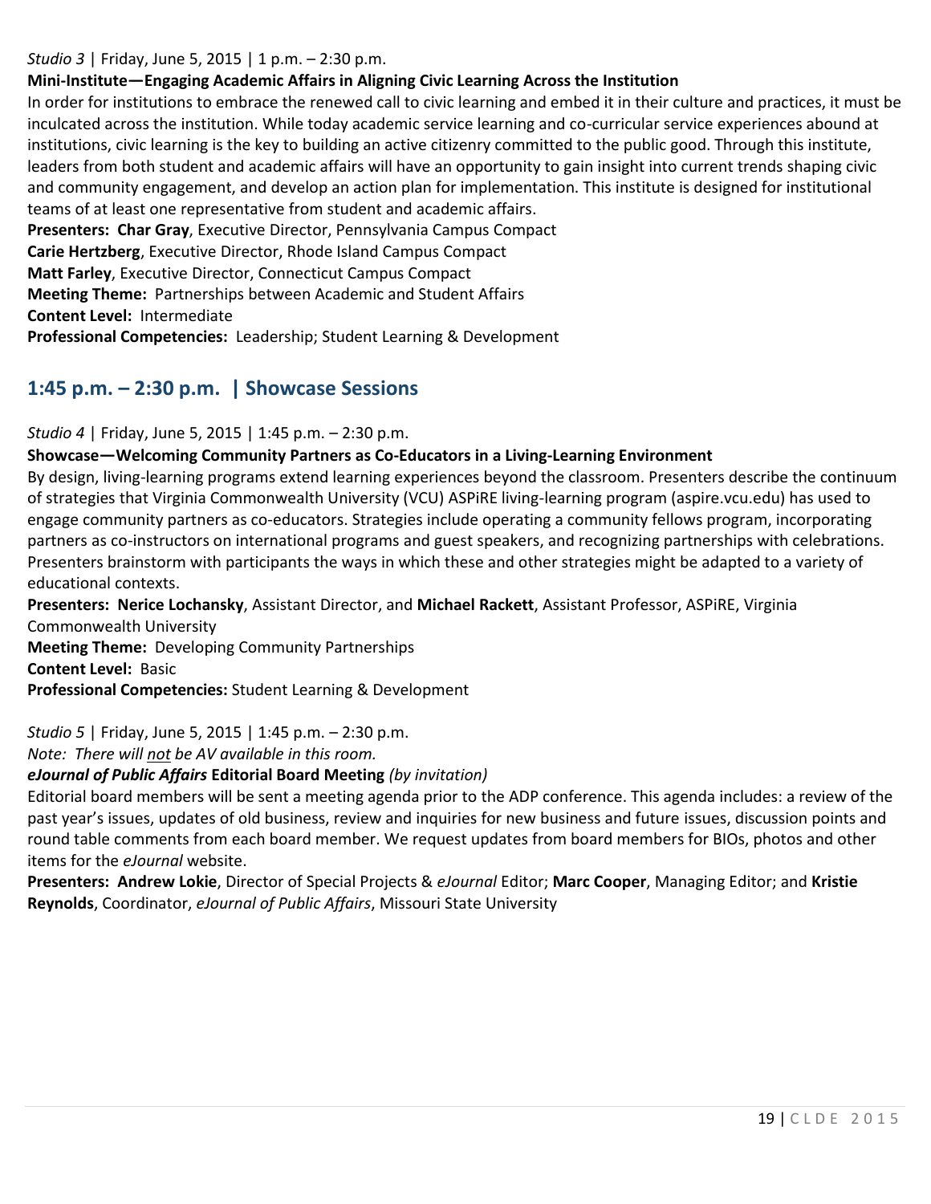*Studio 3* | Friday, June 5, 2015 | 1 p.m. – 2:30 p.m.

**Mini-Institute—Engaging Academic Affairs in Aligning Civic Learning Across the Institution**

In order for institutions to embrace the renewed call to civic learning and embed it in their culture and practices, it must be inculcated across the institution. While today academic service learning and co-curricular service experiences abound at institutions, civic learning is the key to building an active citizenry committed to the public good. Through this institute, leaders from both student and academic affairs will have an opportunity to gain insight into current trends shaping civic and community engagement, and develop an action plan for implementation. This institute is designed for institutional teams of at least one representative from student and academic affairs.

**Presenters: Char Gray**, Executive Director, Pennsylvania Campus Compact
**Carie Hertzberg**, Executive Director, Rhode Island Campus Compact
**Matt Farley**, Executive Director, Connecticut Campus Compact
**Meeting Theme:** Partnerships between Academic and Student Affairs
**Content Level:** Intermediate
**Professional Competencies:** Leadership; Student Learning & Development

## 1:45 p.m. – 2:30 p.m. | Showcase Sessions

*Studio 4* | Friday, June 5, 2015 | 1:45 p.m. – 2:30 p.m.

**Showcase—Welcoming Community Partners as Co-Educators in a Living-Learning Environment**

By design, living-learning programs extend learning experiences beyond the classroom. Presenters describe the continuum of strategies that Virginia Commonwealth University (VCU) ASPiRE living-learning program (aspire.vcu.edu) has used to engage community partners as co-educators. Strategies include operating a community fellows program, incorporating partners as co-instructors on international programs and guest speakers, and recognizing partnerships with celebrations. Presenters brainstorm with participants the ways in which these and other strategies might be adapted to a variety of educational contexts.

**Presenters: Nerice Lochansky**, Assistant Director, and **Michael Rackett**, Assistant Professor, ASPiRE, Virginia Commonwealth University
**Meeting Theme:** Developing Community Partnerships
**Content Level:** Basic
**Professional Competencies:** Student Learning & Development

*Studio 5* | Friday, June 5, 2015 | 1:45 p.m. – 2:30 p.m.
*Note: There will not be AV available in this room.*

***eJournal of Public Affairs* Editorial Board Meeting** *(by invitation)*

Editorial board members will be sent a meeting agenda prior to the ADP conference. This agenda includes: a review of the past year's issues, updates of old business, review and inquiries for new business and future issues, discussion points and round table comments from each board member. We request updates from board members for BIOs, photos and other items for the *eJournal* website.

**Presenters: Andrew Lokie**, Director of Special Projects & *eJournal* Editor; **Marc Cooper**, Managing Editor; and **Kristie Reynolds**, Coordinator, *eJournal of Public Affairs*, Missouri State University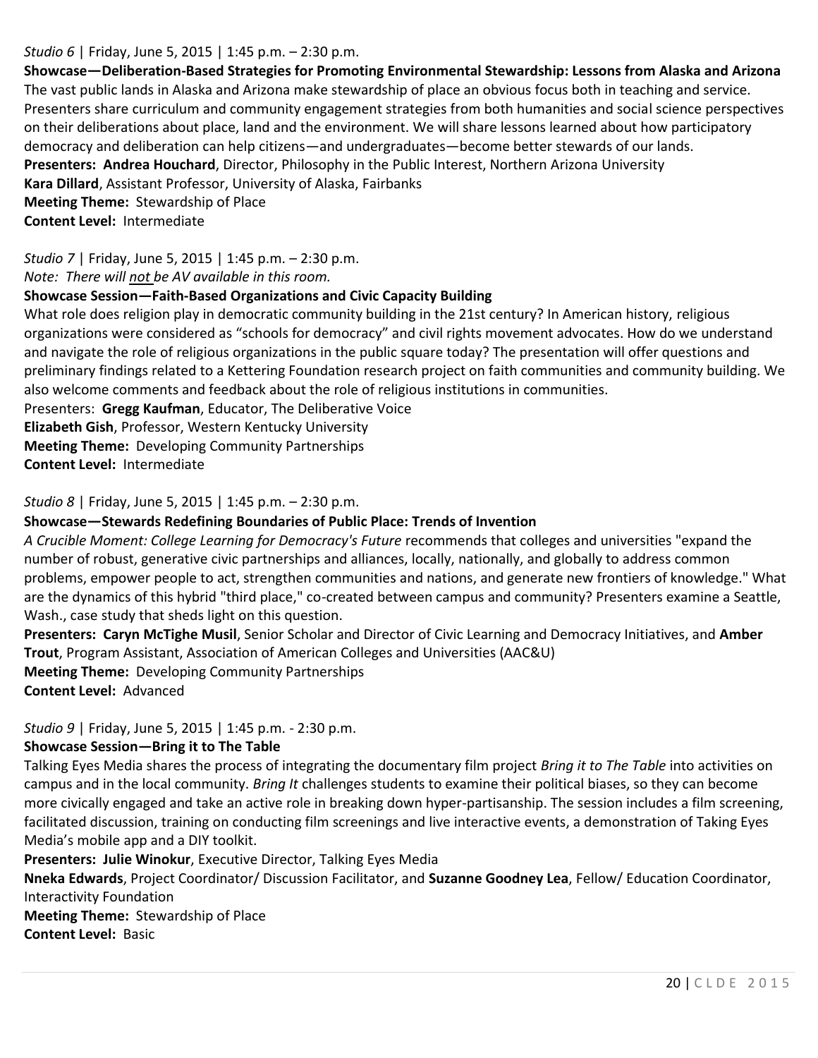*Studio 6* | Friday, June 5, 2015 | 1:45 p.m. – 2:30 p.m.

**Showcase—Deliberation-Based Strategies for Promoting Environmental Stewardship: Lessons from Alaska and Arizona**

The vast public lands in Alaska and Arizona make stewardship of place an obvious focus both in teaching and service. Presenters share curriculum and community engagement strategies from both humanities and social science perspectives on their deliberations about place, land and the environment. We will share lessons learned about how participatory democracy and deliberation can help citizens—and undergraduates—become better stewards of our lands.

**Presenters: Andrea Houchard**, Director, Philosophy in the Public Interest, Northern Arizona University
**Kara Dillard**, Assistant Professor, University of Alaska, Fairbanks
**Meeting Theme:** Stewardship of Place
**Content Level:** Intermediate

*Studio 7* | Friday, June 5, 2015 | 1:45 p.m. – 2:30 p.m.
*Note: There will not be AV available in this room.*

**Showcase Session—Faith-Based Organizations and Civic Capacity Building**

What role does religion play in democratic community building in the 21st century? In American history, religious organizations were considered as "schools for democracy" and civil rights movement advocates. How do we understand and navigate the role of religious organizations in the public square today? The presentation will offer questions and preliminary findings related to a Kettering Foundation research project on faith communities and community building. We also welcome comments and feedback about the role of religious institutions in communities.

Presenters: **Gregg Kaufman**, Educator, The Deliberative Voice
**Elizabeth Gish**, Professor, Western Kentucky University
**Meeting Theme:** Developing Community Partnerships
**Content Level:** Intermediate

*Studio 8* | Friday, June 5, 2015 | 1:45 p.m. – 2:30 p.m.

**Showcase—Stewards Redefining Boundaries of Public Place: Trends of Invention**

*A Crucible Moment: College Learning for Democracy's Future* recommends that colleges and universities "expand the number of robust, generative civic partnerships and alliances, locally, nationally, and globally to address common problems, empower people to act, strengthen communities and nations, and generate new frontiers of knowledge." What are the dynamics of this hybrid "third place," co-created between campus and community? Presenters examine a Seattle, Wash., case study that sheds light on this question.

**Presenters: Caryn McTighe Musil**, Senior Scholar and Director of Civic Learning and Democracy Initiatives, and **Amber Trout**, Program Assistant, Association of American Colleges and Universities (AAC&U)
**Meeting Theme:** Developing Community Partnerships
**Content Level:** Advanced

*Studio 9* | Friday, June 5, 2015 | 1:45 p.m. - 2:30 p.m.

**Showcase Session—Bring it to The Table**

Talking Eyes Media shares the process of integrating the documentary film project *Bring it to The Table* into activities on campus and in the local community. *Bring It* challenges students to examine their political biases, so they can become more civically engaged and take an active role in breaking down hyper-partisanship. The session includes a film screening, facilitated discussion, training on conducting film screenings and live interactive events, a demonstration of Taking Eyes Media's mobile app and a DIY toolkit.

**Presenters: Julie Winokur**, Executive Director, Talking Eyes Media
**Nneka Edwards**, Project Coordinator/ Discussion Facilitator, and **Suzanne Goodney Lea**, Fellow/ Education Coordinator, Interactivity Foundation
**Meeting Theme:** Stewardship of Place
**Content Level:** Basic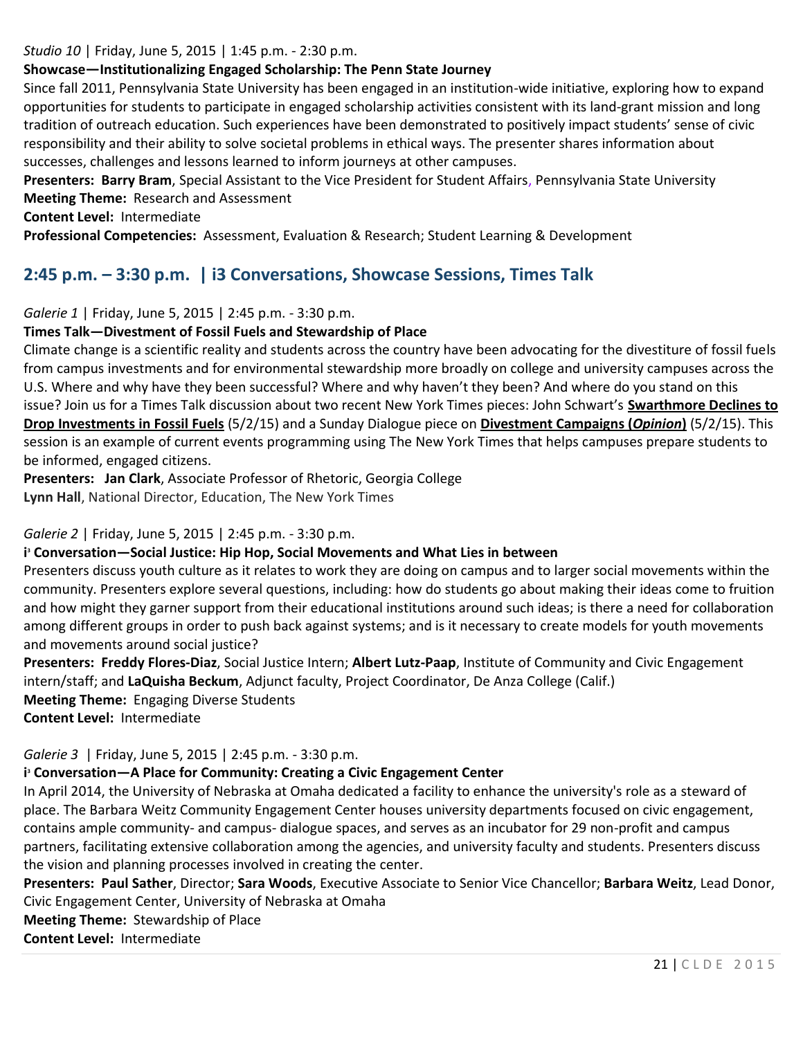*Studio 10* | Friday, June 5, 2015 | 1:45 p.m. - 2:30 p.m.

**Showcase—Institutionalizing Engaged Scholarship: The Penn State Journey**

Since fall 2011, Pennsylvania State University has been engaged in an institution-wide initiative, exploring how to expand opportunities for students to participate in engaged scholarship activities consistent with its land-grant mission and long tradition of outreach education. Such experiences have been demonstrated to positively impact students' sense of civic responsibility and their ability to solve societal problems in ethical ways. The presenter shares information about successes, challenges and lessons learned to inform journeys at other campuses.

**Presenters: Barry Bram**, Special Assistant to the Vice President for Student Affairs, Pennsylvania State University
**Meeting Theme:** Research and Assessment
**Content Level:** Intermediate
**Professional Competencies:** Assessment, Evaluation & Research; Student Learning & Development

## 2:45 p.m. – 3:30 p.m. | i3 Conversations, Showcase Sessions, Times Talk

*Galerie 1* | Friday, June 5, 2015 | 2:45 p.m. - 3:30 p.m.

**Times Talk—Divestment of Fossil Fuels and Stewardship of Place**

Climate change is a scientific reality and students across the country have been advocating for the divestiture of fossil fuels from campus investments and for environmental stewardship more broadly on college and university campuses across the U.S. Where and why have they been successful? Where and why haven't they been? And where do you stand on this issue? Join us for a Times Talk discussion about two recent New York Times pieces: John Schwart's **Swarthmore Declines to Drop Investments in Fossil Fuels** (5/2/15) and a Sunday Dialogue piece on **Divestment Campaigns (*Opinion*)** (5/2/15). This session is an example of current events programming using The New York Times that helps campuses prepare students to be informed, engaged citizens.

**Presenters: Jan Clark**, Associate Professor of Rhetoric, Georgia College
**Lynn Hall**, National Director, Education, The New York Times

*Galerie 2* | Friday, June 5, 2015 | 2:45 p.m. - 3:30 p.m.

**i³ Conversation—Social Justice: Hip Hop, Social Movements and What Lies in between**

Presenters discuss youth culture as it relates to work they are doing on campus and to larger social movements within the community. Presenters explore several questions, including: how do students go about making their ideas come to fruition and how might they garner support from their educational institutions around such ideas; is there a need for collaboration among different groups in order to push back against systems; and is it necessary to create models for youth movements and movements around social justice?

**Presenters: Freddy Flores-Diaz**, Social Justice Intern; **Albert Lutz-Paap**, Institute of Community and Civic Engagement intern/staff; and **LaQuisha Beckum**, Adjunct faculty, Project Coordinator, De Anza College (Calif.)
**Meeting Theme:** Engaging Diverse Students
**Content Level:** Intermediate

*Galerie 3* | Friday, June 5, 2015 | 2:45 p.m. - 3:30 p.m.

**i³ Conversation—A Place for Community: Creating a Civic Engagement Center**

In April 2014, the University of Nebraska at Omaha dedicated a facility to enhance the university's role as a steward of place. The Barbara Weitz Community Engagement Center houses university departments focused on civic engagement, contains ample community- and campus- dialogue spaces, and serves as an incubator for 29 non-profit and campus partners, facilitating extensive collaboration among the agencies, and university faculty and students. Presenters discuss the vision and planning processes involved in creating the center.

**Presenters: Paul Sather**, Director; **Sara Woods**, Executive Associate to Senior Vice Chancellor; **Barbara Weitz**, Lead Donor, Civic Engagement Center, University of Nebraska at Omaha
**Meeting Theme:** Stewardship of Place
**Content Level:** Intermediate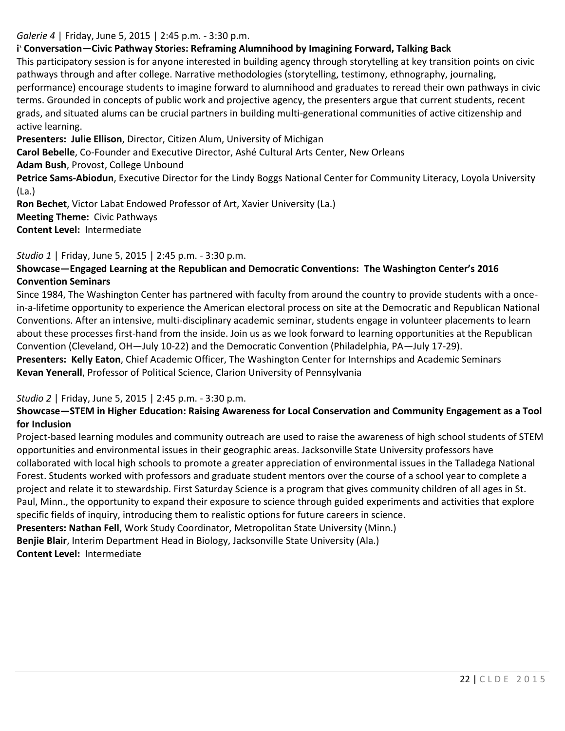*Galerie 4* | Friday, June 5, 2015 | 2:45 p.m. - 3:30 p.m.

**i³ Conversation—Civic Pathway Stories: Reframing Alumnihood by Imagining Forward, Talking Back**

This participatory session is for anyone interested in building agency through storytelling at key transition points on civic pathways through and after college. Narrative methodologies (storytelling, testimony, ethnography, journaling, performance) encourage students to imagine forward to alumnihood and graduates to reread their own pathways in civic terms. Grounded in concepts of public work and projective agency, the presenters argue that current students, recent grads, and situated alums can be crucial partners in building multi-generational communities of active citizenship and active learning.

**Presenters: Julie Ellison**, Director, Citizen Alum, University of Michigan
**Carol Bebelle**, Co-Founder and Executive Director, Ashé Cultural Arts Center, New Orleans
**Adam Bush**, Provost, College Unbound
**Petrice Sams-Abiodun**, Executive Director for the Lindy Boggs National Center for Community Literacy, Loyola University (La.)
**Ron Bechet**, Victor Labat Endowed Professor of Art, Xavier University (La.)
**Meeting Theme:** Civic Pathways
**Content Level:** Intermediate

*Studio 1* | Friday, June 5, 2015 | 2:45 p.m. - 3:30 p.m.

**Showcase—Engaged Learning at the Republican and Democratic Conventions: The Washington Center's 2016 Convention Seminars**

Since 1984, The Washington Center has partnered with faculty from around the country to provide students with a once-in-a-lifetime opportunity to experience the American electoral process on site at the Democratic and Republican National Conventions. After an intensive, multi-disciplinary academic seminar, students engage in volunteer placements to learn about these processes first-hand from the inside. Join us as we look forward to learning opportunities at the Republican Convention (Cleveland, OH—July 10-22) and the Democratic Convention (Philadelphia, PA—July 17-29).

**Presenters: Kelly Eaton**, Chief Academic Officer, The Washington Center for Internships and Academic Seminars
**Kevan Yenerall**, Professor of Political Science, Clarion University of Pennsylvania

*Studio 2* | Friday, June 5, 2015 | 2:45 p.m. - 3:30 p.m.

**Showcase—STEM in Higher Education: Raising Awareness for Local Conservation and Community Engagement as a Tool for Inclusion**

Project-based learning modules and community outreach are used to raise the awareness of high school students of STEM opportunities and environmental issues in their geographic areas. Jacksonville State University professors have collaborated with local high schools to promote a greater appreciation of environmental issues in the Talladega National Forest. Students worked with professors and graduate student mentors over the course of a school year to complete a project and relate it to stewardship. First Saturday Science is a program that gives community children of all ages in St. Paul, Minn., the opportunity to expand their exposure to science through guided experiments and activities that explore specific fields of inquiry, introducing them to realistic options for future careers in science.

**Presenters: Nathan Fell**, Work Study Coordinator, Metropolitan State University (Minn.)
**Benjie Blair**, Interim Department Head in Biology, Jacksonville State University (Ala.)
**Content Level:** Intermediate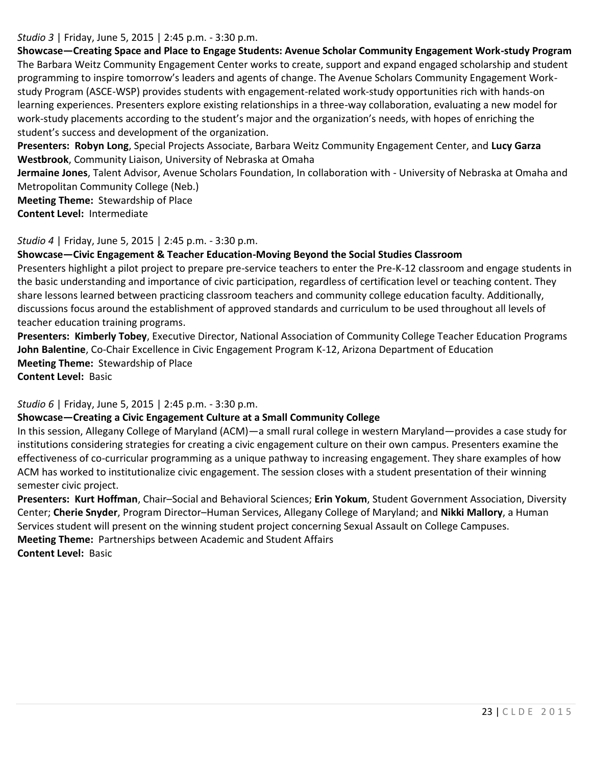*Studio 3* | Friday, June 5, 2015 | 2:45 p.m. - 3:30 p.m.

**Showcase—Creating Space and Place to Engage Students: Avenue Scholar Community Engagement Work-study Program**

The Barbara Weitz Community Engagement Center works to create, support and expand engaged scholarship and student programming to inspire tomorrow's leaders and agents of change. The Avenue Scholars Community Engagement Work-study Program (ASCE-WSP) provides students with engagement-related work-study opportunities rich with hands-on learning experiences. Presenters explore existing relationships in a three-way collaboration, evaluating a new model for work-study placements according to the student's major and the organization's needs, with hopes of enriching the student's success and development of the organization.

**Presenters: Robyn Long**, Special Projects Associate, Barbara Weitz Community Engagement Center, and **Lucy Garza Westbrook**, Community Liaison, University of Nebraska at Omaha

**Jermaine Jones**, Talent Advisor, Avenue Scholars Foundation, In collaboration with - University of Nebraska at Omaha and Metropolitan Community College (Neb.)

**Meeting Theme:** Stewardship of Place

**Content Level:** Intermediate

*Studio 4* | Friday, June 5, 2015 | 2:45 p.m. - 3:30 p.m.

**Showcase—Civic Engagement & Teacher Education-Moving Beyond the Social Studies Classroom**

Presenters highlight a pilot project to prepare pre-service teachers to enter the Pre-K-12 classroom and engage students in the basic understanding and importance of civic participation, regardless of certification level or teaching content. They share lessons learned between practicing classroom teachers and community college education faculty. Additionally, discussions focus around the establishment of approved standards and curriculum to be used throughout all levels of teacher education training programs.

**Presenters: Kimberly Tobey**, Executive Director, National Association of Community College Teacher Education Programs

**John Balentine**, Co-Chair Excellence in Civic Engagement Program K-12, Arizona Department of Education

**Meeting Theme:** Stewardship of Place

**Content Level:** Basic

*Studio 6* | Friday, June 5, 2015 | 2:45 p.m. - 3:30 p.m.

**Showcase—Creating a Civic Engagement Culture at a Small Community College**

In this session, Allegany College of Maryland (ACM)—a small rural college in western Maryland—provides a case study for institutions considering strategies for creating a civic engagement culture on their own campus. Presenters examine the effectiveness of co-curricular programming as a unique pathway to increasing engagement. They share examples of how ACM has worked to institutionalize civic engagement. The session closes with a student presentation of their winning semester civic project.

**Presenters: Kurt Hoffman**, Chair–Social and Behavioral Sciences; **Erin Yokum**, Student Government Association, Diversity Center; **Cherie Snyder**, Program Director–Human Services, Allegany College of Maryland; and **Nikki Mallory**, a Human Services student will present on the winning student project concerning Sexual Assault on College Campuses.

**Meeting Theme:** Partnerships between Academic and Student Affairs

**Content Level:** Basic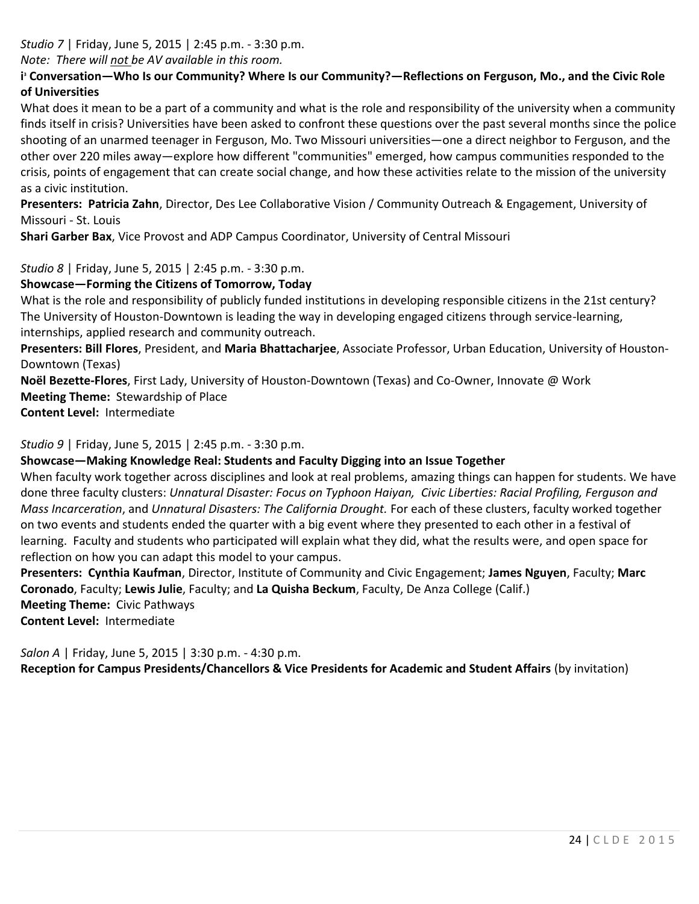*Studio 7* | Friday, June 5, 2015 | 2:45 p.m. - 3:30 p.m.

*Note: There will not be AV available in this room.*

**i³ Conversation—Who Is our Community? Where Is our Community?—Reflections on Ferguson, Mo., and the Civic Role of Universities**

What does it mean to be a part of a community and what is the role and responsibility of the university when a community finds itself in crisis? Universities have been asked to confront these questions over the past several months since the police shooting of an unarmed teenager in Ferguson, Mo. Two Missouri universities—one a direct neighbor to Ferguson, and the other over 220 miles away—explore how different "communities" emerged, how campus communities responded to the crisis, points of engagement that can create social change, and how these activities relate to the mission of the university as a civic institution.

**Presenters: Patricia Zahn**, Director, Des Lee Collaborative Vision / Community Outreach & Engagement, University of Missouri - St. Louis

**Shari Garber Bax**, Vice Provost and ADP Campus Coordinator, University of Central Missouri

*Studio 8* | Friday, June 5, 2015 | 2:45 p.m. - 3:30 p.m.

**Showcase—Forming the Citizens of Tomorrow, Today**

What is the role and responsibility of publicly funded institutions in developing responsible citizens in the 21st century? The University of Houston-Downtown is leading the way in developing engaged citizens through service-learning, internships, applied research and community outreach.

**Presenters: Bill Flores**, President, and **Maria Bhattacharjee**, Associate Professor, Urban Education, University of Houston-Downtown (Texas)

**Noël Bezette-Flores**, First Lady, University of Houston-Downtown (Texas) and Co-Owner, Innovate @ Work

**Meeting Theme:** Stewardship of Place

**Content Level:** Intermediate

*Studio 9* | Friday, June 5, 2015 | 2:45 p.m. - 3:30 p.m.

**Showcase—Making Knowledge Real: Students and Faculty Digging into an Issue Together**

When faculty work together across disciplines and look at real problems, amazing things can happen for students. We have done three faculty clusters: *Unnatural Disaster: Focus on Typhoon Haiyan, Civic Liberties: Racial Profiling, Ferguson and Mass Incarceration*, and *Unnatural Disasters: The California Drought.* For each of these clusters, faculty worked together on two events and students ended the quarter with a big event where they presented to each other in a festival of learning. Faculty and students who participated will explain what they did, what the results were, and open space for reflection on how you can adapt this model to your campus.

**Presenters: Cynthia Kaufman**, Director, Institute of Community and Civic Engagement; **James Nguyen**, Faculty; **Marc Coronado**, Faculty; **Lewis Julie**, Faculty; and **La Quisha Beckum**, Faculty, De Anza College (Calif.)

**Meeting Theme:** Civic Pathways

**Content Level:** Intermediate

*Salon A* | Friday, June 5, 2015 | 3:30 p.m. - 4:30 p.m.

**Reception for Campus Presidents/Chancellors & Vice Presidents for Academic and Student Affairs** (by invitation)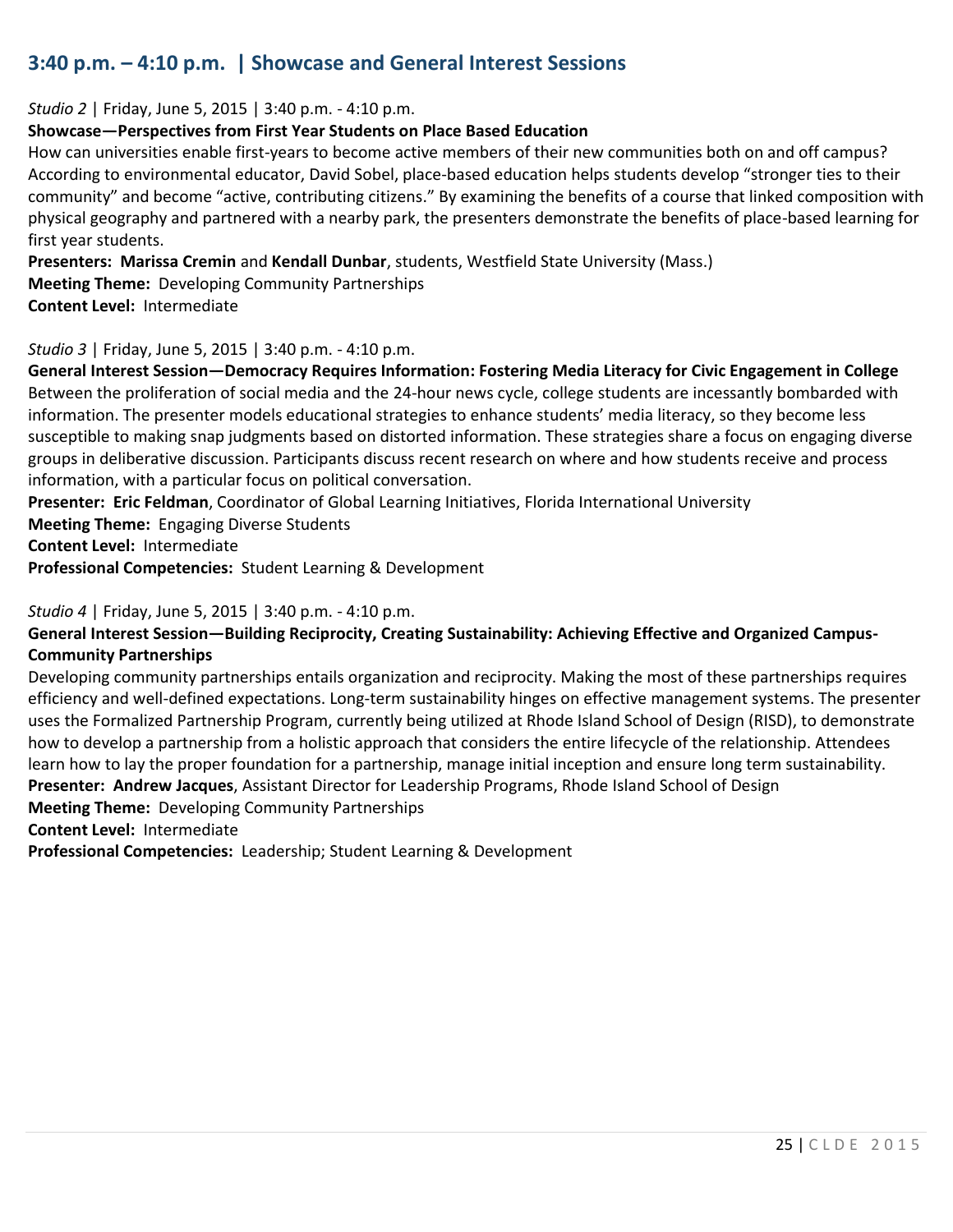## 3:40 p.m. – 4:10 p.m. | Showcase and General Interest Sessions

*Studio 2* | Friday, June 5, 2015 | 3:40 p.m. - 4:10 p.m.

**Showcase—Perspectives from First Year Students on Place Based Education**

How can universities enable first-years to become active members of their new communities both on and off campus? According to environmental educator, David Sobel, place-based education helps students develop "stronger ties to their community" and become "active, contributing citizens." By examining the benefits of a course that linked composition with physical geography and partnered with a nearby park, the presenters demonstrate the benefits of place-based learning for first year students.

**Presenters: Marissa Cremin** and **Kendall Dunbar**, students, Westfield State University (Mass.)
**Meeting Theme:** Developing Community Partnerships
**Content Level:** Intermediate

*Studio 3* | Friday, June 5, 2015 | 3:40 p.m. - 4:10 p.m.

**General Interest Session—Democracy Requires Information: Fostering Media Literacy for Civic Engagement in College**

Between the proliferation of social media and the 24-hour news cycle, college students are incessantly bombarded with information. The presenter models educational strategies to enhance students' media literacy, so they become less susceptible to making snap judgments based on distorted information. These strategies share a focus on engaging diverse groups in deliberative discussion. Participants discuss recent research on where and how students receive and process information, with a particular focus on political conversation.

**Presenter: Eric Feldman**, Coordinator of Global Learning Initiatives, Florida International University
**Meeting Theme:** Engaging Diverse Students
**Content Level:** Intermediate
**Professional Competencies:** Student Learning & Development

*Studio 4* | Friday, June 5, 2015 | 3:40 p.m. - 4:10 p.m.

**General Interest Session—Building Reciprocity, Creating Sustainability: Achieving Effective and Organized Campus-Community Partnerships**

Developing community partnerships entails organization and reciprocity. Making the most of these partnerships requires efficiency and well-defined expectations. Long-term sustainability hinges on effective management systems. The presenter uses the Formalized Partnership Program, currently being utilized at Rhode Island School of Design (RISD), to demonstrate how to develop a partnership from a holistic approach that considers the entire lifecycle of the relationship. Attendees learn how to lay the proper foundation for a partnership, manage initial inception and ensure long term sustainability.

**Presenter: Andrew Jacques**, Assistant Director for Leadership Programs, Rhode Island School of Design
**Meeting Theme:** Developing Community Partnerships
**Content Level:** Intermediate
**Professional Competencies:** Leadership; Student Learning & Development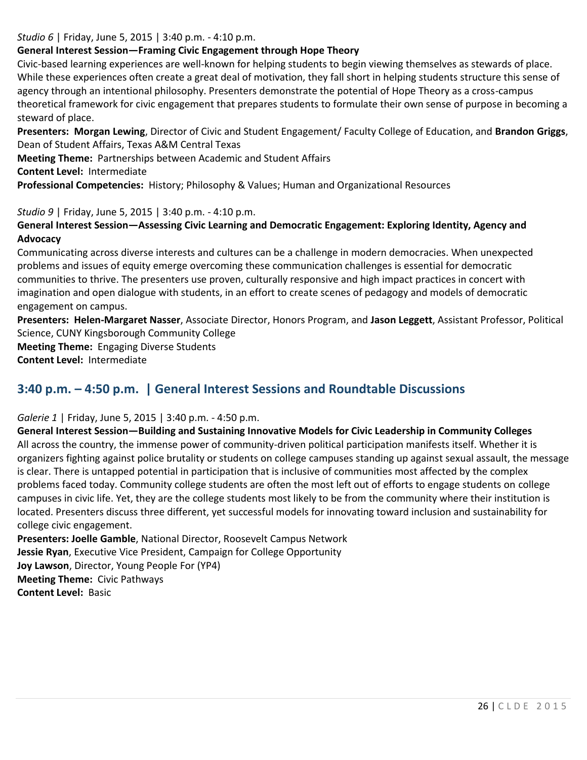*Studio 6* | Friday, June 5, 2015 | 3:40 p.m. - 4:10 p.m.

**General Interest Session—Framing Civic Engagement through Hope Theory**

Civic-based learning experiences are well-known for helping students to begin viewing themselves as stewards of place. While these experiences often create a great deal of motivation, they fall short in helping students structure this sense of agency through an intentional philosophy. Presenters demonstrate the potential of Hope Theory as a cross-campus theoretical framework for civic engagement that prepares students to formulate their own sense of purpose in becoming a steward of place.

**Presenters: Morgan Lewing**, Director of Civic and Student Engagement/ Faculty College of Education, and **Brandon Griggs**, Dean of Student Affairs, Texas A&M Central Texas

**Meeting Theme:** Partnerships between Academic and Student Affairs

**Content Level:** Intermediate

**Professional Competencies:** History; Philosophy & Values; Human and Organizational Resources

*Studio 9* | Friday, June 5, 2015 | 3:40 p.m. - 4:10 p.m.

**General Interest Session—Assessing Civic Learning and Democratic Engagement: Exploring Identity, Agency and Advocacy**

Communicating across diverse interests and cultures can be a challenge in modern democracies. When unexpected problems and issues of equity emerge overcoming these communication challenges is essential for democratic communities to thrive. The presenters use proven, culturally responsive and high impact practices in concert with imagination and open dialogue with students, in an effort to create scenes of pedagogy and models of democratic engagement on campus.

**Presenters: Helen-Margaret Nasser**, Associate Director, Honors Program, and **Jason Leggett**, Assistant Professor, Political Science, CUNY Kingsborough Community College

**Meeting Theme:** Engaging Diverse Students

**Content Level:** Intermediate

## 3:40 p.m. – 4:50 p.m. | General Interest Sessions and Roundtable Discussions

*Galerie 1* | Friday, June 5, 2015 | 3:40 p.m. - 4:50 p.m.

**General Interest Session—Building and Sustaining Innovative Models for Civic Leadership in Community Colleges**

All across the country, the immense power of community-driven political participation manifests itself. Whether it is organizers fighting against police brutality or students on college campuses standing up against sexual assault, the message is clear. There is untapped potential in participation that is inclusive of communities most affected by the complex problems faced today. Community college students are often the most left out of efforts to engage students on college campuses in civic life. Yet, they are the college students most likely to be from the community where their institution is located. Presenters discuss three different, yet successful models for innovating toward inclusion and sustainability for college civic engagement.

**Presenters: Joelle Gamble**, National Director, Roosevelt Campus Network

**Jessie Ryan**, Executive Vice President, Campaign for College Opportunity

**Joy Lawson**, Director, Young People For (YP4)

**Meeting Theme:** Civic Pathways

**Content Level:** Basic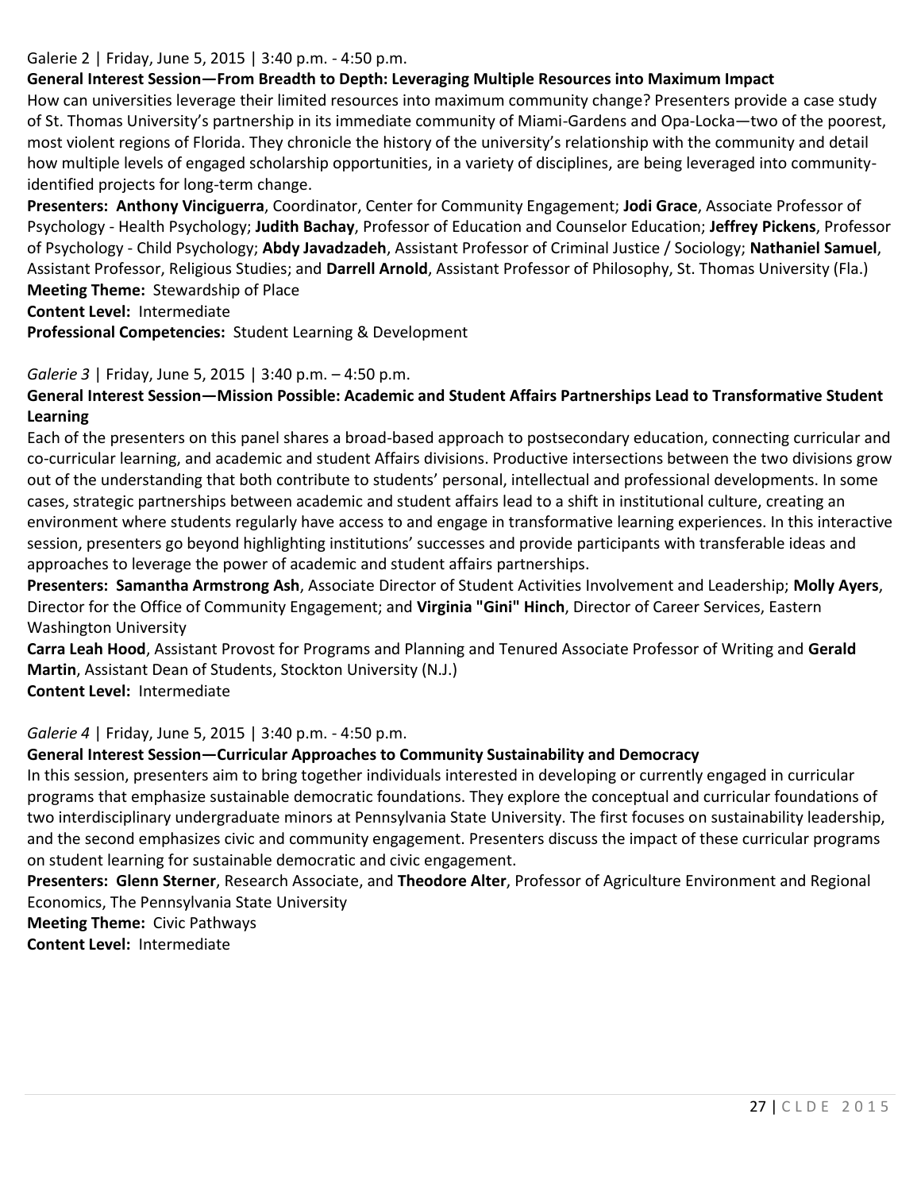Galerie 2 | Friday, June 5, 2015 | 3:40 p.m. - 4:50 p.m.

**General Interest Session—From Breadth to Depth: Leveraging Multiple Resources into Maximum Impact**

How can universities leverage their limited resources into maximum community change? Presenters provide a case study of St. Thomas University's partnership in its immediate community of Miami-Gardens and Opa-Locka—two of the poorest, most violent regions of Florida. They chronicle the history of the university's relationship with the community and detail how multiple levels of engaged scholarship opportunities, in a variety of disciplines, are being leveraged into community-identified projects for long-term change.

**Presenters:** **Anthony Vinciguerra**, Coordinator, Center for Community Engagement; **Jodi Grace**, Associate Professor of Psychology - Health Psychology; **Judith Bachay**, Professor of Education and Counselor Education; **Jeffrey Pickens**, Professor of Psychology - Child Psychology; **Abdy Javadzadeh**, Assistant Professor of Criminal Justice / Sociology; **Nathaniel Samuel**, Assistant Professor, Religious Studies; and **Darrell Arnold**, Assistant Professor of Philosophy, St. Thomas University (Fla.)

**Meeting Theme:** Stewardship of Place

**Content Level:** Intermediate

**Professional Competencies:** Student Learning & Development

*Galerie 3* | Friday, June 5, 2015 | 3:40 p.m. – 4:50 p.m.

**General Interest Session—Mission Possible: Academic and Student Affairs Partnerships Lead to Transformative Student Learning**

Each of the presenters on this panel shares a broad-based approach to postsecondary education, connecting curricular and co-curricular learning, and academic and student Affairs divisions. Productive intersections between the two divisions grow out of the understanding that both contribute to students' personal, intellectual and professional developments. In some cases, strategic partnerships between academic and student affairs lead to a shift in institutional culture, creating an environment where students regularly have access to and engage in transformative learning experiences. In this interactive session, presenters go beyond highlighting institutions' successes and provide participants with transferable ideas and approaches to leverage the power of academic and student affairs partnerships.

**Presenters:** **Samantha Armstrong Ash**, Associate Director of Student Activities Involvement and Leadership; **Molly Ayers**, Director for the Office of Community Engagement; and **Virginia "Gini" Hinch**, Director of Career Services, Eastern Washington University

**Carra Leah Hood**, Assistant Provost for Programs and Planning and Tenured Associate Professor of Writing and **Gerald Martin**, Assistant Dean of Students, Stockton University (N.J.)

**Content Level:** Intermediate

*Galerie 4* | Friday, June 5, 2015 | 3:40 p.m. - 4:50 p.m.

**General Interest Session—Curricular Approaches to Community Sustainability and Democracy**

In this session, presenters aim to bring together individuals interested in developing or currently engaged in curricular programs that emphasize sustainable democratic foundations. They explore the conceptual and curricular foundations of two interdisciplinary undergraduate minors at Pennsylvania State University. The first focuses on sustainability leadership, and the second emphasizes civic and community engagement. Presenters discuss the impact of these curricular programs on student learning for sustainable democratic and civic engagement.

**Presenters:** **Glenn Sterner**, Research Associate, and **Theodore Alter**, Professor of Agriculture Environment and Regional Economics, The Pennsylvania State University

**Meeting Theme:** Civic Pathways

**Content Level:** Intermediate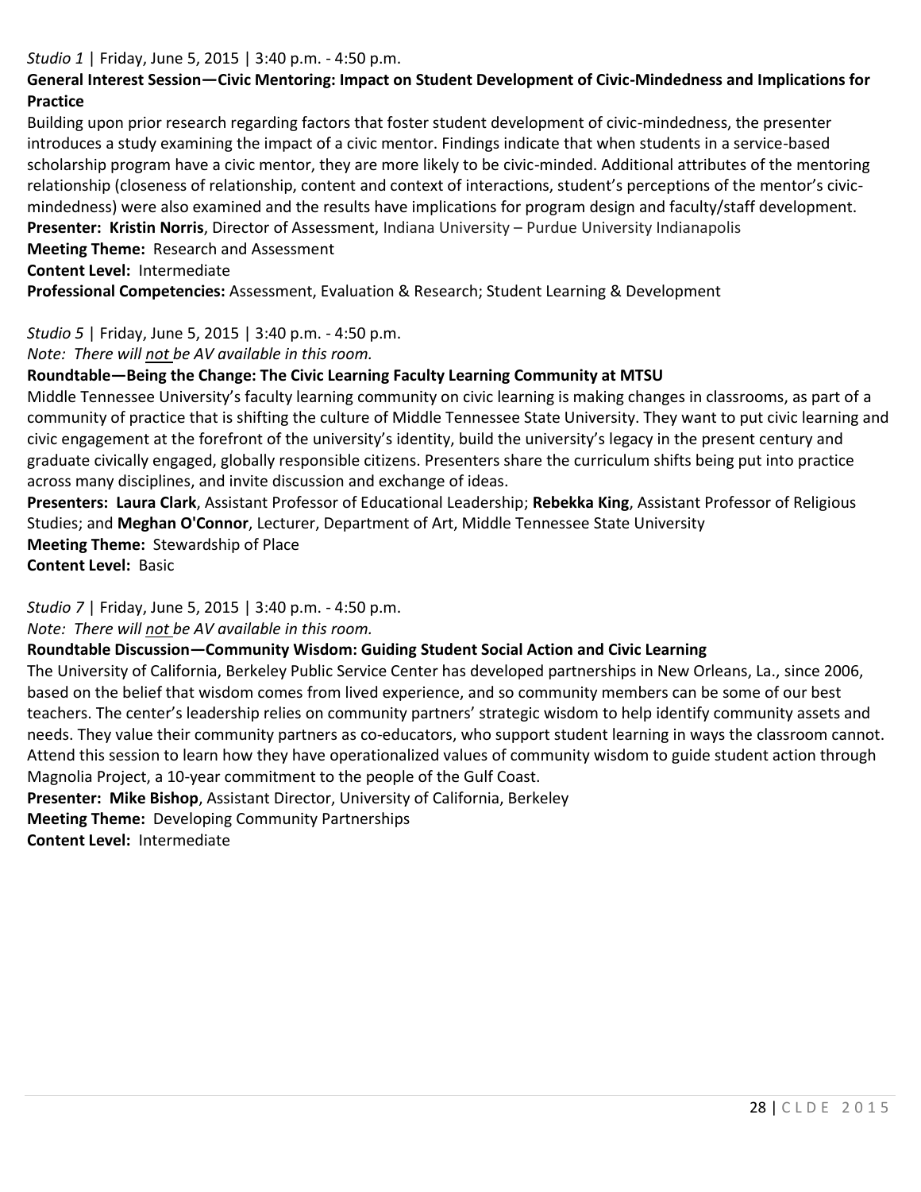*Studio 1* | Friday, June 5, 2015 | 3:40 p.m. - 4:50 p.m.

**General Interest Session—Civic Mentoring: Impact on Student Development of Civic-Mindedness and Implications for Practice**

Building upon prior research regarding factors that foster student development of civic-mindedness, the presenter introduces a study examining the impact of a civic mentor. Findings indicate that when students in a service-based scholarship program have a civic mentor, they are more likely to be civic-minded. Additional attributes of the mentoring relationship (closeness of relationship, content and context of interactions, student's perceptions of the mentor's civic-mindedness) were also examined and the results have implications for program design and faculty/staff development.

**Presenter: Kristin Norris**, Director of Assessment, Indiana University – Purdue University Indianapolis

**Meeting Theme:** Research and Assessment

**Content Level:** Intermediate

**Professional Competencies:** Assessment, Evaluation & Research; Student Learning & Development

*Studio 5* | Friday, June 5, 2015 | 3:40 p.m. - 4:50 p.m.

*Note: There will not be AV available in this room.*

**Roundtable—Being the Change: The Civic Learning Faculty Learning Community at MTSU**

Middle Tennessee University's faculty learning community on civic learning is making changes in classrooms, as part of a community of practice that is shifting the culture of Middle Tennessee State University. They want to put civic learning and civic engagement at the forefront of the university's identity, build the university's legacy in the present century and graduate civically engaged, globally responsible citizens. Presenters share the curriculum shifts being put into practice across many disciplines, and invite discussion and exchange of ideas.

**Presenters: Laura Clark**, Assistant Professor of Educational Leadership; **Rebekka King**, Assistant Professor of Religious Studies; and **Meghan O'Connor**, Lecturer, Department of Art, Middle Tennessee State University

**Meeting Theme:** Stewardship of Place

**Content Level:** Basic

*Studio 7* | Friday, June 5, 2015 | 3:40 p.m. - 4:50 p.m.

*Note: There will not be AV available in this room.*

**Roundtable Discussion—Community Wisdom: Guiding Student Social Action and Civic Learning**

The University of California, Berkeley Public Service Center has developed partnerships in New Orleans, La., since 2006, based on the belief that wisdom comes from lived experience, and so community members can be some of our best teachers. The center's leadership relies on community partners' strategic wisdom to help identify community assets and needs. They value their community partners as co-educators, who support student learning in ways the classroom cannot. Attend this session to learn how they have operationalized values of community wisdom to guide student action through Magnolia Project, a 10-year commitment to the people of the Gulf Coast.

**Presenter: Mike Bishop**, Assistant Director, University of California, Berkeley

**Meeting Theme:** Developing Community Partnerships

**Content Level:** Intermediate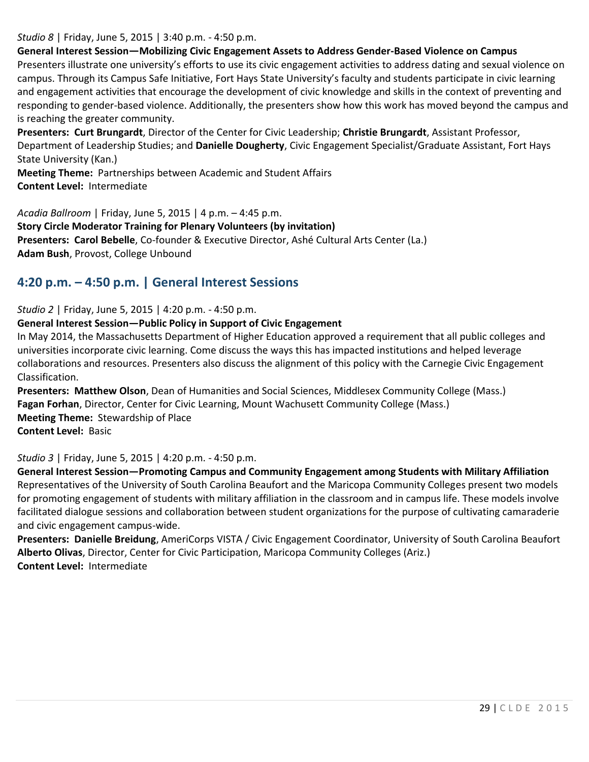*Studio 8* | Friday, June 5, 2015 | 3:40 p.m. - 4:50 p.m.

**General Interest Session—Mobilizing Civic Engagement Assets to Address Gender-Based Violence on Campus**

Presenters illustrate one university's efforts to use its civic engagement activities to address dating and sexual violence on campus. Through its Campus Safe Initiative, Fort Hays State University's faculty and students participate in civic learning and engagement activities that encourage the development of civic knowledge and skills in the context of preventing and responding to gender-based violence. Additionally, the presenters show how this work has moved beyond the campus and is reaching the greater community.

**Presenters: Curt Brungardt**, Director of the Center for Civic Leadership; **Christie Brungardt**, Assistant Professor, Department of Leadership Studies; and **Danielle Dougherty**, Civic Engagement Specialist/Graduate Assistant, Fort Hays State University (Kan.)

**Meeting Theme:** Partnerships between Academic and Student Affairs

**Content Level:** Intermediate

*Acadia Ballroom* | Friday, June 5, 2015 | 4 p.m. – 4:45 p.m.

**Story Circle Moderator Training for Plenary Volunteers (by invitation)**

**Presenters: Carol Bebelle**, Co-founder & Executive Director, Ashé Cultural Arts Center (La.)

**Adam Bush**, Provost, College Unbound

## 4:20 p.m. – 4:50 p.m. | General Interest Sessions

*Studio 2* | Friday, June 5, 2015 | 4:20 p.m. - 4:50 p.m.

**General Interest Session—Public Policy in Support of Civic Engagement**

In May 2014, the Massachusetts Department of Higher Education approved a requirement that all public colleges and universities incorporate civic learning. Come discuss the ways this has impacted institutions and helped leverage collaborations and resources. Presenters also discuss the alignment of this policy with the Carnegie Civic Engagement Classification.

**Presenters: Matthew Olson**, Dean of Humanities and Social Sciences, Middlesex Community College (Mass.)

**Fagan Forhan**, Director, Center for Civic Learning, Mount Wachusett Community College (Mass.)

**Meeting Theme:** Stewardship of Place

**Content Level:** Basic

*Studio 3* | Friday, June 5, 2015 | 4:20 p.m. - 4:50 p.m.

**General Interest Session—Promoting Campus and Community Engagement among Students with Military Affiliation**

Representatives of the University of South Carolina Beaufort and the Maricopa Community Colleges present two models for promoting engagement of students with military affiliation in the classroom and in campus life. These models involve facilitated dialogue sessions and collaboration between student organizations for the purpose of cultivating camaraderie and civic engagement campus-wide.

**Presenters: Danielle Breidung**, AmeriCorps VISTA / Civic Engagement Coordinator, University of South Carolina Beaufort

**Alberto Olivas**, Director, Center for Civic Participation, Maricopa Community Colleges (Ariz.)

**Content Level:** Intermediate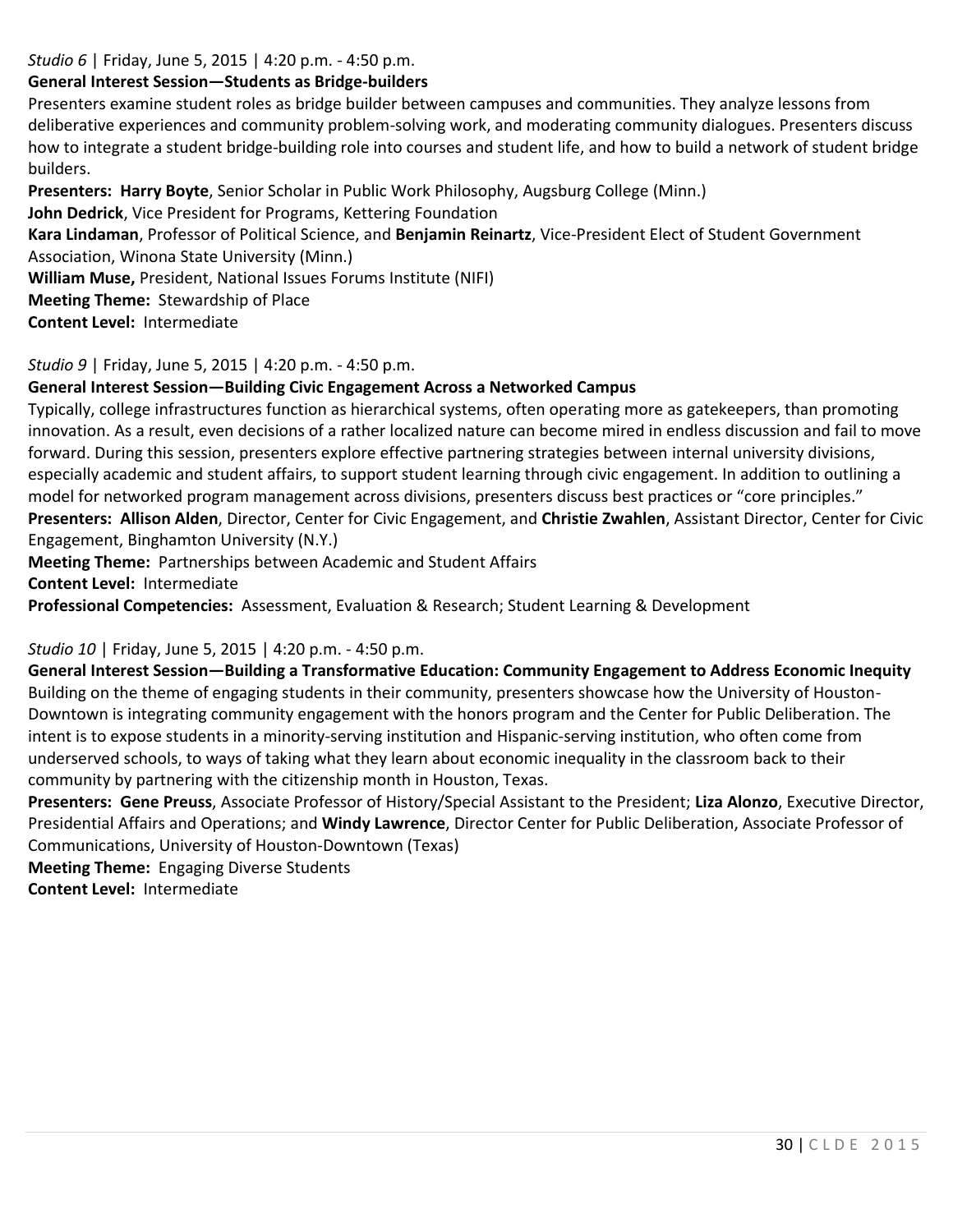*Studio 6* | Friday, June 5, 2015 | 4:20 p.m. - 4:50 p.m.

**General Interest Session—Students as Bridge-builders**

Presenters examine student roles as bridge builder between campuses and communities. They analyze lessons from deliberative experiences and community problem-solving work, and moderating community dialogues. Presenters discuss how to integrate a student bridge-building role into courses and student life, and how to build a network of student bridge builders.

**Presenters: Harry Boyte**, Senior Scholar in Public Work Philosophy, Augsburg College (Minn.)
**John Dedrick**, Vice President for Programs, Kettering Foundation
**Kara Lindaman**, Professor of Political Science, and **Benjamin Reinartz**, Vice-President Elect of Student Government Association, Winona State University (Minn.)
**William Muse,** President, National Issues Forums Institute (NIFI)
**Meeting Theme:** Stewardship of Place
**Content Level:** Intermediate

*Studio 9* | Friday, June 5, 2015 | 4:20 p.m. - 4:50 p.m.

**General Interest Session—Building Civic Engagement Across a Networked Campus**

Typically, college infrastructures function as hierarchical systems, often operating more as gatekeepers, than promoting innovation. As a result, even decisions of a rather localized nature can become mired in endless discussion and fail to move forward. During this session, presenters explore effective partnering strategies between internal university divisions, especially academic and student affairs, to support student learning through civic engagement. In addition to outlining a model for networked program management across divisions, presenters discuss best practices or "core principles."

**Presenters: Allison Alden**, Director, Center for Civic Engagement, and **Christie Zwahlen**, Assistant Director, Center for Civic Engagement, Binghamton University (N.Y.)
**Meeting Theme:** Partnerships between Academic and Student Affairs
**Content Level:** Intermediate
**Professional Competencies:** Assessment, Evaluation & Research; Student Learning & Development

*Studio 10* | Friday, June 5, 2015 | 4:20 p.m. - 4:50 p.m.

**General Interest Session—Building a Transformative Education: Community Engagement to Address Economic Inequity**

Building on the theme of engaging students in their community, presenters showcase how the University of Houston-Downtown is integrating community engagement with the honors program and the Center for Public Deliberation. The intent is to expose students in a minority-serving institution and Hispanic-serving institution, who often come from underserved schools, to ways of taking what they learn about economic inequality in the classroom back to their community by partnering with the citizenship month in Houston, Texas.

**Presenters: Gene Preuss**, Associate Professor of History/Special Assistant to the President; **Liza Alonzo**, Executive Director, Presidential Affairs and Operations; and **Windy Lawrence**, Director Center for Public Deliberation, Associate Professor of Communications, University of Houston-Downtown (Texas)
**Meeting Theme:** Engaging Diverse Students
**Content Level:** Intermediate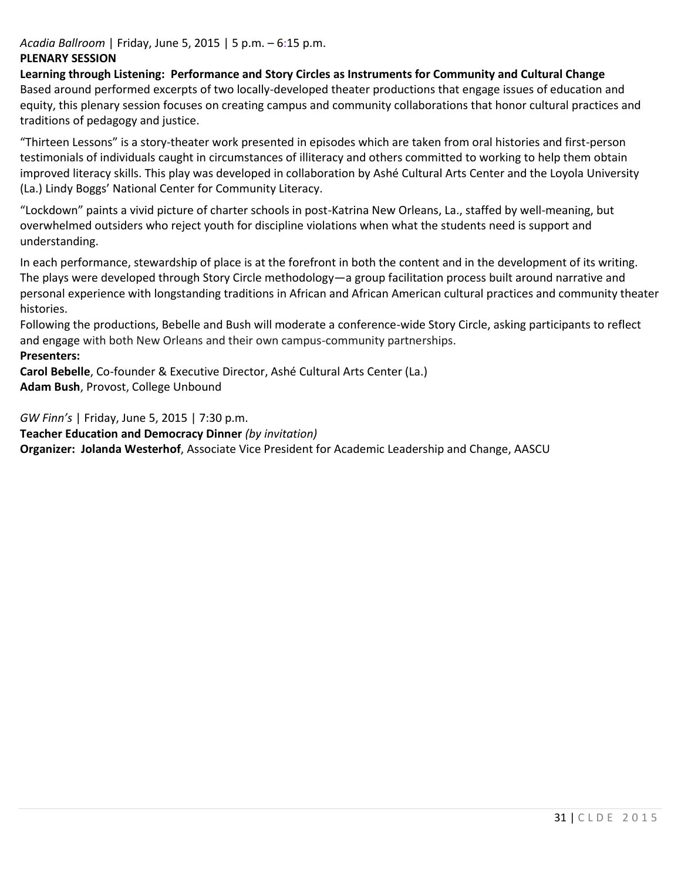*Acadia Ballroom* | Friday, June 5, 2015 | 5 p.m. – 6:15 p.m.

**PLENARY SESSION**

**Learning through Listening: Performance and Story Circles as Instruments for Community and Cultural Change**

Based around performed excerpts of two locally-developed theater productions that engage issues of education and equity, this plenary session focuses on creating campus and community collaborations that honor cultural practices and traditions of pedagogy and justice.

"Thirteen Lessons" is a story-theater work presented in episodes which are taken from oral histories and first-person testimonials of individuals caught in circumstances of illiteracy and others committed to working to help them obtain improved literacy skills. This play was developed in collaboration by Ashé Cultural Arts Center and the Loyola University (La.) Lindy Boggs' National Center for Community Literacy.

"Lockdown" paints a vivid picture of charter schools in post-Katrina New Orleans, La., staffed by well-meaning, but overwhelmed outsiders who reject youth for discipline violations when what the students need is support and understanding.

In each performance, stewardship of place is at the forefront in both the content and in the development of its writing. The plays were developed through Story Circle methodology—a group facilitation process built around narrative and personal experience with longstanding traditions in African and African American cultural practices and community theater histories.

Following the productions, Bebelle and Bush will moderate a conference-wide Story Circle, asking participants to reflect and engage with both New Orleans and their own campus-community partnerships.

**Presenters:**

**Carol Bebelle**, Co-founder & Executive Director, Ashé Cultural Arts Center (La.)

**Adam Bush**, Provost, College Unbound

*GW Finn's* | Friday, June 5, 2015 | 7:30 p.m.

**Teacher Education and Democracy Dinner** *(by invitation)*

**Organizer: Jolanda Westerhof**, Associate Vice President for Academic Leadership and Change, AASCU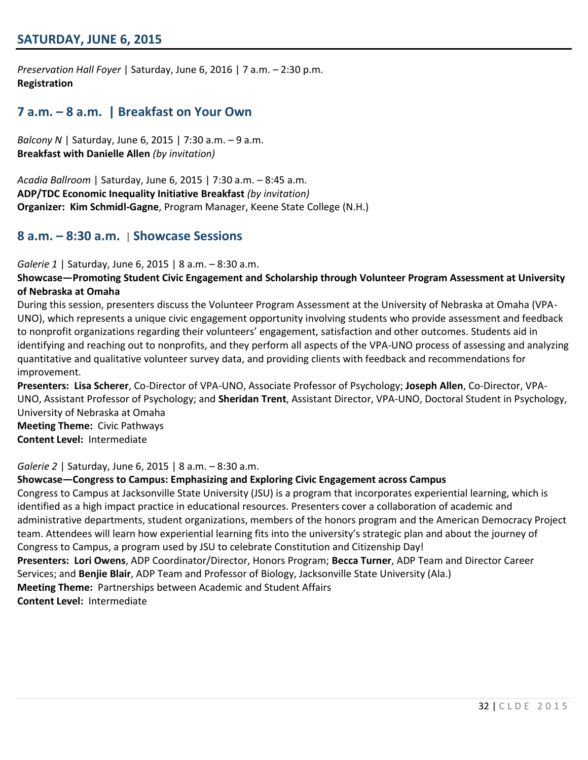## SATURDAY, JUNE 6, 2015

*Preservation Hall Foyer* | Saturday, June 6, 2016 | 7 a.m. – 2:30 p.m.
**Registration**

### 7 a.m. – 8 a.m. | Breakfast on Your Own

*Balcony N* | Saturday, June 6, 2015 | 7:30 a.m. – 9 a.m.
**Breakfast with Danielle Allen** *(by invitation)*

*Acadia Ballroom* | Saturday, June 6, 2015 | 7:30 a.m. – 8:45 a.m.
**ADP/TDC Economic Inequality Initiative Breakfast** *(by invitation)*
**Organizer: Kim Schmidl-Gagne**, Program Manager, Keene State College (N.H.)

### 8 a.m. – 8:30 a.m. | Showcase Sessions

*Galerie 1* | Saturday, June 6, 2015 | 8 a.m. – 8:30 a.m.
**Showcase—Promoting Student Civic Engagement and Scholarship through Volunteer Program Assessment at University of Nebraska at Omaha**
During this session, presenters discuss the Volunteer Program Assessment at the University of Nebraska at Omaha (VPA-UNO), which represents a unique civic engagement opportunity involving students who provide assessment and feedback to nonprofit organizations regarding their volunteers' engagement, satisfaction and other outcomes. Students aid in identifying and reaching out to nonprofits, and they perform all aspects of the VPA-UNO process of assessing and analyzing quantitative and qualitative volunteer survey data, and providing clients with feedback and recommendations for improvement.
**Presenters: Lisa Scherer**, Co-Director of VPA-UNO, Associate Professor of Psychology; **Joseph Allen**, Co-Director, VPA-UNO, Assistant Professor of Psychology; and **Sheridan Trent**, Assistant Director, VPA-UNO, Doctoral Student in Psychology, University of Nebraska at Omaha
**Meeting Theme:** Civic Pathways
**Content Level:** Intermediate

*Galerie 2* | Saturday, June 6, 2015 | 8 a.m. – 8:30 a.m.
**Showcase—Congress to Campus: Emphasizing and Exploring Civic Engagement across Campus**
Congress to Campus at Jacksonville State University (JSU) is a program that incorporates experiential learning, which is identified as a high impact practice in educational resources. Presenters cover a collaboration of academic and administrative departments, student organizations, members of the honors program and the American Democracy Project team. Attendees will learn how experiential learning fits into the university's strategic plan and about the journey of Congress to Campus, a program used by JSU to celebrate Constitution and Citizenship Day!
**Presenters: Lori Owens**, ADP Coordinator/Director, Honors Program; **Becca Turner**, ADP Team and Director Career Services; and **Benjie Blair**, ADP Team and Professor of Biology, Jacksonville State University (Ala.)
**Meeting Theme:** Partnerships between Academic and Student Affairs
**Content Level:** Intermediate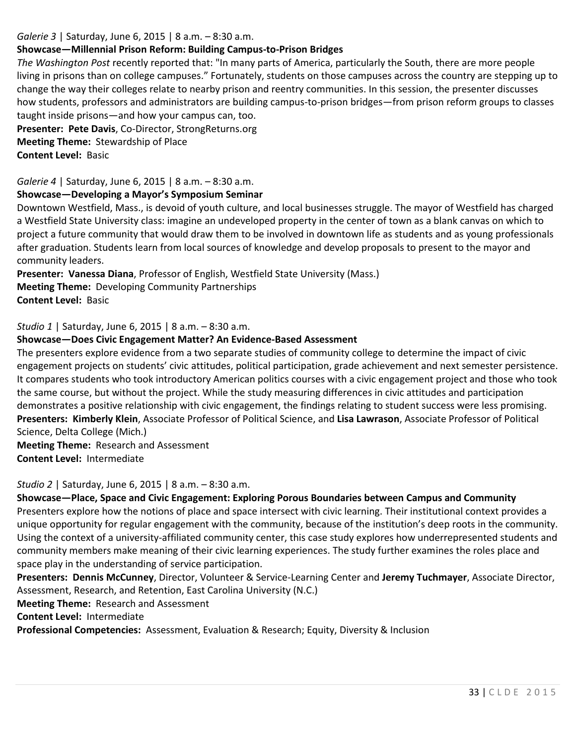*Galerie 3* | Saturday, June 6, 2015 | 8 a.m. – 8:30 a.m.

**Showcase—Millennial Prison Reform: Building Campus-to-Prison Bridges**

*The Washington Post* recently reported that: "In many parts of America, particularly the South, there are more people living in prisons than on college campuses." Fortunately, students on those campuses across the country are stepping up to change the way their colleges relate to nearby prison and reentry communities. In this session, the presenter discusses how students, professors and administrators are building campus-to-prison bridges—from prison reform groups to classes taught inside prisons—and how your campus can, too.

**Presenter: Pete Davis**, Co-Director, StrongReturns.org
**Meeting Theme:** Stewardship of Place
**Content Level:** Basic

*Galerie 4* | Saturday, June 6, 2015 | 8 a.m. – 8:30 a.m.

**Showcase—Developing a Mayor's Symposium Seminar**

Downtown Westfield, Mass., is devoid of youth culture, and local businesses struggle. The mayor of Westfield has charged a Westfield State University class: imagine an undeveloped property in the center of town as a blank canvas on which to project a future community that would draw them to be involved in downtown life as students and as young professionals after graduation. Students learn from local sources of knowledge and develop proposals to present to the mayor and community leaders.

**Presenter: Vanessa Diana**, Professor of English, Westfield State University (Mass.)
**Meeting Theme:** Developing Community Partnerships
**Content Level:** Basic

*Studio 1* | Saturday, June 6, 2015 | 8 a.m. – 8:30 a.m.

**Showcase—Does Civic Engagement Matter? An Evidence-Based Assessment**

The presenters explore evidence from a two separate studies of community college to determine the impact of civic engagement projects on students' civic attitudes, political participation, grade achievement and next semester persistence. It compares students who took introductory American politics courses with a civic engagement project and those who took the same course, but without the project. While the study measuring differences in civic attitudes and participation demonstrates a positive relationship with civic engagement, the findings relating to student success were less promising.

**Presenters: Kimberly Klein**, Associate Professor of Political Science, and **Lisa Lawrason**, Associate Professor of Political Science, Delta College (Mich.)
**Meeting Theme:** Research and Assessment
**Content Level:** Intermediate

*Studio 2* | Saturday, June 6, 2015 | 8 a.m. – 8:30 a.m.

**Showcase—Place, Space and Civic Engagement: Exploring Porous Boundaries between Campus and Community**

Presenters explore how the notions of place and space intersect with civic learning. Their institutional context provides a unique opportunity for regular engagement with the community, because of the institution's deep roots in the community. Using the context of a university-affiliated community center, this case study explores how underrepresented students and community members make meaning of their civic learning experiences. The study further examines the roles place and space play in the understanding of service participation.

**Presenters: Dennis McCunney**, Director, Volunteer & Service-Learning Center and **Jeremy Tuchmayer**, Associate Director, Assessment, Research, and Retention, East Carolina University (N.C.)
**Meeting Theme:** Research and Assessment
**Content Level:** Intermediate
**Professional Competencies:** Assessment, Evaluation & Research; Equity, Diversity & Inclusion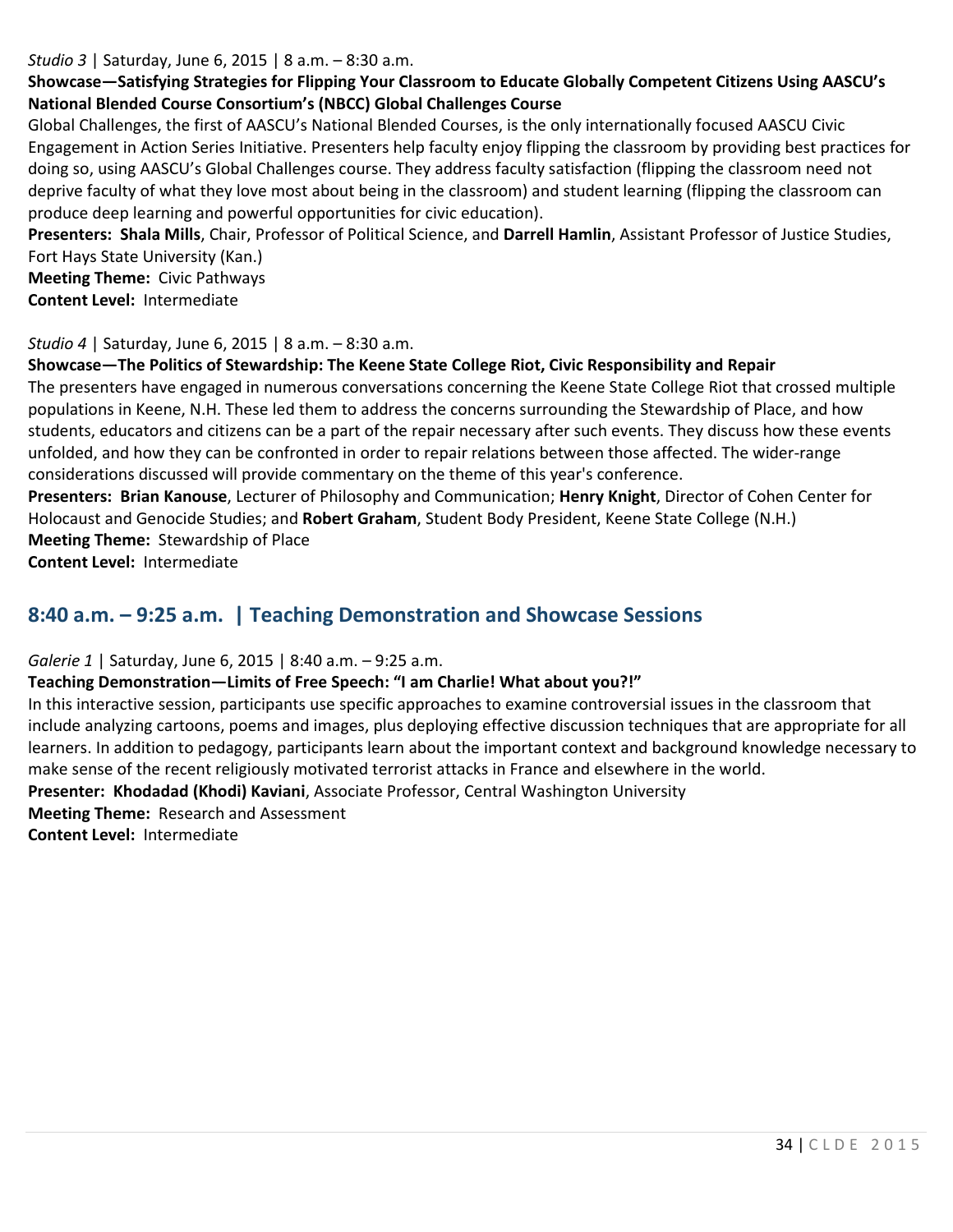*Studio 3* | Saturday, June 6, 2015 | 8 a.m. – 8:30 a.m.

**Showcase—Satisfying Strategies for Flipping Your Classroom to Educate Globally Competent Citizens Using AASCU's National Blended Course Consortium's (NBCC) Global Challenges Course**

Global Challenges, the first of AASCU's National Blended Courses, is the only internationally focused AASCU Civic Engagement in Action Series Initiative. Presenters help faculty enjoy flipping the classroom by providing best practices for doing so, using AASCU's Global Challenges course. They address faculty satisfaction (flipping the classroom need not deprive faculty of what they love most about being in the classroom) and student learning (flipping the classroom can produce deep learning and powerful opportunities for civic education).

**Presenters: Shala Mills**, Chair, Professor of Political Science, and **Darrell Hamlin**, Assistant Professor of Justice Studies, Fort Hays State University (Kan.)

**Meeting Theme:** Civic Pathways

**Content Level:** Intermediate

*Studio 4* | Saturday, June 6, 2015 | 8 a.m. – 8:30 a.m.

**Showcase—The Politics of Stewardship: The Keene State College Riot, Civic Responsibility and Repair**

The presenters have engaged in numerous conversations concerning the Keene State College Riot that crossed multiple populations in Keene, N.H. These led them to address the concerns surrounding the Stewardship of Place, and how students, educators and citizens can be a part of the repair necessary after such events. They discuss how these events unfolded, and how they can be confronted in order to repair relations between those affected. The wider-range considerations discussed will provide commentary on the theme of this year's conference.

**Presenters: Brian Kanouse**, Lecturer of Philosophy and Communication; **Henry Knight**, Director of Cohen Center for Holocaust and Genocide Studies; and **Robert Graham**, Student Body President, Keene State College (N.H.)

**Meeting Theme:** Stewardship of Place

**Content Level:** Intermediate

## 8:40 a.m. – 9:25 a.m. | Teaching Demonstration and Showcase Sessions

*Galerie 1* | Saturday, June 6, 2015 | 8:40 a.m. – 9:25 a.m.

**Teaching Demonstration—Limits of Free Speech: "I am Charlie! What about you?!"**

In this interactive session, participants use specific approaches to examine controversial issues in the classroom that include analyzing cartoons, poems and images, plus deploying effective discussion techniques that are appropriate for all learners. In addition to pedagogy, participants learn about the important context and background knowledge necessary to make sense of the recent religiously motivated terrorist attacks in France and elsewhere in the world.

**Presenter: Khodadad (Khodi) Kaviani**, Associate Professor, Central Washington University

**Meeting Theme:** Research and Assessment

**Content Level:** Intermediate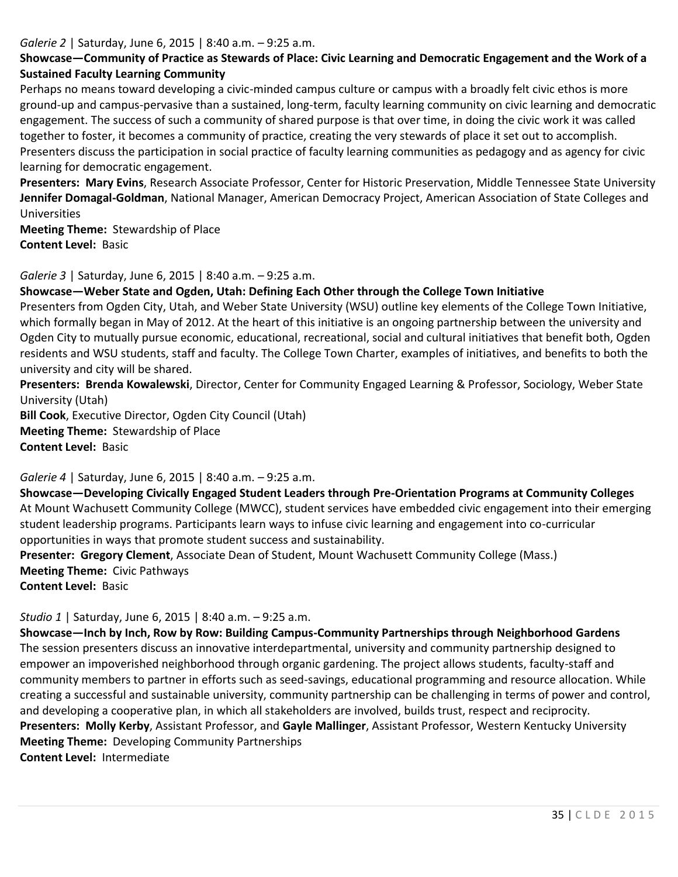*Galerie 2* | Saturday, June 6, 2015 | 8:40 a.m. – 9:25 a.m.

**Showcase—Community of Practice as Stewards of Place: Civic Learning and Democratic Engagement and the Work of a Sustained Faculty Learning Community**

Perhaps no means toward developing a civic-minded campus culture or campus with a broadly felt civic ethos is more ground-up and campus-pervasive than a sustained, long-term, faculty learning community on civic learning and democratic engagement. The success of such a community of shared purpose is that over time, in doing the civic work it was called together to foster, it becomes a community of practice, creating the very stewards of place it set out to accomplish. Presenters discuss the participation in social practice of faculty learning communities as pedagogy and as agency for civic learning for democratic engagement.

**Presenters: Mary Evins**, Research Associate Professor, Center for Historic Preservation, Middle Tennessee State University
**Jennifer Domagal-Goldman**, National Manager, American Democracy Project, American Association of State Colleges and Universities

**Meeting Theme:** Stewardship of Place
**Content Level:** Basic

*Galerie 3* | Saturday, June 6, 2015 | 8:40 a.m. – 9:25 a.m.

**Showcase—Weber State and Ogden, Utah: Defining Each Other through the College Town Initiative**

Presenters from Ogden City, Utah, and Weber State University (WSU) outline key elements of the College Town Initiative, which formally began in May of 2012. At the heart of this initiative is an ongoing partnership between the university and Ogden City to mutually pursue economic, educational, recreational, social and cultural initiatives that benefit both, Ogden residents and WSU students, staff and faculty. The College Town Charter, examples of initiatives, and benefits to both the university and city will be shared.

**Presenters: Brenda Kowalewski**, Director, Center for Community Engaged Learning & Professor, Sociology, Weber State University (Utah)
**Bill Cook**, Executive Director, Ogden City Council (Utah)

**Meeting Theme:** Stewardship of Place
**Content Level:** Basic

*Galerie 4* | Saturday, June 6, 2015 | 8:40 a.m. – 9:25 a.m.

**Showcase—Developing Civically Engaged Student Leaders through Pre-Orientation Programs at Community Colleges**

At Mount Wachusett Community College (MWCC), student services have embedded civic engagement into their emerging student leadership programs. Participants learn ways to infuse civic learning and engagement into co-curricular opportunities in ways that promote student success and sustainability.

**Presenter: Gregory Clement**, Associate Dean of Student, Mount Wachusett Community College (Mass.)

**Meeting Theme:** Civic Pathways
**Content Level:** Basic

*Studio 1* | Saturday, June 6, 2015 | 8:40 a.m. – 9:25 a.m.

**Showcase—Inch by Inch, Row by Row: Building Campus-Community Partnerships through Neighborhood Gardens**

The session presenters discuss an innovative interdepartmental, university and community partnership designed to empower an impoverished neighborhood through organic gardening. The project allows students, faculty-staff and community members to partner in efforts such as seed-savings, educational programming and resource allocation. While creating a successful and sustainable university, community partnership can be challenging in terms of power and control, and developing a cooperative plan, in which all stakeholders are involved, builds trust, respect and reciprocity.

**Presenters: Molly Kerby**, Assistant Professor, and **Gayle Mallinger**, Assistant Professor, Western Kentucky University

**Meeting Theme:** Developing Community Partnerships
**Content Level:** Intermediate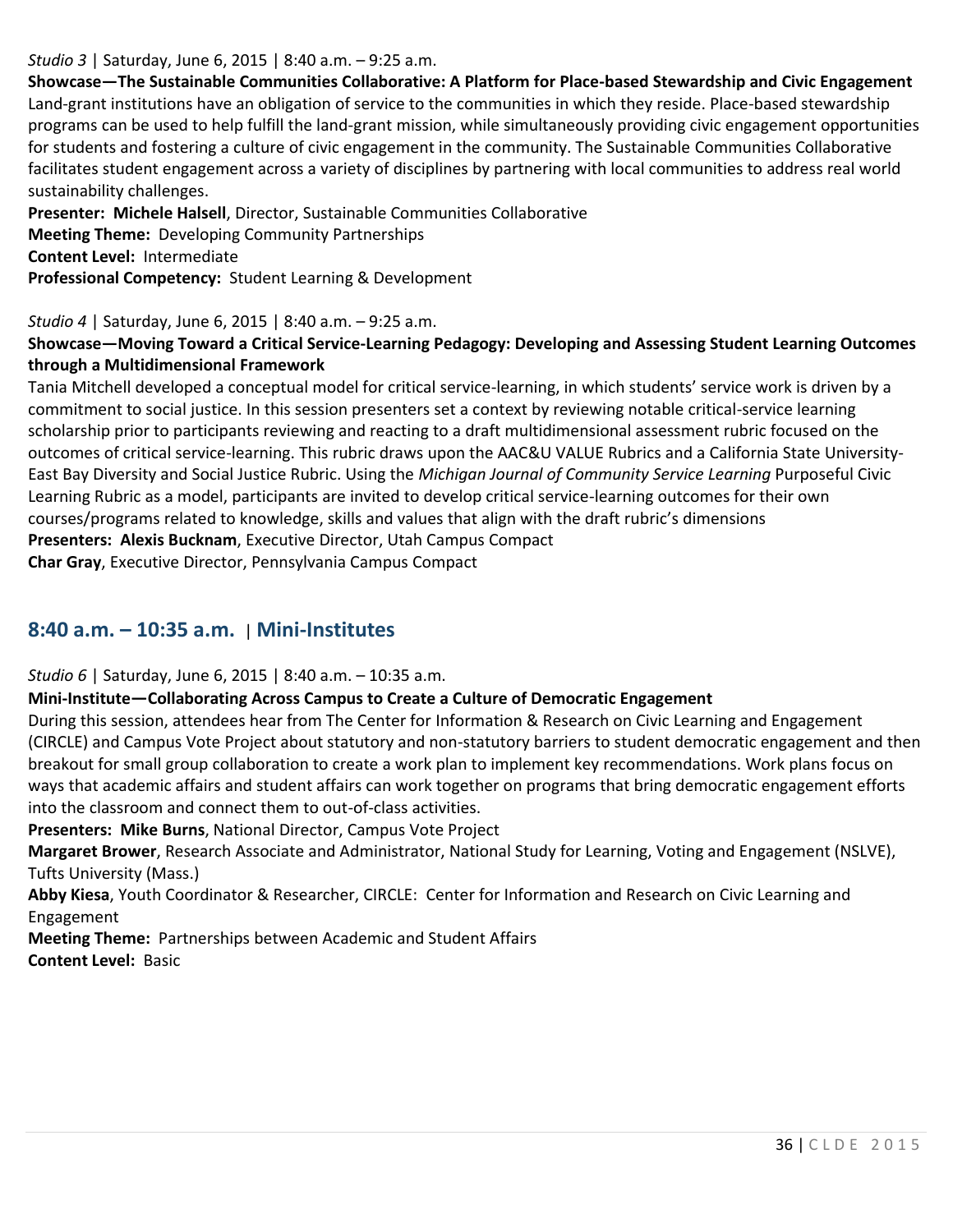*Studio 3* | Saturday, June 6, 2015 | 8:40 a.m. – 9:25 a.m.

**Showcase—The Sustainable Communities Collaborative: A Platform for Place-based Stewardship and Civic Engagement**

Land-grant institutions have an obligation of service to the communities in which they reside. Place-based stewardship programs can be used to help fulfill the land-grant mission, while simultaneously providing civic engagement opportunities for students and fostering a culture of civic engagement in the community. The Sustainable Communities Collaborative facilitates student engagement across a variety of disciplines by partnering with local communities to address real world sustainability challenges.

**Presenter: Michele Halsell**, Director, Sustainable Communities Collaborative

**Meeting Theme:** Developing Community Partnerships

**Content Level:** Intermediate

**Professional Competency:** Student Learning & Development

*Studio 4* | Saturday, June 6, 2015 | 8:40 a.m. – 9:25 a.m.

**Showcase—Moving Toward a Critical Service-Learning Pedagogy: Developing and Assessing Student Learning Outcomes through a Multidimensional Framework**

Tania Mitchell developed a conceptual model for critical service-learning, in which students' service work is driven by a commitment to social justice. In this session presenters set a context by reviewing notable critical-service learning scholarship prior to participants reviewing and reacting to a draft multidimensional assessment rubric focused on the outcomes of critical service-learning. This rubric draws upon the AAC&U VALUE Rubrics and a California State University-East Bay Diversity and Social Justice Rubric. Using the *Michigan Journal of Community Service Learning* Purposeful Civic Learning Rubric as a model, participants are invited to develop critical service-learning outcomes for their own courses/programs related to knowledge, skills and values that align with the draft rubric's dimensions

**Presenters: Alexis Bucknam**, Executive Director, Utah Campus Compact

**Char Gray**, Executive Director, Pennsylvania Campus Compact

## 8:40 a.m. – 10:35 a.m. | Mini-Institutes

*Studio 6* | Saturday, June 6, 2015 | 8:40 a.m. – 10:35 a.m.

**Mini-Institute—Collaborating Across Campus to Create a Culture of Democratic Engagement**

During this session, attendees hear from The Center for Information & Research on Civic Learning and Engagement (CIRCLE) and Campus Vote Project about statutory and non-statutory barriers to student democratic engagement and then breakout for small group collaboration to create a work plan to implement key recommendations. Work plans focus on ways that academic affairs and student affairs can work together on programs that bring democratic engagement efforts into the classroom and connect them to out-of-class activities.

**Presenters: Mike Burns**, National Director, Campus Vote Project

**Margaret Brower**, Research Associate and Administrator, National Study for Learning, Voting and Engagement (NSLVE), Tufts University (Mass.)

**Abby Kiesa**, Youth Coordinator & Researcher, CIRCLE: Center for Information and Research on Civic Learning and Engagement

**Meeting Theme:** Partnerships between Academic and Student Affairs

**Content Level:** Basic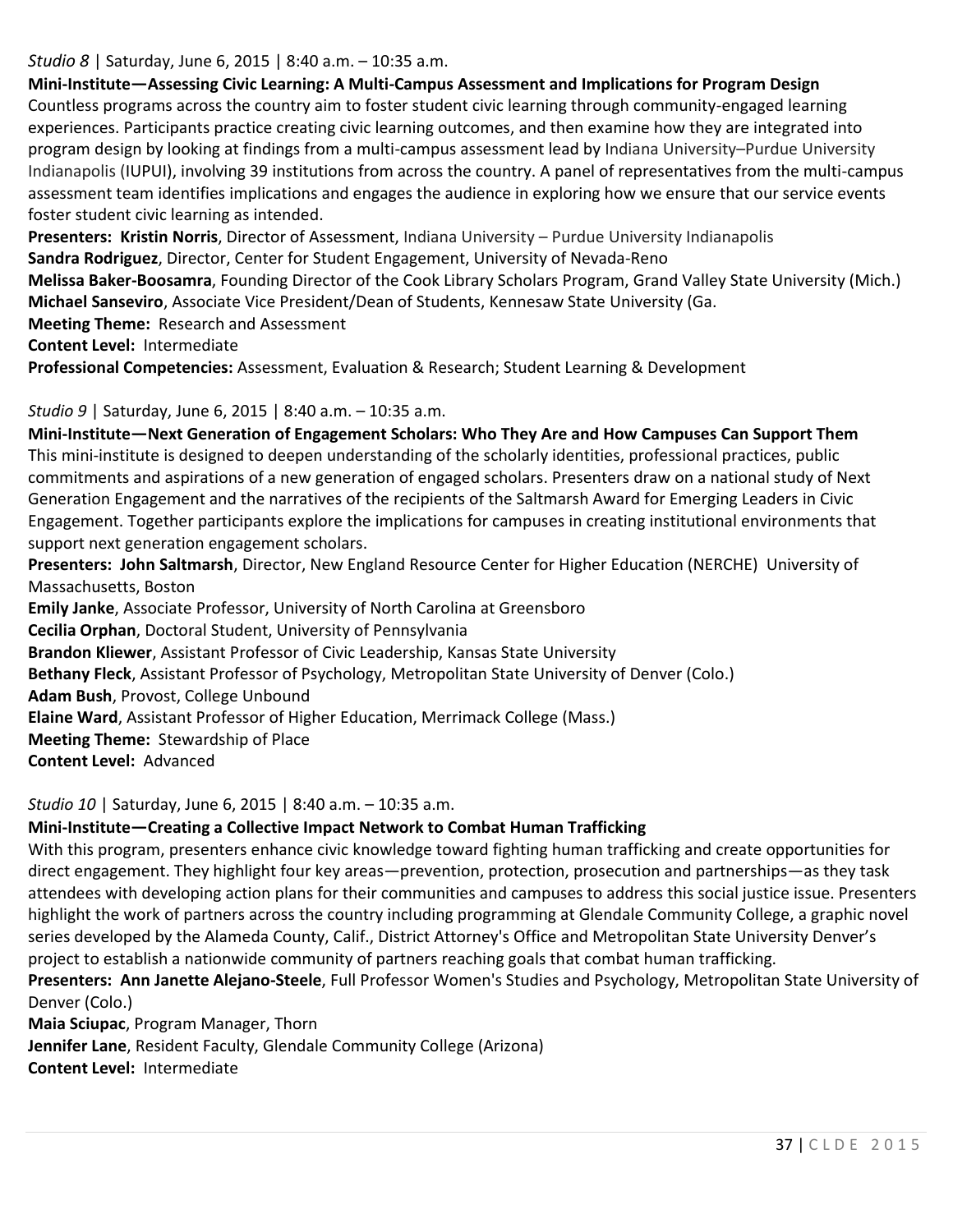*Studio 8* | Saturday, June 6, 2015 | 8:40 a.m. – 10:35 a.m.

**Mini-Institute—Assessing Civic Learning: A Multi-Campus Assessment and Implications for Program Design**

Countless programs across the country aim to foster student civic learning through community-engaged learning experiences. Participants practice creating civic learning outcomes, and then examine how they are integrated into program design by looking at findings from a multi-campus assessment lead by Indiana University–Purdue University Indianapolis (IUPUI), involving 39 institutions from across the country. A panel of representatives from the multi-campus assessment team identifies implications and engages the audience in exploring how we ensure that our service events foster student civic learning as intended.

**Presenters: Kristin Norris**, Director of Assessment, Indiana University – Purdue University Indianapolis
**Sandra Rodriguez**, Director, Center for Student Engagement, University of Nevada-Reno
**Melissa Baker-Boosamra**, Founding Director of the Cook Library Scholars Program, Grand Valley State University (Mich.)
**Michael Sanseviro**, Associate Vice President/Dean of Students, Kennesaw State University (Ga.
**Meeting Theme:** Research and Assessment
**Content Level:** Intermediate
**Professional Competencies:** Assessment, Evaluation & Research; Student Learning & Development

*Studio 9* | Saturday, June 6, 2015 | 8:40 a.m. – 10:35 a.m.

**Mini-Institute—Next Generation of Engagement Scholars: Who They Are and How Campuses Can Support Them**

This mini-institute is designed to deepen understanding of the scholarly identities, professional practices, public commitments and aspirations of a new generation of engaged scholars. Presenters draw on a national study of Next Generation Engagement and the narratives of the recipients of the Saltmarsh Award for Emerging Leaders in Civic Engagement. Together participants explore the implications for campuses in creating institutional environments that support next generation engagement scholars.

**Presenters: John Saltmarsh**, Director, New England Resource Center for Higher Education (NERCHE) University of Massachusetts, Boston
**Emily Janke**, Associate Professor, University of North Carolina at Greensboro
**Cecilia Orphan**, Doctoral Student, University of Pennsylvania
**Brandon Kliewer**, Assistant Professor of Civic Leadership, Kansas State University
**Bethany Fleck**, Assistant Professor of Psychology, Metropolitan State University of Denver (Colo.)
**Adam Bush**, Provost, College Unbound
**Elaine Ward**, Assistant Professor of Higher Education, Merrimack College (Mass.)
**Meeting Theme:** Stewardship of Place
**Content Level:** Advanced

*Studio 10* | Saturday, June 6, 2015 | 8:40 a.m. – 10:35 a.m.

**Mini-Institute—Creating a Collective Impact Network to Combat Human Trafficking**

With this program, presenters enhance civic knowledge toward fighting human trafficking and create opportunities for direct engagement. They highlight four key areas—prevention, protection, prosecution and partnerships—as they task attendees with developing action plans for their communities and campuses to address this social justice issue. Presenters highlight the work of partners across the country including programming at Glendale Community College, a graphic novel series developed by the Alameda County, Calif., District Attorney's Office and Metropolitan State University Denver's project to establish a nationwide community of partners reaching goals that combat human trafficking.

**Presenters: Ann Janette Alejano-Steele**, Full Professor Women's Studies and Psychology, Metropolitan State University of Denver (Colo.)
**Maia Sciupac**, Program Manager, Thorn
**Jennifer Lane**, Resident Faculty, Glendale Community College (Arizona)
**Content Level:** Intermediate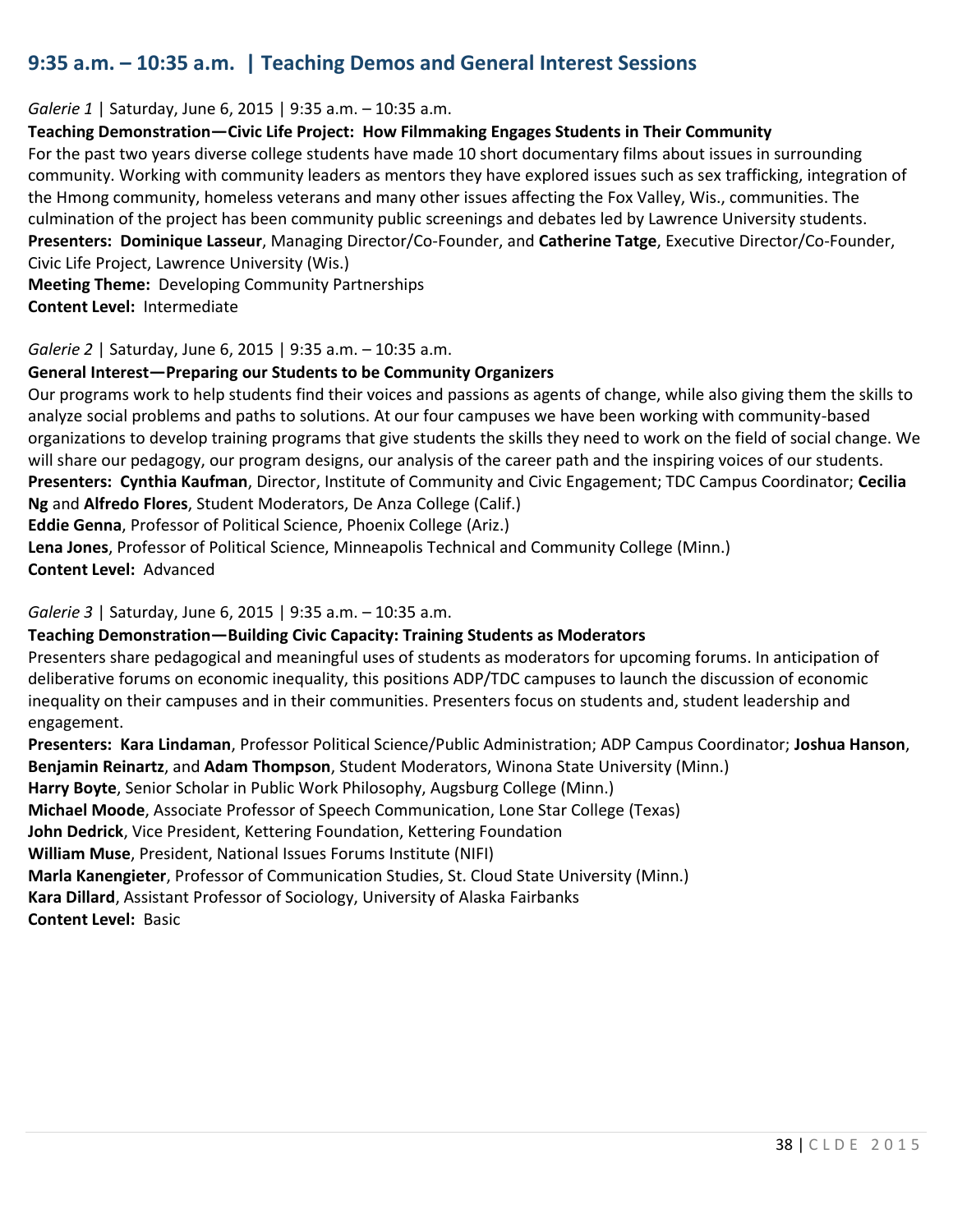## 9:35 a.m. – 10:35 a.m. | Teaching Demos and General Interest Sessions

*Galerie 1* | Saturday, June 6, 2015 | 9:35 a.m. – 10:35 a.m.

**Teaching Demonstration—Civic Life Project: How Filmmaking Engages Students in Their Community**

For the past two years diverse college students have made 10 short documentary films about issues in surrounding community. Working with community leaders as mentors they have explored issues such as sex trafficking, integration of the Hmong community, homeless veterans and many other issues affecting the Fox Valley, Wis., communities. The culmination of the project has been community public screenings and debates led by Lawrence University students.

**Presenters: Dominique Lasseur**, Managing Director/Co-Founder, and **Catherine Tatge**, Executive Director/Co-Founder, Civic Life Project, Lawrence University (Wis.)

**Meeting Theme:** Developing Community Partnerships

**Content Level:** Intermediate

*Galerie 2* | Saturday, June 6, 2015 | 9:35 a.m. – 10:35 a.m.

**General Interest—Preparing our Students to be Community Organizers**

Our programs work to help students find their voices and passions as agents of change, while also giving them the skills to analyze social problems and paths to solutions. At our four campuses we have been working with community-based organizations to develop training programs that give students the skills they need to work on the field of social change. We will share our pedagogy, our program designs, our analysis of the career path and the inspiring voices of our students.

**Presenters: Cynthia Kaufman**, Director, Institute of Community and Civic Engagement; TDC Campus Coordinator; **Cecilia Ng** and **Alfredo Flores**, Student Moderators, De Anza College (Calif.)

**Eddie Genna**, Professor of Political Science, Phoenix College (Ariz.)

**Lena Jones**, Professor of Political Science, Minneapolis Technical and Community College (Minn.)

**Content Level:** Advanced

*Galerie 3* | Saturday, June 6, 2015 | 9:35 a.m. – 10:35 a.m.

**Teaching Demonstration—Building Civic Capacity: Training Students as Moderators**

Presenters share pedagogical and meaningful uses of students as moderators for upcoming forums. In anticipation of deliberative forums on economic inequality, this positions ADP/TDC campuses to launch the discussion of economic inequality on their campuses and in their communities. Presenters focus on students and, student leadership and engagement.

**Presenters: Kara Lindaman**, Professor Political Science/Public Administration; ADP Campus Coordinator; **Joshua Hanson**, **Benjamin Reinartz**, and **Adam Thompson**, Student Moderators, Winona State University (Minn.)

**Harry Boyte**, Senior Scholar in Public Work Philosophy, Augsburg College (Minn.)

**Michael Moode**, Associate Professor of Speech Communication, Lone Star College (Texas)

**John Dedrick**, Vice President, Kettering Foundation, Kettering Foundation

**William Muse**, President, National Issues Forums Institute (NIFI)

**Marla Kanengieter**, Professor of Communication Studies, St. Cloud State University (Minn.)

**Kara Dillard**, Assistant Professor of Sociology, University of Alaska Fairbanks

**Content Level:** Basic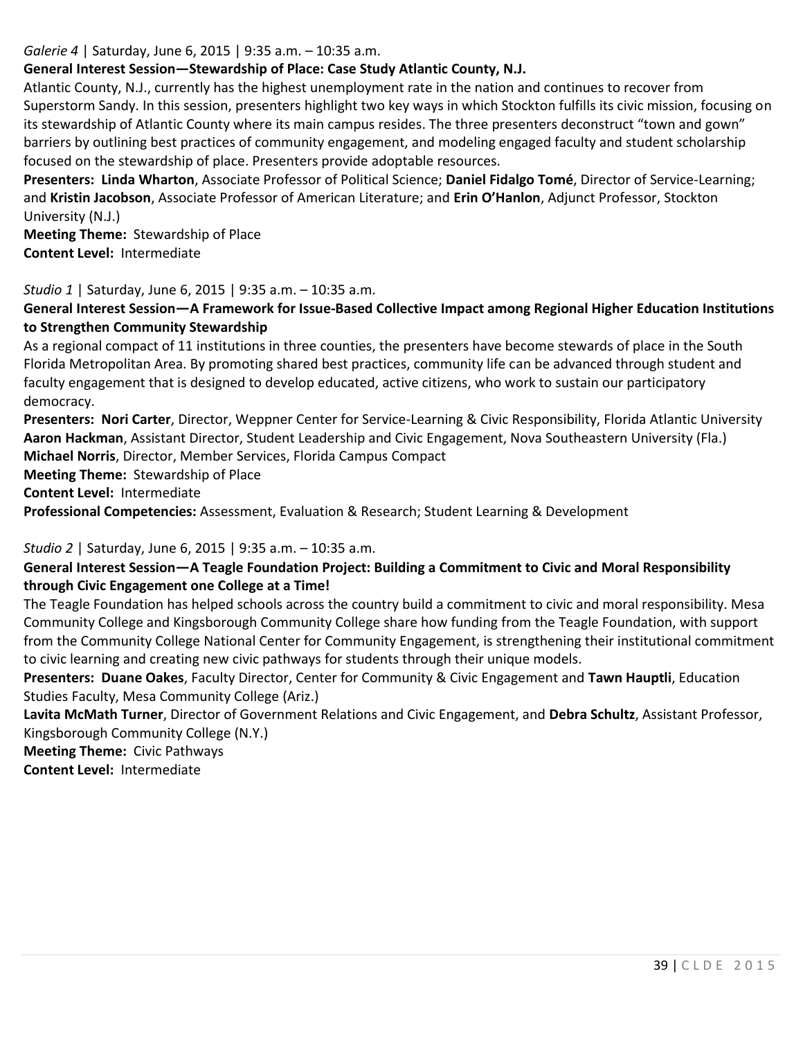*Galerie 4* | Saturday, June 6, 2015 | 9:35 a.m. – 10:35 a.m.

**General Interest Session—Stewardship of Place: Case Study Atlantic County, N.J.**

Atlantic County, N.J., currently has the highest unemployment rate in the nation and continues to recover from Superstorm Sandy. In this session, presenters highlight two key ways in which Stockton fulfills its civic mission, focusing on its stewardship of Atlantic County where its main campus resides. The three presenters deconstruct "town and gown" barriers by outlining best practices of community engagement, and modeling engaged faculty and student scholarship focused on the stewardship of place. Presenters provide adoptable resources.

**Presenters:** **Linda Wharton**, Associate Professor of Political Science; **Daniel Fidalgo Tomé**, Director of Service-Learning; and **Kristin Jacobson**, Associate Professor of American Literature; and **Erin O'Hanlon**, Adjunct Professor, Stockton University (N.J.)

**Meeting Theme:** Stewardship of Place

**Content Level:** Intermediate

*Studio 1* | Saturday, June 6, 2015 | 9:35 a.m. – 10:35 a.m.

**General Interest Session—A Framework for Issue-Based Collective Impact among Regional Higher Education Institutions to Strengthen Community Stewardship**

As a regional compact of 11 institutions in three counties, the presenters have become stewards of place in the South Florida Metropolitan Area. By promoting shared best practices, community life can be advanced through student and faculty engagement that is designed to develop educated, active citizens, who work to sustain our participatory democracy.

**Presenters:** **Nori Carter**, Director, Weppner Center for Service-Learning & Civic Responsibility, Florida Atlantic University
**Aaron Hackman**, Assistant Director, Student Leadership and Civic Engagement, Nova Southeastern University (Fla.)
**Michael Norris**, Director, Member Services, Florida Campus Compact

**Meeting Theme:** Stewardship of Place

**Content Level:** Intermediate

**Professional Competencies:** Assessment, Evaluation & Research; Student Learning & Development

*Studio 2* | Saturday, June 6, 2015 | 9:35 a.m. – 10:35 a.m.

**General Interest Session—A Teagle Foundation Project: Building a Commitment to Civic and Moral Responsibility through Civic Engagement one College at a Time!**

The Teagle Foundation has helped schools across the country build a commitment to civic and moral responsibility. Mesa Community College and Kingsborough Community College share how funding from the Teagle Foundation, with support from the Community College National Center for Community Engagement, is strengthening their institutional commitment to civic learning and creating new civic pathways for students through their unique models.

**Presenters:** **Duane Oakes**, Faculty Director, Center for Community & Civic Engagement and **Tawn Hauptli**, Education Studies Faculty, Mesa Community College (Ariz.)
**Lavita McMath Turner**, Director of Government Relations and Civic Engagement, and **Debra Schultz**, Assistant Professor, Kingsborough Community College (N.Y.)

**Meeting Theme:** Civic Pathways

**Content Level:** Intermediate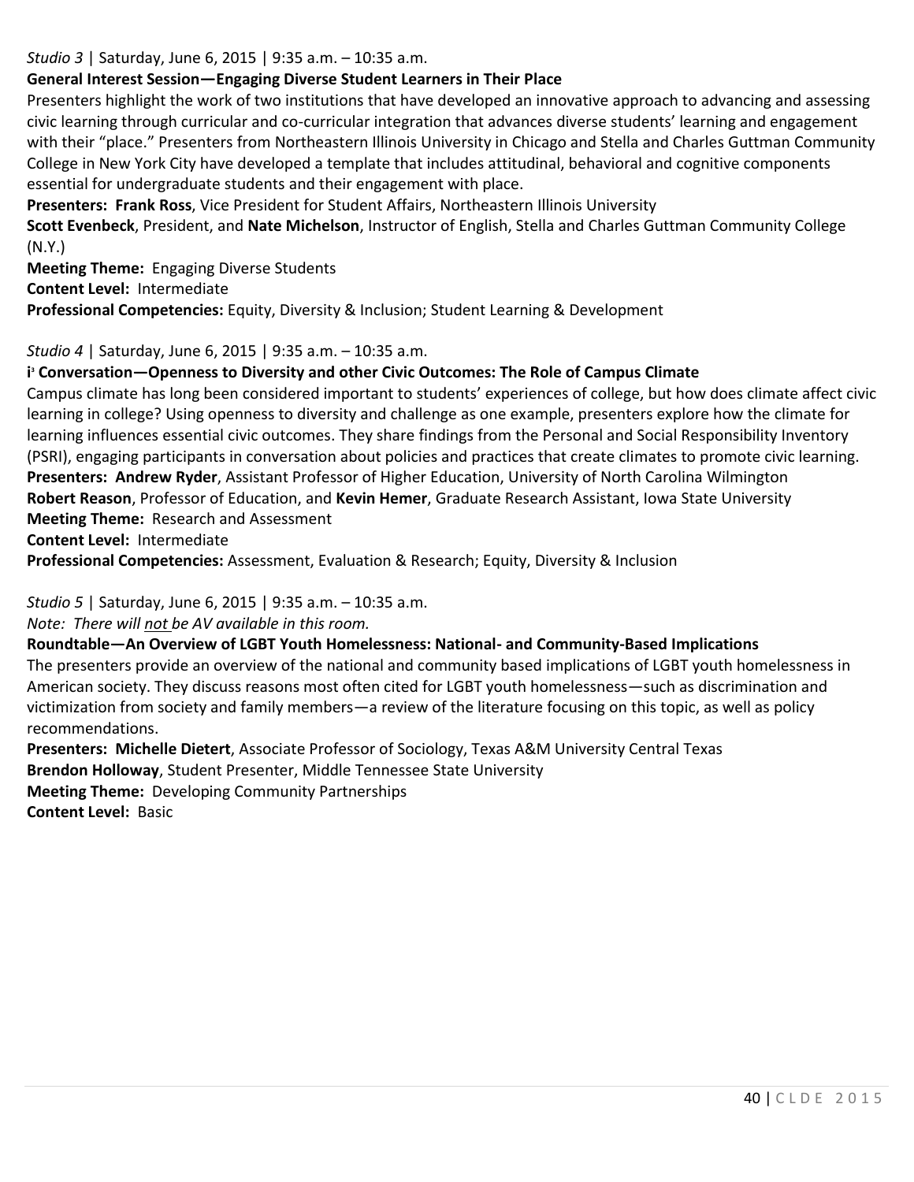*Studio 3* | Saturday, June 6, 2015 | 9:35 a.m. – 10:35 a.m.

**General Interest Session—Engaging Diverse Student Learners in Their Place**

Presenters highlight the work of two institutions that have developed an innovative approach to advancing and assessing civic learning through curricular and co-curricular integration that advances diverse students' learning and engagement with their "place." Presenters from Northeastern Illinois University in Chicago and Stella and Charles Guttman Community College in New York City have developed a template that includes attitudinal, behavioral and cognitive components essential for undergraduate students and their engagement with place.

**Presenters: Frank Ross**, Vice President for Student Affairs, Northeastern Illinois University
**Scott Evenbeck**, President, and **Nate Michelson**, Instructor of English, Stella and Charles Guttman Community College (N.Y.)

**Meeting Theme:** Engaging Diverse Students

**Content Level:** Intermediate

**Professional Competencies:** Equity, Diversity & Inclusion; Student Learning & Development

*Studio 4* | Saturday, June 6, 2015 | 9:35 a.m. – 10:35 a.m.

**i³ Conversation—Openness to Diversity and other Civic Outcomes: The Role of Campus Climate**

Campus climate has long been considered important to students' experiences of college, but how does climate affect civic learning in college? Using openness to diversity and challenge as one example, presenters explore how the climate for learning influences essential civic outcomes. They share findings from the Personal and Social Responsibility Inventory (PSRI), engaging participants in conversation about policies and practices that create climates to promote civic learning.

**Presenters: Andrew Ryder**, Assistant Professor of Higher Education, University of North Carolina Wilmington
**Robert Reason**, Professor of Education, and **Kevin Hemer**, Graduate Research Assistant, Iowa State University

**Meeting Theme:** Research and Assessment

**Content Level:** Intermediate

**Professional Competencies:** Assessment, Evaluation & Research; Equity, Diversity & Inclusion

*Studio 5* | Saturday, June 6, 2015 | 9:35 a.m. – 10:35 a.m.

*Note: There will not be AV available in this room.*

**Roundtable—An Overview of LGBT Youth Homelessness: National- and Community-Based Implications**

The presenters provide an overview of the national and community based implications of LGBT youth homelessness in American society. They discuss reasons most often cited for LGBT youth homelessness—such as discrimination and victimization from society and family members—a review of the literature focusing on this topic, as well as policy recommendations.

**Presenters: Michelle Dietert**, Associate Professor of Sociology, Texas A&M University Central Texas
**Brendon Holloway**, Student Presenter, Middle Tennessee State University

**Meeting Theme:** Developing Community Partnerships

**Content Level:** Basic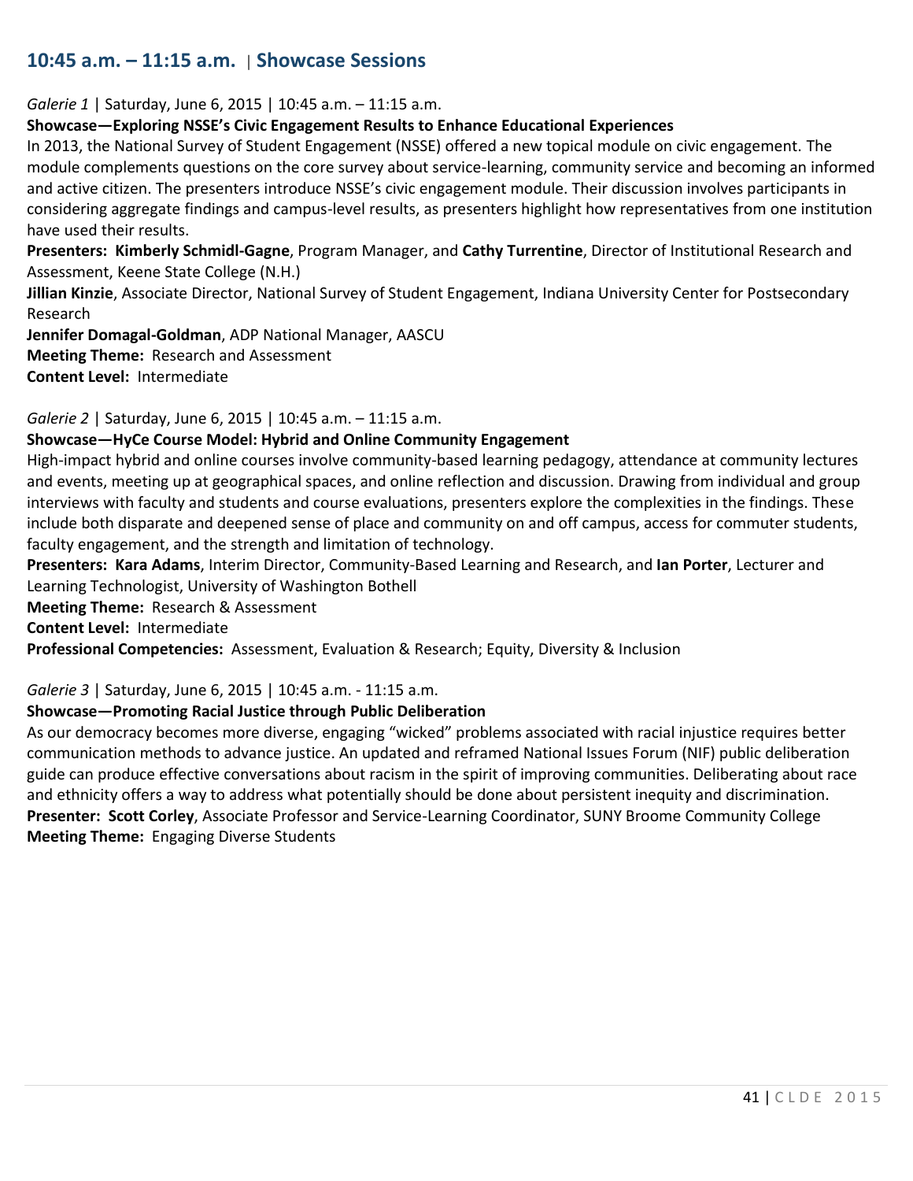## 10:45 a.m. – 11:15 a.m. | Showcase Sessions

*Galerie 1* | Saturday, June 6, 2015 | 10:45 a.m. – 11:15 a.m.

**Showcase—Exploring NSSE's Civic Engagement Results to Enhance Educational Experiences**

In 2013, the National Survey of Student Engagement (NSSE) offered a new topical module on civic engagement. The module complements questions on the core survey about service-learning, community service and becoming an informed and active citizen. The presenters introduce NSSE's civic engagement module. Their discussion involves participants in considering aggregate findings and campus-level results, as presenters highlight how representatives from one institution have used their results.

**Presenters: Kimberly Schmidl-Gagne**, Program Manager, and **Cathy Turrentine**, Director of Institutional Research and Assessment, Keene State College (N.H.)

**Jillian Kinzie**, Associate Director, National Survey of Student Engagement, Indiana University Center for Postsecondary Research

**Jennifer Domagal-Goldman**, ADP National Manager, AASCU

**Meeting Theme:** Research and Assessment

**Content Level:** Intermediate

*Galerie 2* | Saturday, June 6, 2015 | 10:45 a.m. – 11:15 a.m.

**Showcase—HyCe Course Model: Hybrid and Online Community Engagement**

High-impact hybrid and online courses involve community-based learning pedagogy, attendance at community lectures and events, meeting up at geographical spaces, and online reflection and discussion. Drawing from individual and group interviews with faculty and students and course evaluations, presenters explore the complexities in the findings. These include both disparate and deepened sense of place and community on and off campus, access for commuter students, faculty engagement, and the strength and limitation of technology.

**Presenters: Kara Adams**, Interim Director, Community-Based Learning and Research, and **Ian Porter**, Lecturer and Learning Technologist, University of Washington Bothell

**Meeting Theme:** Research & Assessment

**Content Level:** Intermediate

**Professional Competencies:** Assessment, Evaluation & Research; Equity, Diversity & Inclusion

*Galerie 3* | Saturday, June 6, 2015 | 10:45 a.m. - 11:15 a.m.

**Showcase—Promoting Racial Justice through Public Deliberation**

As our democracy becomes more diverse, engaging "wicked" problems associated with racial injustice requires better communication methods to advance justice. An updated and reframed National Issues Forum (NIF) public deliberation guide can produce effective conversations about racism in the spirit of improving communities. Deliberating about race and ethnicity offers a way to address what potentially should be done about persistent inequity and discrimination.

**Presenter: Scott Corley**, Associate Professor and Service-Learning Coordinator, SUNY Broome Community College

**Meeting Theme:** Engaging Diverse Students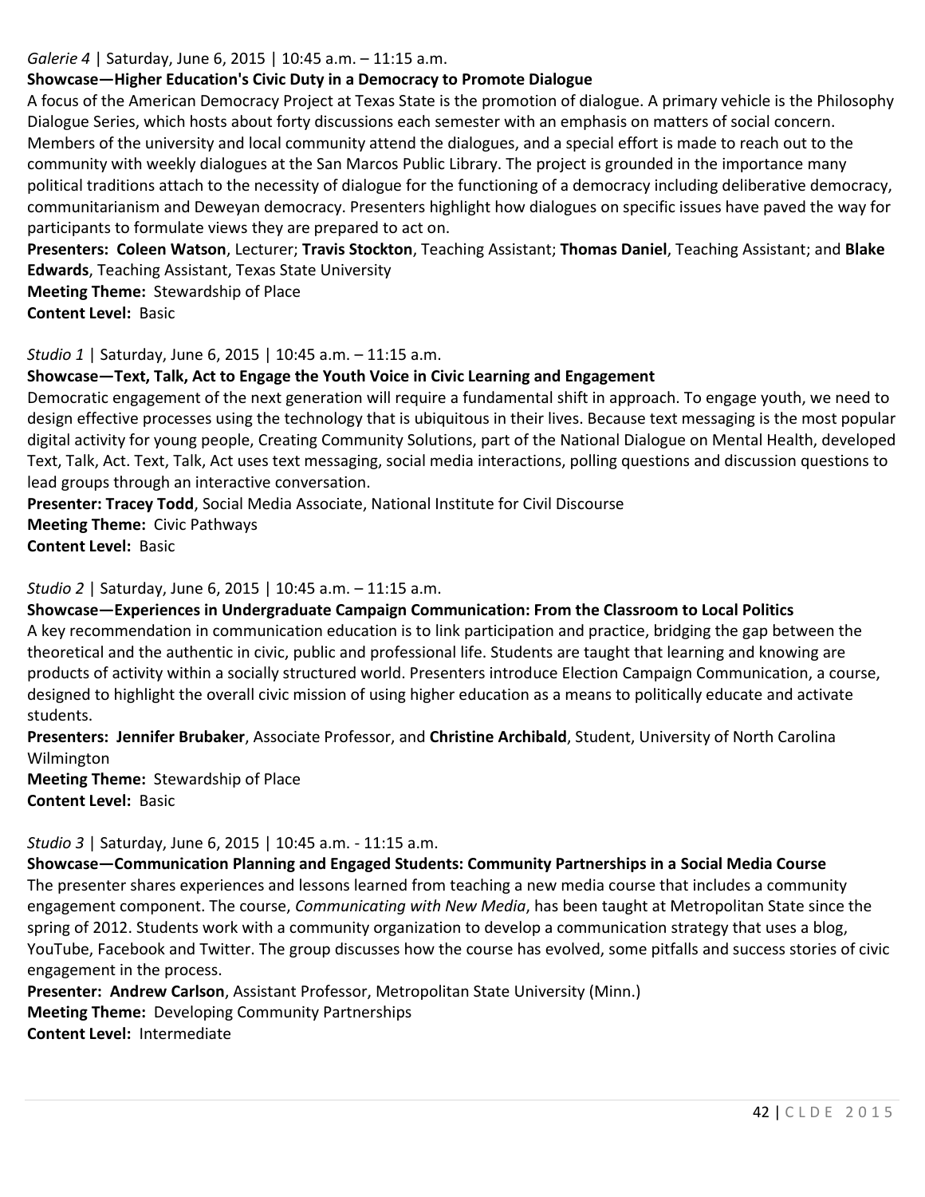*Galerie 4* | Saturday, June 6, 2015 | 10:45 a.m. – 11:15 a.m.

**Showcase—Higher Education's Civic Duty in a Democracy to Promote Dialogue**

A focus of the American Democracy Project at Texas State is the promotion of dialogue. A primary vehicle is the Philosophy Dialogue Series, which hosts about forty discussions each semester with an emphasis on matters of social concern. Members of the university and local community attend the dialogues, and a special effort is made to reach out to the community with weekly dialogues at the San Marcos Public Library. The project is grounded in the importance many political traditions attach to the necessity of dialogue for the functioning of a democracy including deliberative democracy, communitarianism and Deweyan democracy. Presenters highlight how dialogues on specific issues have paved the way for participants to formulate views they are prepared to act on.

**Presenters: Coleen Watson**, Lecturer; **Travis Stockton**, Teaching Assistant; **Thomas Daniel**, Teaching Assistant; and **Blake Edwards**, Teaching Assistant, Texas State University

**Meeting Theme:** Stewardship of Place

**Content Level:** Basic

*Studio 1* | Saturday, June 6, 2015 | 10:45 a.m. – 11:15 a.m.

**Showcase—Text, Talk, Act to Engage the Youth Voice in Civic Learning and Engagement**

Democratic engagement of the next generation will require a fundamental shift in approach. To engage youth, we need to design effective processes using the technology that is ubiquitous in their lives. Because text messaging is the most popular digital activity for young people, Creating Community Solutions, part of the National Dialogue on Mental Health, developed Text, Talk, Act. Text, Talk, Act uses text messaging, social media interactions, polling questions and discussion questions to lead groups through an interactive conversation.

**Presenter: Tracey Todd**, Social Media Associate, National Institute for Civil Discourse

**Meeting Theme:** Civic Pathways

**Content Level:** Basic

*Studio 2* | Saturday, June 6, 2015 | 10:45 a.m. – 11:15 a.m.

**Showcase—Experiences in Undergraduate Campaign Communication: From the Classroom to Local Politics**

A key recommendation in communication education is to link participation and practice, bridging the gap between the theoretical and the authentic in civic, public and professional life. Students are taught that learning and knowing are products of activity within a socially structured world. Presenters introduce Election Campaign Communication, a course, designed to highlight the overall civic mission of using higher education as a means to politically educate and activate students.

**Presenters: Jennifer Brubaker**, Associate Professor, and **Christine Archibald**, Student, University of North Carolina Wilmington

**Meeting Theme:** Stewardship of Place

**Content Level:** Basic

*Studio 3* | Saturday, June 6, 2015 | 10:45 a.m. - 11:15 a.m.

**Showcase—Communication Planning and Engaged Students: Community Partnerships in a Social Media Course**

The presenter shares experiences and lessons learned from teaching a new media course that includes a community engagement component. The course, *Communicating with New Media*, has been taught at Metropolitan State since the spring of 2012. Students work with a community organization to develop a communication strategy that uses a blog, YouTube, Facebook and Twitter. The group discusses how the course has evolved, some pitfalls and success stories of civic engagement in the process.

**Presenter: Andrew Carlson**, Assistant Professor, Metropolitan State University (Minn.)

**Meeting Theme:** Developing Community Partnerships

**Content Level:** Intermediate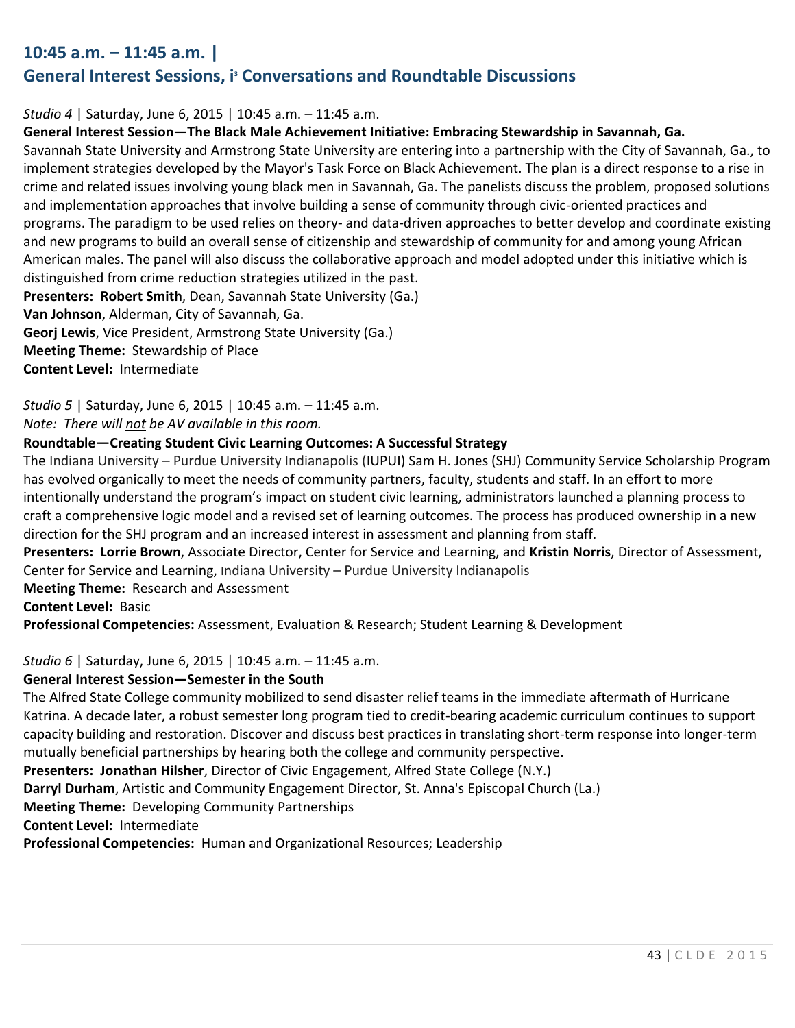## 10:45 a.m. – 11:45 a.m. | General Interest Sessions, i[3] Conversations and Roundtable Discussions

*Studio 4* | Saturday, June 6, 2015 | 10:45 a.m. – 11:45 a.m.

**General Interest Session—The Black Male Achievement Initiative: Embracing Stewardship in Savannah, Ga.**

Savannah State University and Armstrong State University are entering into a partnership with the City of Savannah, Ga., to implement strategies developed by the Mayor's Task Force on Black Achievement. The plan is a direct response to a rise in crime and related issues involving young black men in Savannah, Ga. The panelists discuss the problem, proposed solutions and implementation approaches that involve building a sense of community through civic-oriented practices and programs. The paradigm to be used relies on theory- and data-driven approaches to better develop and coordinate existing and new programs to build an overall sense of citizenship and stewardship of community for and among young African American males. The panel will also discuss the collaborative approach and model adopted under this initiative which is distinguished from crime reduction strategies utilized in the past.

**Presenters: Robert Smith**, Dean, Savannah State University (Ga.)
**Van Johnson**, Alderman, City of Savannah, Ga.
**Georj Lewis**, Vice President, Armstrong State University (Ga.)
**Meeting Theme:** Stewardship of Place
**Content Level:** Intermediate

*Studio 5* | Saturday, June 6, 2015 | 10:45 a.m. – 11:45 a.m.
*Note: There will not be AV available in this room.*

**Roundtable—Creating Student Civic Learning Outcomes: A Successful Strategy**

The Indiana University – Purdue University Indianapolis (IUPUI) Sam H. Jones (SHJ) Community Service Scholarship Program has evolved organically to meet the needs of community partners, faculty, students and staff. In an effort to more intentionally understand the program's impact on student civic learning, administrators launched a planning process to craft a comprehensive logic model and a revised set of learning outcomes. The process has produced ownership in a new direction for the SHJ program and an increased interest in assessment and planning from staff.

**Presenters: Lorrie Brown**, Associate Director, Center for Service and Learning, and **Kristin Norris**, Director of Assessment, Center for Service and Learning, Indiana University – Purdue University Indianapolis
**Meeting Theme:** Research and Assessment
**Content Level:** Basic
**Professional Competencies:** Assessment, Evaluation & Research; Student Learning & Development

*Studio 6* | Saturday, June 6, 2015 | 10:45 a.m. – 11:45 a.m.

**General Interest Session—Semester in the South**

The Alfred State College community mobilized to send disaster relief teams in the immediate aftermath of Hurricane Katrina. A decade later, a robust semester long program tied to credit-bearing academic curriculum continues to support capacity building and restoration. Discover and discuss best practices in translating short-term response into longer-term mutually beneficial partnerships by hearing both the college and community perspective.

**Presenters: Jonathan Hilsher**, Director of Civic Engagement, Alfred State College (N.Y.)
**Darryl Durham**, Artistic and Community Engagement Director, St. Anna's Episcopal Church (La.)
**Meeting Theme:** Developing Community Partnerships
**Content Level:** Intermediate
**Professional Competencies:** Human and Organizational Resources; Leadership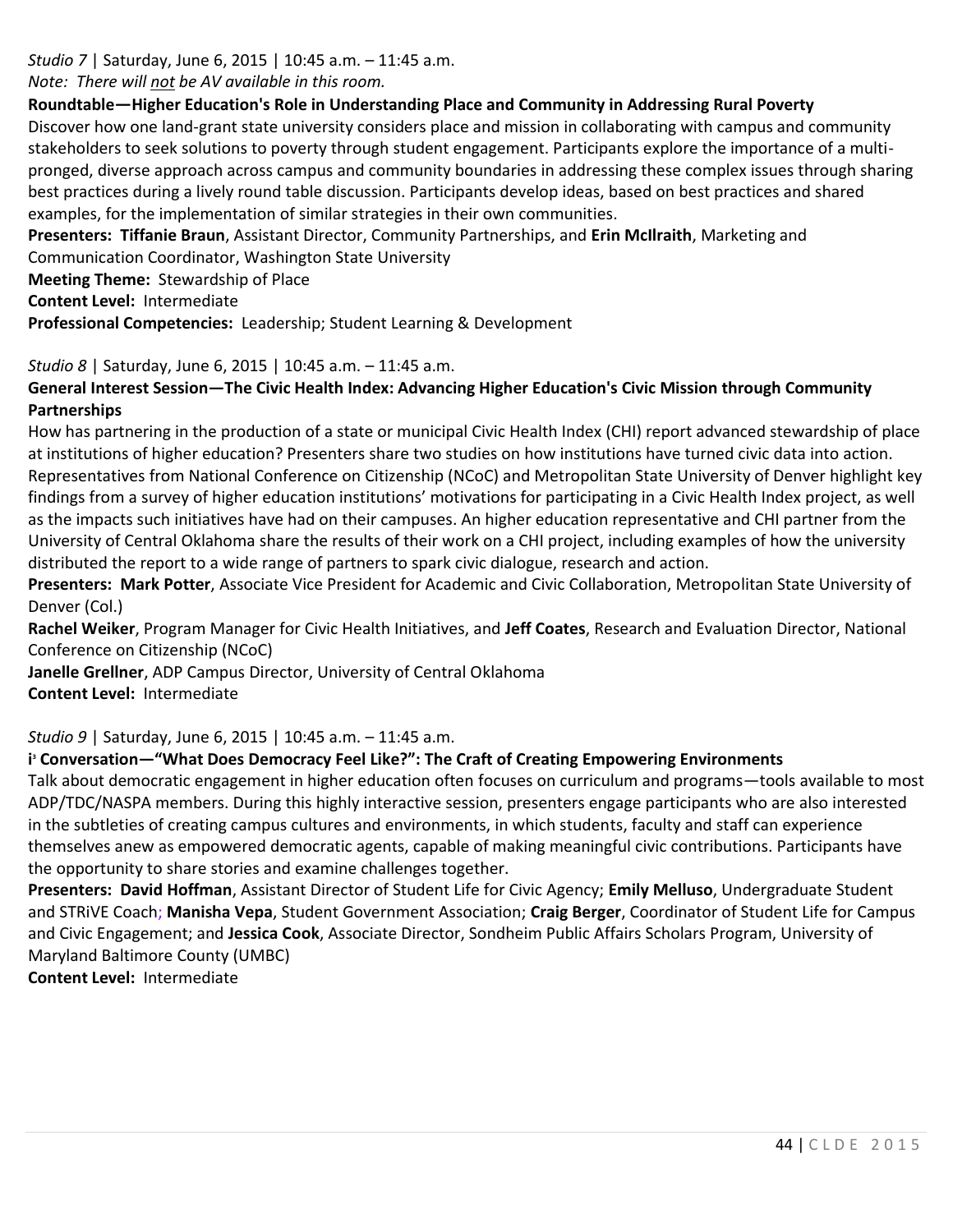*Studio 7* | Saturday, June 6, 2015 | 10:45 a.m. – 11:45 a.m.
*Note: There will not be AV available in this room.*

**Roundtable—Higher Education's Role in Understanding Place and Community in Addressing Rural Poverty**

Discover how one land-grant state university considers place and mission in collaborating with campus and community stakeholders to seek solutions to poverty through student engagement. Participants explore the importance of a multi-pronged, diverse approach across campus and community boundaries in addressing these complex issues through sharing best practices during a lively round table discussion. Participants develop ideas, based on best practices and shared examples, for the implementation of similar strategies in their own communities.

**Presenters: Tiffanie Braun**, Assistant Director, Community Partnerships, and **Erin McIlraith**, Marketing and Communication Coordinator, Washington State University

**Meeting Theme:** Stewardship of Place

**Content Level:** Intermediate

**Professional Competencies:** Leadership; Student Learning & Development

*Studio 8* | Saturday, June 6, 2015 | 10:45 a.m. – 11:45 a.m.

**General Interest Session—The Civic Health Index: Advancing Higher Education's Civic Mission through Community Partnerships**

How has partnering in the production of a state or municipal Civic Health Index (CHI) report advanced stewardship of place at institutions of higher education? Presenters share two studies on how institutions have turned civic data into action. Representatives from National Conference on Citizenship (NCoC) and Metropolitan State University of Denver highlight key findings from a survey of higher education institutions' motivations for participating in a Civic Health Index project, as well as the impacts such initiatives have had on their campuses. An higher education representative and CHI partner from the University of Central Oklahoma share the results of their work on a CHI project, including examples of how the university distributed the report to a wide range of partners to spark civic dialogue, research and action.

**Presenters: Mark Potter**, Associate Vice President for Academic and Civic Collaboration, Metropolitan State University of Denver (Col.)

**Rachel Weiker**, Program Manager for Civic Health Initiatives, and **Jeff Coates**, Research and Evaluation Director, National Conference on Citizenship (NCoC)

**Janelle Grellner**, ADP Campus Director, University of Central Oklahoma

**Content Level:** Intermediate

*Studio 9* | Saturday, June 6, 2015 | 10:45 a.m. – 11:45 a.m.

**i³ Conversation—"What Does Democracy Feel Like?": The Craft of Creating Empowering Environments**

Talk about democratic engagement in higher education often focuses on curriculum and programs—tools available to most ADP/TDC/NASPA members. During this highly interactive session, presenters engage participants who are also interested in the subtleties of creating campus cultures and environments, in which students, faculty and staff can experience themselves anew as empowered democratic agents, capable of making meaningful civic contributions. Participants have the opportunity to share stories and examine challenges together.

**Presenters: David Hoffman**, Assistant Director of Student Life for Civic Agency; **Emily Melluso**, Undergraduate Student and STRiVE Coach; **Manisha Vepa**, Student Government Association; **Craig Berger**, Coordinator of Student Life for Campus and Civic Engagement; and **Jessica Cook**, Associate Director, Sondheim Public Affairs Scholars Program, University of Maryland Baltimore County (UMBC)

**Content Level:** Intermediate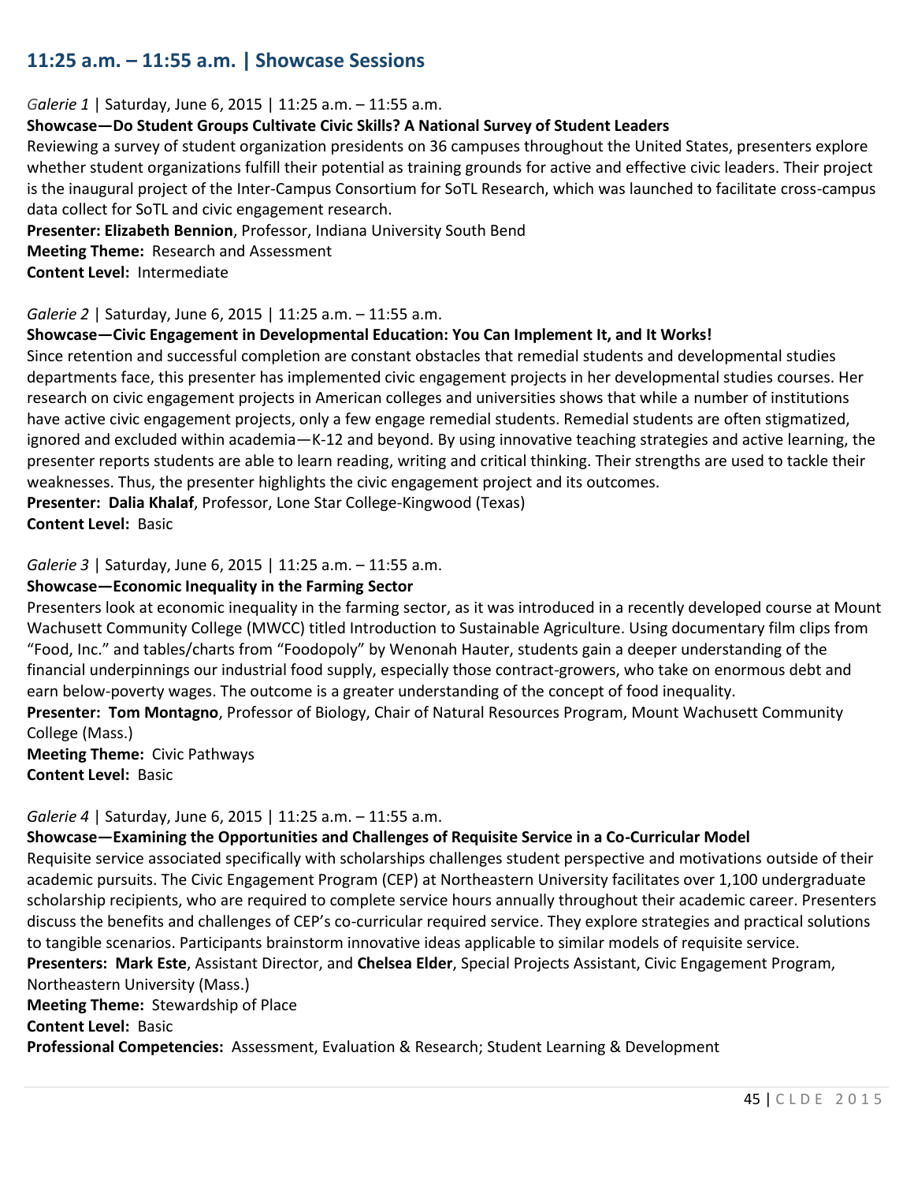## 11:25 a.m. – 11:55 a.m. | Showcase Sessions

*Galerie 1* | Saturday, June 6, 2015 | 11:25 a.m. – 11:55 a.m.

**Showcase—Do Student Groups Cultivate Civic Skills? A National Survey of Student Leaders**

Reviewing a survey of student organization presidents on 36 campuses throughout the United States, presenters explore whether student organizations fulfill their potential as training grounds for active and effective civic leaders. Their project is the inaugural project of the Inter-Campus Consortium for SoTL Research, which was launched to facilitate cross-campus data collect for SoTL and civic engagement research.

**Presenter: Elizabeth Bennion**, Professor, Indiana University South Bend
**Meeting Theme:** Research and Assessment
**Content Level:** Intermediate

*Galerie 2* | Saturday, June 6, 2015 | 11:25 a.m. – 11:55 a.m.

**Showcase—Civic Engagement in Developmental Education: You Can Implement It, and It Works!**

Since retention and successful completion are constant obstacles that remedial students and developmental studies departments face, this presenter has implemented civic engagement projects in her developmental studies courses. Her research on civic engagement projects in American colleges and universities shows that while a number of institutions have active civic engagement projects, only a few engage remedial students. Remedial students are often stigmatized, ignored and excluded within academia—K-12 and beyond. By using innovative teaching strategies and active learning, the presenter reports students are able to learn reading, writing and critical thinking. Their strengths are used to tackle their weaknesses. Thus, the presenter highlights the civic engagement project and its outcomes.

**Presenter: Dalia Khalaf**, Professor, Lone Star College-Kingwood (Texas)
**Content Level:** Basic

*Galerie 3* | Saturday, June 6, 2015 | 11:25 a.m. – 11:55 a.m.

**Showcase—Economic Inequality in the Farming Sector**

Presenters look at economic inequality in the farming sector, as it was introduced in a recently developed course at Mount Wachusett Community College (MWCC) titled Introduction to Sustainable Agriculture. Using documentary film clips from "Food, Inc." and tables/charts from "Foodopoly" by Wenonah Hauter, students gain a deeper understanding of the financial underpinnings our industrial food supply, especially those contract-growers, who take on enormous debt and earn below-poverty wages. The outcome is a greater understanding of the concept of food inequality.

**Presenter: Tom Montagno**, Professor of Biology, Chair of Natural Resources Program, Mount Wachusett Community College (Mass.)
**Meeting Theme:** Civic Pathways
**Content Level:** Basic

*Galerie 4* | Saturday, June 6, 2015 | 11:25 a.m. – 11:55 a.m.

**Showcase—Examining the Opportunities and Challenges of Requisite Service in a Co-Curricular Model**

Requisite service associated specifically with scholarships challenges student perspective and motivations outside of their academic pursuits. The Civic Engagement Program (CEP) at Northeastern University facilitates over 1,100 undergraduate scholarship recipients, who are required to complete service hours annually throughout their academic career. Presenters discuss the benefits and challenges of CEP's co-curricular required service. They explore strategies and practical solutions to tangible scenarios. Participants brainstorm innovative ideas applicable to similar models of requisite service.

**Presenters: Mark Este**, Assistant Director, and **Chelsea Elder**, Special Projects Assistant, Civic Engagement Program, Northeastern University (Mass.)
**Meeting Theme:** Stewardship of Place
**Content Level:** Basic
**Professional Competencies:** Assessment, Evaluation & Research; Student Learning & Development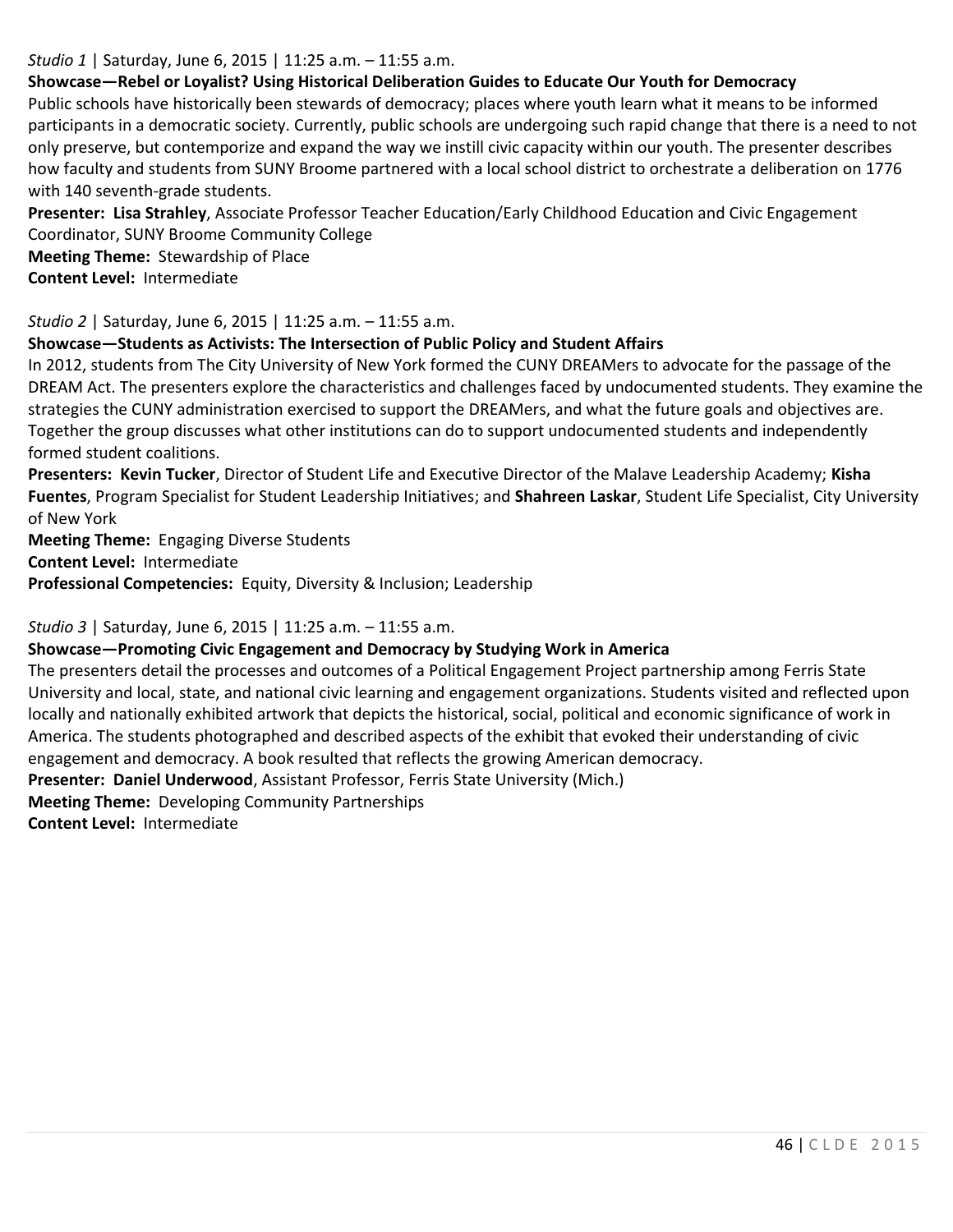*Studio 1* | Saturday, June 6, 2015 | 11:25 a.m. – 11:55 a.m.

**Showcase—Rebel or Loyalist? Using Historical Deliberation Guides to Educate Our Youth for Democracy**

Public schools have historically been stewards of democracy; places where youth learn what it means to be informed participants in a democratic society. Currently, public schools are undergoing such rapid change that there is a need to not only preserve, but contemporize and expand the way we instill civic capacity within our youth. The presenter describes how faculty and students from SUNY Broome partnered with a local school district to orchestrate a deliberation on 1776 with 140 seventh-grade students.

**Presenter: Lisa Strahley**, Associate Professor Teacher Education/Early Childhood Education and Civic Engagement Coordinator, SUNY Broome Community College

**Meeting Theme:** Stewardship of Place

**Content Level:** Intermediate

*Studio 2* | Saturday, June 6, 2015 | 11:25 a.m. – 11:55 a.m.

**Showcase—Students as Activists: The Intersection of Public Policy and Student Affairs**

In 2012, students from The City University of New York formed the CUNY DREAMers to advocate for the passage of the DREAM Act. The presenters explore the characteristics and challenges faced by undocumented students. They examine the strategies the CUNY administration exercised to support the DREAMers, and what the future goals and objectives are. Together the group discusses what other institutions can do to support undocumented students and independently formed student coalitions.

**Presenters: Kevin Tucker**, Director of Student Life and Executive Director of the Malave Leadership Academy; **Kisha Fuentes**, Program Specialist for Student Leadership Initiatives; and **Shahreen Laskar**, Student Life Specialist, City University of New York

**Meeting Theme:** Engaging Diverse Students

**Content Level:** Intermediate

**Professional Competencies:** Equity, Diversity & Inclusion; Leadership

*Studio 3* | Saturday, June 6, 2015 | 11:25 a.m. – 11:55 a.m.

**Showcase—Promoting Civic Engagement and Democracy by Studying Work in America**

The presenters detail the processes and outcomes of a Political Engagement Project partnership among Ferris State University and local, state, and national civic learning and engagement organizations. Students visited and reflected upon locally and nationally exhibited artwork that depicts the historical, social, political and economic significance of work in America. The students photographed and described aspects of the exhibit that evoked their understanding of civic engagement and democracy. A book resulted that reflects the growing American democracy.

**Presenter: Daniel Underwood**, Assistant Professor, Ferris State University (Mich.)

**Meeting Theme:** Developing Community Partnerships

**Content Level:** Intermediate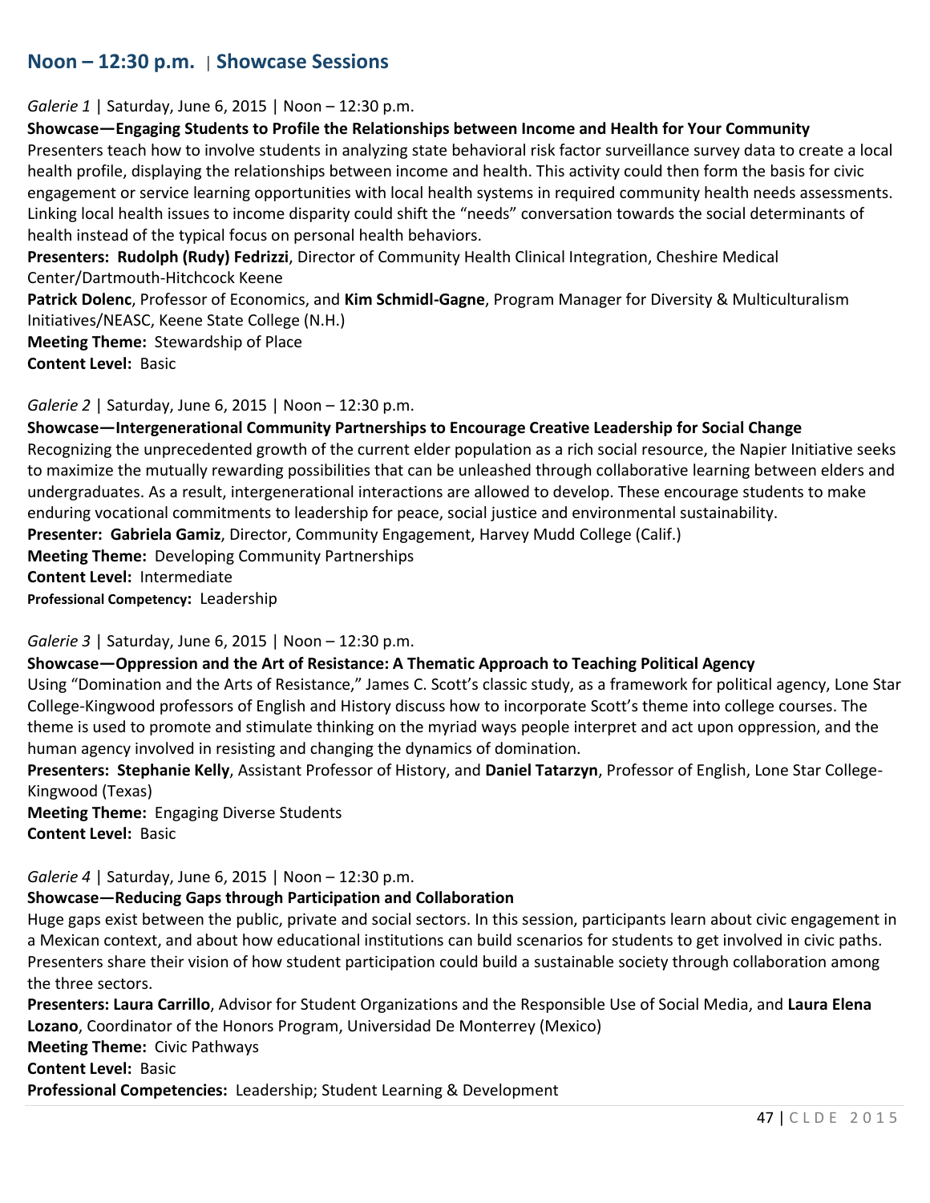## Noon – 12:30 p.m. | Showcase Sessions

*Galerie 1* | Saturday, June 6, 2015 | Noon – 12:30 p.m.

**Showcase—Engaging Students to Profile the Relationships between Income and Health for Your Community**

Presenters teach how to involve students in analyzing state behavioral risk factor surveillance survey data to create a local health profile, displaying the relationships between income and health. This activity could then form the basis for civic engagement or service learning opportunities with local health systems in required community health needs assessments. Linking local health issues to income disparity could shift the "needs" conversation towards the social determinants of health instead of the typical focus on personal health behaviors.

**Presenters: Rudolph (Rudy) Fedrizzi**, Director of Community Health Clinical Integration, Cheshire Medical Center/Dartmouth-Hitchcock Keene

**Patrick Dolenc**, Professor of Economics, and **Kim Schmidl-Gagne**, Program Manager for Diversity & Multiculturalism Initiatives/NEASC, Keene State College (N.H.)

**Meeting Theme:** Stewardship of Place

**Content Level:** Basic

*Galerie 2* | Saturday, June 6, 2015 | Noon – 12:30 p.m.

**Showcase—Intergenerational Community Partnerships to Encourage Creative Leadership for Social Change**

Recognizing the unprecedented growth of the current elder population as a rich social resource, the Napier Initiative seeks to maximize the mutually rewarding possibilities that can be unleashed through collaborative learning between elders and undergraduates. As a result, intergenerational interactions are allowed to develop. These encourage students to make enduring vocational commitments to leadership for peace, social justice and environmental sustainability.

**Presenter: Gabriela Gamiz**, Director, Community Engagement, Harvey Mudd College (Calif.)

**Meeting Theme:** Developing Community Partnerships

**Content Level:** Intermediate

**Professional Competency:** Leadership

*Galerie 3* | Saturday, June 6, 2015 | Noon – 12:30 p.m.

**Showcase—Oppression and the Art of Resistance: A Thematic Approach to Teaching Political Agency**

Using "Domination and the Arts of Resistance," James C. Scott's classic study, as a framework for political agency, Lone Star College-Kingwood professors of English and History discuss how to incorporate Scott's theme into college courses. The theme is used to promote and stimulate thinking on the myriad ways people interpret and act upon oppression, and the human agency involved in resisting and changing the dynamics of domination.

**Presenters: Stephanie Kelly**, Assistant Professor of History, and **Daniel Tatarzyn**, Professor of English, Lone Star College-Kingwood (Texas)

**Meeting Theme:** Engaging Diverse Students

**Content Level:** Basic

*Galerie 4* | Saturday, June 6, 2015 | Noon – 12:30 p.m.

**Showcase—Reducing Gaps through Participation and Collaboration**

Huge gaps exist between the public, private and social sectors. In this session, participants learn about civic engagement in a Mexican context, and about how educational institutions can build scenarios for students to get involved in civic paths. Presenters share their vision of how student participation could build a sustainable society through collaboration among the three sectors.

**Presenters: Laura Carrillo**, Advisor for Student Organizations and the Responsible Use of Social Media, and **Laura Elena Lozano**, Coordinator of the Honors Program, Universidad De Monterrey (Mexico)

**Meeting Theme:** Civic Pathways

**Content Level:** Basic

**Professional Competencies:** Leadership; Student Learning & Development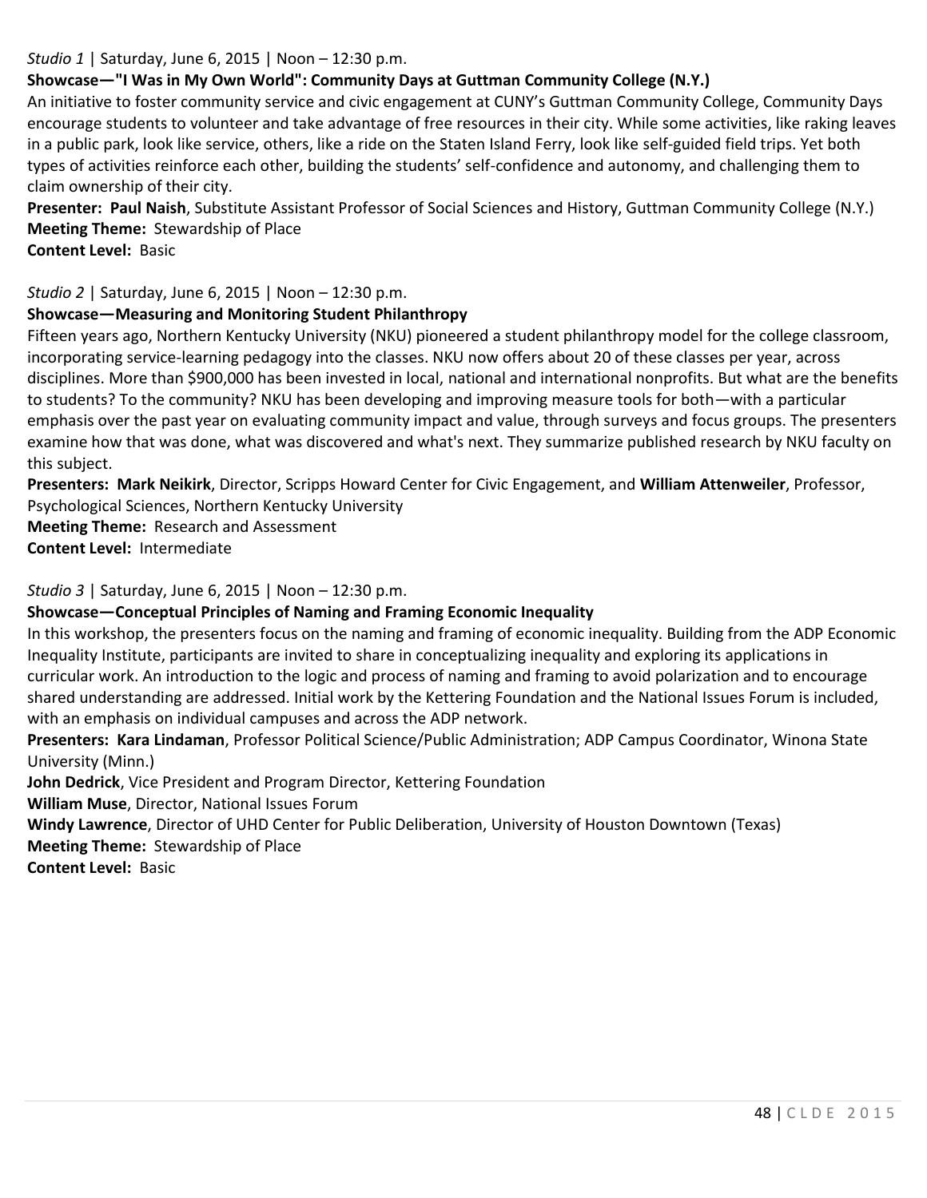*Studio 1* | Saturday, June 6, 2015 | Noon – 12:30 p.m.

**Showcase—"I Was in My Own World": Community Days at Guttman Community College (N.Y.)**

An initiative to foster community service and civic engagement at CUNY's Guttman Community College, Community Days encourage students to volunteer and take advantage of free resources in their city. While some activities, like raking leaves in a public park, look like service, others, like a ride on the Staten Island Ferry, look like self-guided field trips. Yet both types of activities reinforce each other, building the students' self-confidence and autonomy, and challenging them to claim ownership of their city.

**Presenter: Paul Naish**, Substitute Assistant Professor of Social Sciences and History, Guttman Community College (N.Y.)
**Meeting Theme:** Stewardship of Place
**Content Level:** Basic

*Studio 2* | Saturday, June 6, 2015 | Noon – 12:30 p.m.

**Showcase—Measuring and Monitoring Student Philanthropy**

Fifteen years ago, Northern Kentucky University (NKU) pioneered a student philanthropy model for the college classroom, incorporating service-learning pedagogy into the classes. NKU now offers about 20 of these classes per year, across disciplines. More than $900,000 has been invested in local, national and international nonprofits. But what are the benefits to students? To the community? NKU has been developing and improving measure tools for both—with a particular emphasis over the past year on evaluating community impact and value, through surveys and focus groups. The presenters examine how that was done, what was discovered and what's next. They summarize published research by NKU faculty on this subject.

**Presenters: Mark Neikirk**, Director, Scripps Howard Center for Civic Engagement, and **William Attenweiler**, Professor, Psychological Sciences, Northern Kentucky University
**Meeting Theme:** Research and Assessment
**Content Level:** Intermediate

*Studio 3* | Saturday, June 6, 2015 | Noon – 12:30 p.m.

**Showcase—Conceptual Principles of Naming and Framing Economic Inequality**

In this workshop, the presenters focus on the naming and framing of economic inequality. Building from the ADP Economic Inequality Institute, participants are invited to share in conceptualizing inequality and exploring its applications in curricular work. An introduction to the logic and process of naming and framing to avoid polarization and to encourage shared understanding are addressed. Initial work by the Kettering Foundation and the National Issues Forum is included, with an emphasis on individual campuses and across the ADP network.

**Presenters: Kara Lindaman**, Professor Political Science/Public Administration; ADP Campus Coordinator, Winona State University (Minn.)
**John Dedrick**, Vice President and Program Director, Kettering Foundation
**William Muse**, Director, National Issues Forum
**Windy Lawrence**, Director of UHD Center for Public Deliberation, University of Houston Downtown (Texas)
**Meeting Theme:** Stewardship of Place
**Content Level:** Basic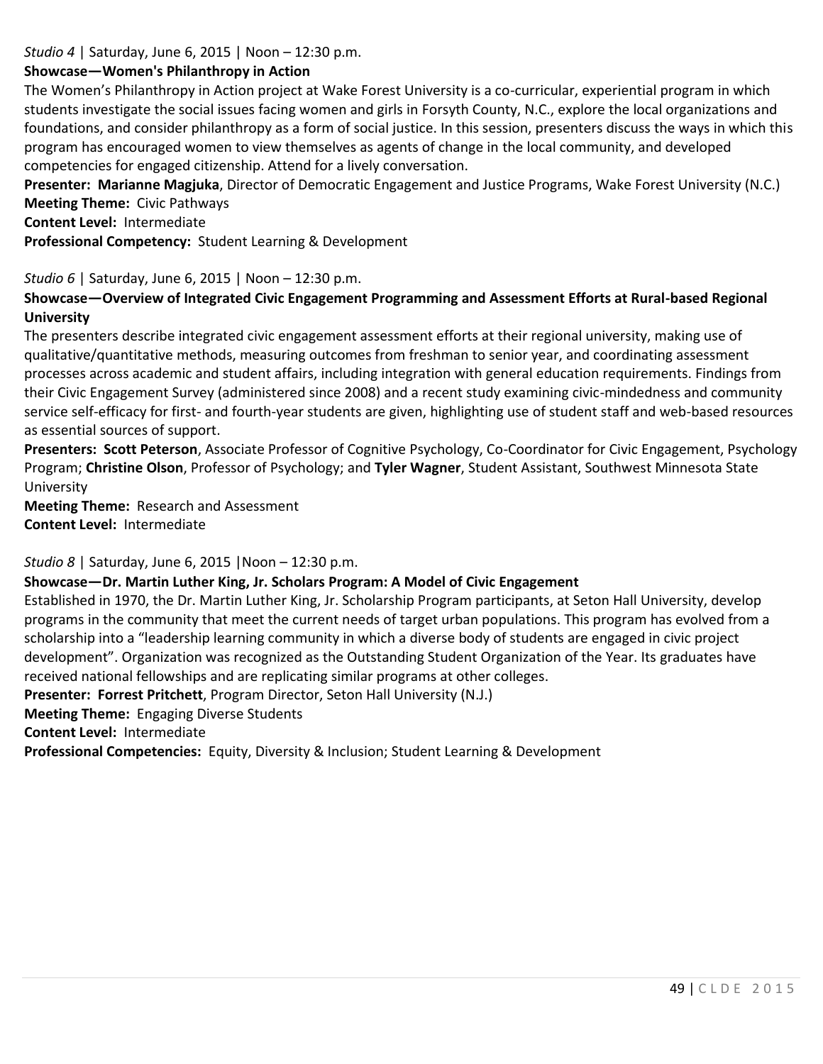*Studio 4* | Saturday, June 6, 2015 | Noon – 12:30 p.m.

**Showcase—Women's Philanthropy in Action**

The Women's Philanthropy in Action project at Wake Forest University is a co-curricular, experiential program in which students investigate the social issues facing women and girls in Forsyth County, N.C., explore the local organizations and foundations, and consider philanthropy as a form of social justice. In this session, presenters discuss the ways in which this program has encouraged women to view themselves as agents of change in the local community, and developed competencies for engaged citizenship. Attend for a lively conversation.

**Presenter: Marianne Magjuka**, Director of Democratic Engagement and Justice Programs, Wake Forest University (N.C.)

**Meeting Theme:** Civic Pathways

**Content Level:** Intermediate

**Professional Competency:** Student Learning & Development

*Studio 6* | Saturday, June 6, 2015 | Noon – 12:30 p.m.

**Showcase—Overview of Integrated Civic Engagement Programming and Assessment Efforts at Rural-based Regional University**

The presenters describe integrated civic engagement assessment efforts at their regional university, making use of qualitative/quantitative methods, measuring outcomes from freshman to senior year, and coordinating assessment processes across academic and student affairs, including integration with general education requirements. Findings from their Civic Engagement Survey (administered since 2008) and a recent study examining civic-mindedness and community service self-efficacy for first- and fourth-year students are given, highlighting use of student staff and web-based resources as essential sources of support.

**Presenters: Scott Peterson**, Associate Professor of Cognitive Psychology, Co-Coordinator for Civic Engagement, Psychology Program; **Christine Olson**, Professor of Psychology; and **Tyler Wagner**, Student Assistant, Southwest Minnesota State University

**Meeting Theme:** Research and Assessment

**Content Level:** Intermediate

*Studio 8* | Saturday, June 6, 2015 |Noon – 12:30 p.m.

**Showcase—Dr. Martin Luther King, Jr. Scholars Program: A Model of Civic Engagement**

Established in 1970, the Dr. Martin Luther King, Jr. Scholarship Program participants, at Seton Hall University, develop programs in the community that meet the current needs of target urban populations. This program has evolved from a scholarship into a "leadership learning community in which a diverse body of students are engaged in civic project development". Organization was recognized as the Outstanding Student Organization of the Year. Its graduates have received national fellowships and are replicating similar programs at other colleges.

**Presenter: Forrest Pritchett**, Program Director, Seton Hall University (N.J.)

**Meeting Theme:** Engaging Diverse Students

**Content Level:** Intermediate

**Professional Competencies:** Equity, Diversity & Inclusion; Student Learning & Development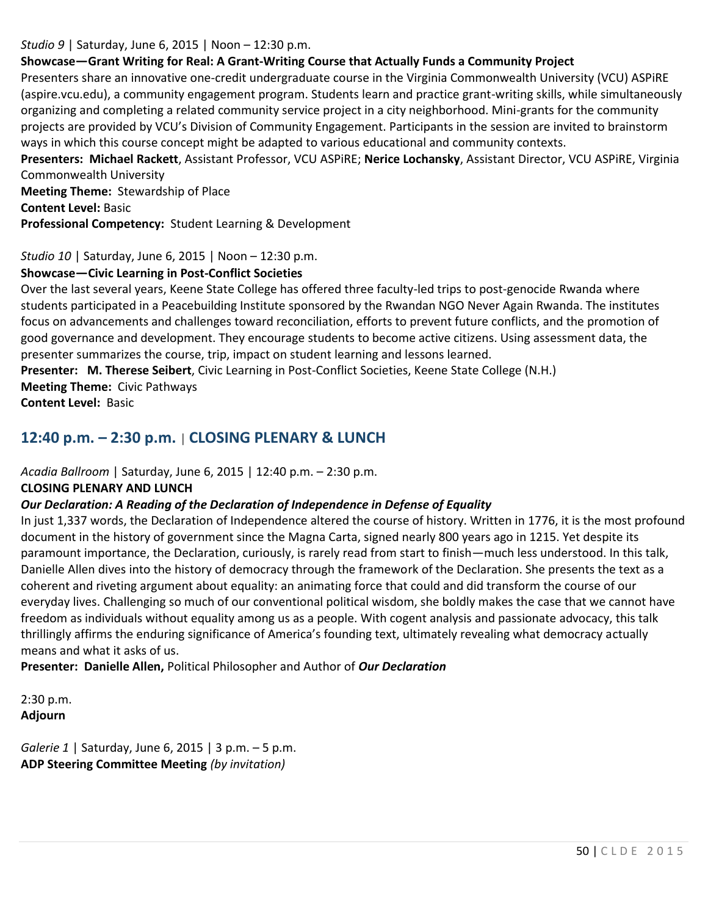*Studio 9* | Saturday, June 6, 2015 | Noon – 12:30 p.m.

**Showcase—Grant Writing for Real: A Grant-Writing Course that Actually Funds a Community Project**

Presenters share an innovative one-credit undergraduate course in the Virginia Commonwealth University (VCU) ASPiRE (aspire.vcu.edu), a community engagement program. Students learn and practice grant-writing skills, while simultaneously organizing and completing a related community service project in a city neighborhood. Mini-grants for the community projects are provided by VCU's Division of Community Engagement. Participants in the session are invited to brainstorm ways in which this course concept might be adapted to various educational and community contexts.

**Presenters: Michael Rackett**, Assistant Professor, VCU ASPiRE; **Nerice Lochansky**, Assistant Director, VCU ASPiRE, Virginia Commonwealth University

**Meeting Theme:** Stewardship of Place

**Content Level:** Basic

**Professional Competency:** Student Learning & Development

*Studio 10* | Saturday, June 6, 2015 | Noon – 12:30 p.m.

**Showcase—Civic Learning in Post-Conflict Societies**

Over the last several years, Keene State College has offered three faculty-led trips to post-genocide Rwanda where students participated in a Peacebuilding Institute sponsored by the Rwandan NGO Never Again Rwanda. The institutes focus on advancements and challenges toward reconciliation, efforts to prevent future conflicts, and the promotion of good governance and development. They encourage students to become active citizens. Using assessment data, the presenter summarizes the course, trip, impact on student learning and lessons learned.

**Presenter: M. Therese Seibert**, Civic Learning in Post-Conflict Societies, Keene State College (N.H.)

**Meeting Theme:** Civic Pathways

**Content Level:** Basic

## 12:40 p.m. – 2:30 p.m. | CLOSING PLENARY & LUNCH

*Acadia Ballroom* | Saturday, June 6, 2015 | 12:40 p.m. – 2:30 p.m.

**CLOSING PLENARY AND LUNCH**

***Our Declaration: A Reading of the Declaration of Independence in Defense of Equality***

In just 1,337 words, the Declaration of Independence altered the course of history. Written in 1776, it is the most profound document in the history of government since the Magna Carta, signed nearly 800 years ago in 1215. Yet despite its paramount importance, the Declaration, curiously, is rarely read from start to finish—much less understood. In this talk, Danielle Allen dives into the history of democracy through the framework of the Declaration. She presents the text as a coherent and riveting argument about equality: an animating force that could and did transform the course of our everyday lives. Challenging so much of our conventional political wisdom, she boldly makes the case that we cannot have freedom as individuals without equality among us as a people. With cogent analysis and passionate advocacy, this talk thrillingly affirms the enduring significance of America's founding text, ultimately revealing what democracy actually means and what it asks of us.

**Presenter: Danielle Allen,** Political Philosopher and Author of ***Our Declaration***

2:30 p.m.
**Adjourn**

*Galerie 1* | Saturday, June 6, 2015 | 3 p.m. – 5 p.m.
**ADP Steering Committee Meeting** *(by invitation)*